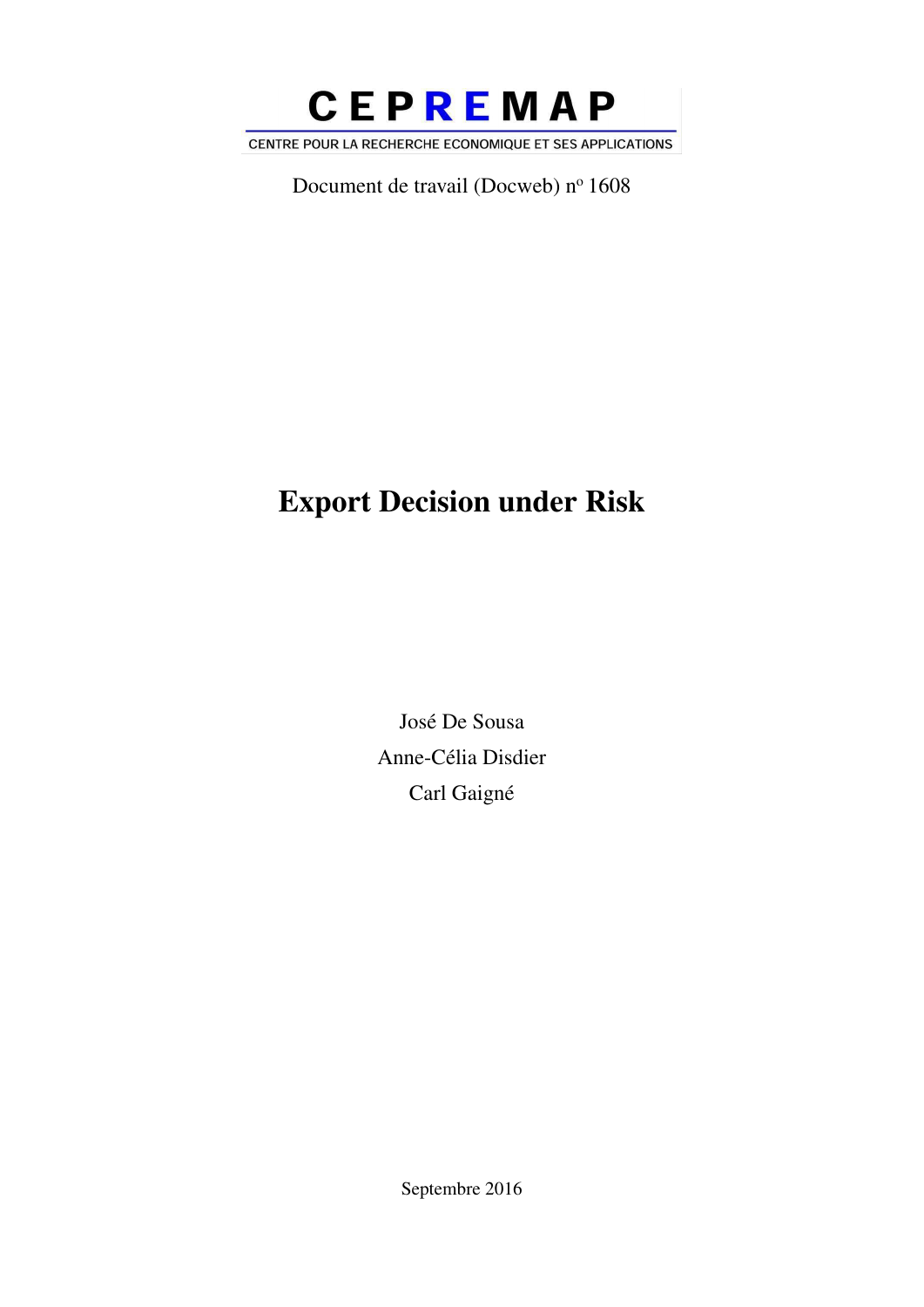CEPREMAP

CENTRE POUR LA RECHERCHE ECONOMIQUE ET SES APPLICATIONS

Document de travail (Docweb) n° 1608

# Export Decision under Risk

José De Sousa

Anne-Célia Disdier

Carl Gaigné

Septembre 2016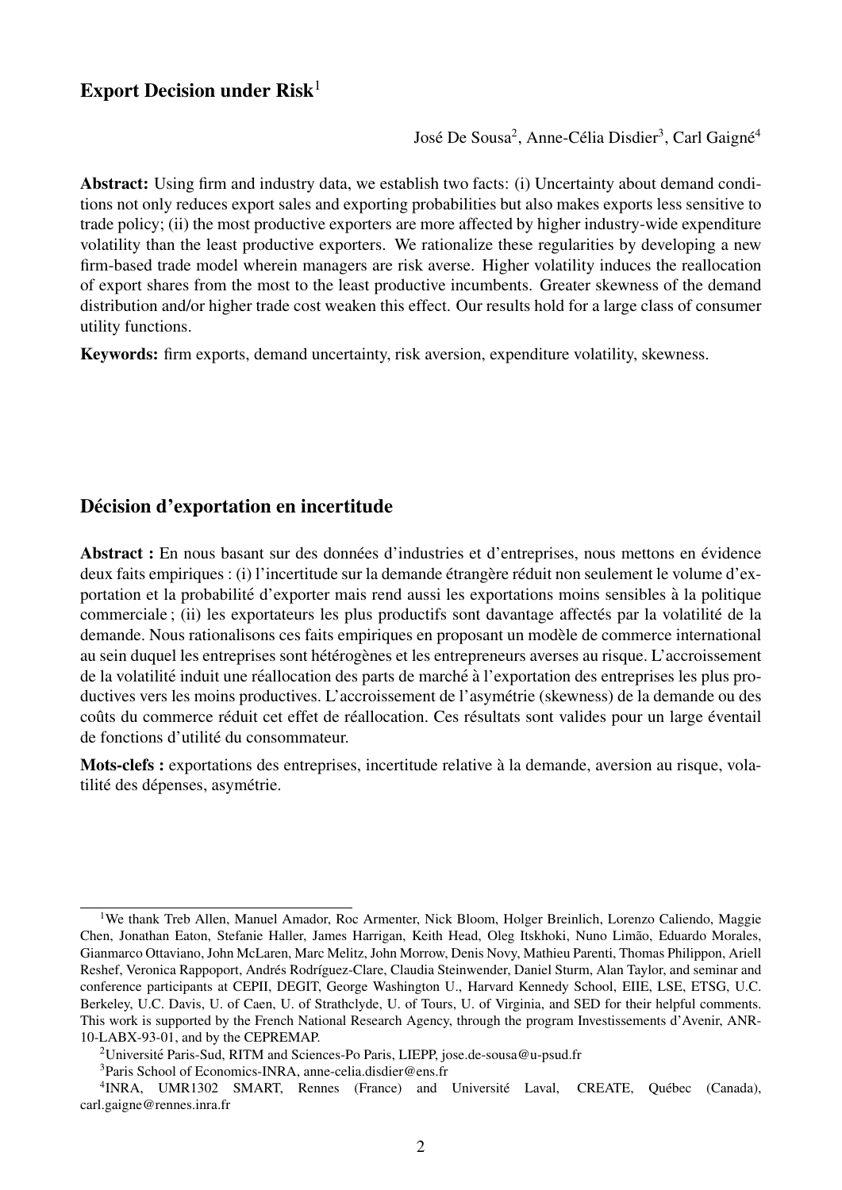## Export Decision under Risk[1]

José De Sousa[2], Anne-Célia Disdier[3], Carl Gaigné[4]

**Abstract:** Using firm and industry data, we establish two facts: (i) Uncertainty about demand conditions not only reduces export sales and exporting probabilities but also makes exports less sensitive to trade policy; (ii) the most productive exporters are more affected by higher industry-wide expenditure volatility than the least productive exporters. We rationalize these regularities by developing a new firm-based trade model wherein managers are risk averse. Higher volatility induces the reallocation of export shares from the most to the least productive incumbents. Greater skewness of the demand distribution and/or higher trade cost weaken this effect. Our results hold for a large class of consumer utility functions.

**Keywords:** firm exports, demand uncertainty, risk aversion, expenditure volatility, skewness.

## Décision d'exportation en incertitude

**Abstract :** En nous basant sur des données d'industries et d'entreprises, nous mettons en évidence deux faits empiriques : (i) l'incertitude sur la demande étrangère réduit non seulement le volume d'exportation et la probabilité d'exporter mais rend aussi les exportations moins sensibles à la politique commerciale ; (ii) les exportateurs les plus productifs sont davantage affectés par la volatilité de la demande. Nous rationalisons ces faits empiriques en proposant un modèle de commerce international au sein duquel les entreprises sont hétérogènes et les entrepreneurs averses au risque. L'accroissement de la volatilité induit une réallocation des parts de marché à l'exportation des entreprises les plus productives vers les moins productives. L'accroissement de l'asymétrie (skewness) de la demande ou des coûts du commerce réduit cet effet de réallocation. Ces résultats sont valides pour un large éventail de fonctions d'utilité du consommateur.

**Mots-clefs :** exportations des entreprises, incertitude relative à la demande, aversion au risque, volatilité des dépenses, asymétrie.

---

[1] We thank Treb Allen, Manuel Amador, Roc Armenter, Nick Bloom, Holger Breinlich, Lorenzo Caliendo, Maggie Chen, Jonathan Eaton, Stefanie Haller, James Harrigan, Keith Head, Oleg Itskhoki, Nuno Limão, Eduardo Morales, Gianmarco Ottaviano, John McLaren, Marc Melitz, John Morrow, Denis Novy, Mathieu Parenti, Thomas Philippon, Ariell Reshef, Veronica Rappoport, Andrés Rodríguez-Clare, Claudia Steinwender, Daniel Sturm, Alan Taylor, and seminar and conference participants at CEPII, DEGIT, George Washington U., Harvard Kennedy School, EIIE, LSE, ETSG, U.C. Berkeley, U.C. Davis, U. of Caen, U. of Strathclyde, U. of Tours, U. of Virginia, and SED for their helpful comments. This work is supported by the French National Research Agency, through the program Investissements d'Avenir, ANR-10-LABX-93-01, and by the CEPREMAP.

[2] Université Paris-Sud, RITM and Sciences-Po Paris, LIEPP, jose.de-sousa@u-psud.fr

[3] Paris School of Economics-INRA, anne-celia.disdier@ens.fr

[4] INRA, UMR1302 SMART, Rennes (France) and Université Laval, CREATE, Québec (Canada), carl.gaigne@rennes.inra.fr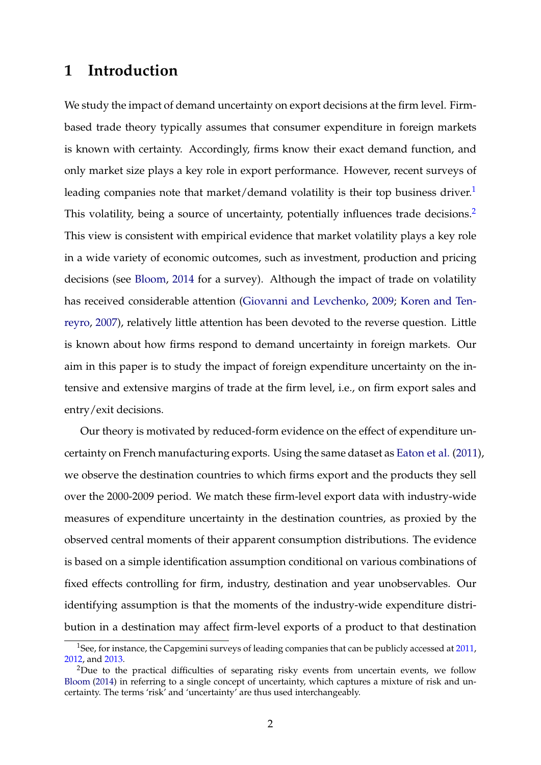# 1 Introduction

We study the impact of demand uncertainty on export decisions at the firm level. Firm-based trade theory typically assumes that consumer expenditure in foreign markets is known with certainty. Accordingly, firms know their exact demand function, and only market size plays a key role in export performance. However, recent surveys of leading companies note that market/demand volatility is their top business driver.[1] This volatility, being a source of uncertainty, potentially influences trade decisions.[2] This view is consistent with empirical evidence that market volatility plays a key role in a wide variety of economic outcomes, such as investment, production and pricing decisions (see Bloom, 2014 for a survey). Although the impact of trade on volatility has received considerable attention (Giovanni and Levchenko, 2009; Koren and Tenreyro, 2007), relatively little attention has been devoted to the reverse question. Little is known about how firms respond to demand uncertainty in foreign markets. Our aim in this paper is to study the impact of foreign expenditure uncertainty on the intensive and extensive margins of trade at the firm level, i.e., on firm export sales and entry/exit decisions.

Our theory is motivated by reduced-form evidence on the effect of expenditure uncertainty on French manufacturing exports. Using the same dataset as Eaton et al. (2011), we observe the destination countries to which firms export and the products they sell over the 2000-2009 period. We match these firm-level export data with industry-wide measures of expenditure uncertainty in the destination countries, as proxied by the observed central moments of their apparent consumption distributions. The evidence is based on a simple identification assumption conditional on various combinations of fixed effects controlling for firm, industry, destination and year unobservables. Our identifying assumption is that the moments of the industry-wide expenditure distribution in a destination may affect firm-level exports of a product to that destination

[1] See, for instance, the Capgemini surveys of leading companies that can be publicly accessed at 2011, 2012, and 2013.

[2] Due to the practical difficulties of separating risky events from uncertain events, we follow Bloom (2014) in referring to a single concept of uncertainty, which captures a mixture of risk and uncertainty. The terms 'risk' and 'uncertainty' are thus used interchangeably.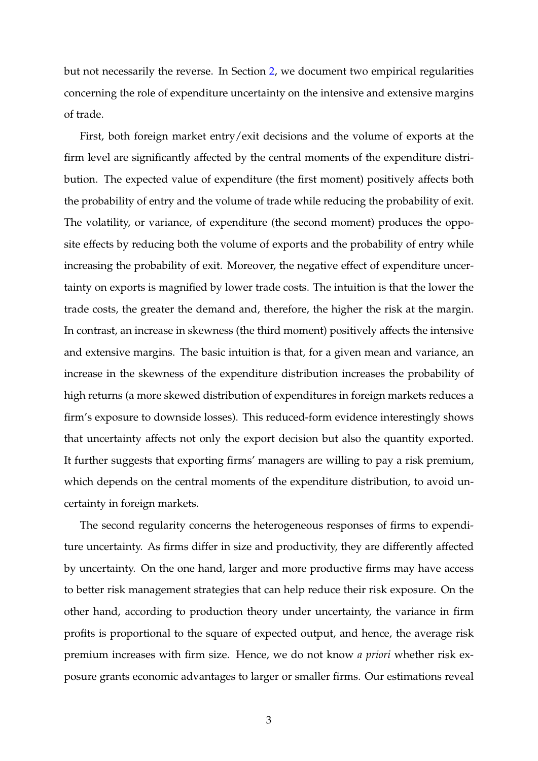but not necessarily the reverse. In Section 2, we document two empirical regularities concerning the role of expenditure uncertainty on the intensive and extensive margins of trade.

First, both foreign market entry/exit decisions and the volume of exports at the firm level are significantly affected by the central moments of the expenditure distribution. The expected value of expenditure (the first moment) positively affects both the probability of entry and the volume of trade while reducing the probability of exit. The volatility, or variance, of expenditure (the second moment) produces the opposite effects by reducing both the volume of exports and the probability of entry while increasing the probability of exit. Moreover, the negative effect of expenditure uncertainty on exports is magnified by lower trade costs. The intuition is that the lower the trade costs, the greater the demand and, therefore, the higher the risk at the margin. In contrast, an increase in skewness (the third moment) positively affects the intensive and extensive margins. The basic intuition is that, for a given mean and variance, an increase in the skewness of the expenditure distribution increases the probability of high returns (a more skewed distribution of expenditures in foreign markets reduces a firm's exposure to downside losses). This reduced-form evidence interestingly shows that uncertainty affects not only the export decision but also the quantity exported. It further suggests that exporting firms' managers are willing to pay a risk premium, which depends on the central moments of the expenditure distribution, to avoid uncertainty in foreign markets.

The second regularity concerns the heterogeneous responses of firms to expenditure uncertainty. As firms differ in size and productivity, they are differently affected by uncertainty. On the one hand, larger and more productive firms may have access to better risk management strategies that can help reduce their risk exposure. On the other hand, according to production theory under uncertainty, the variance in firm profits is proportional to the square of expected output, and hence, the average risk premium increases with firm size. Hence, we do not know *a priori* whether risk exposure grants economic advantages to larger or smaller firms. Our estimations reveal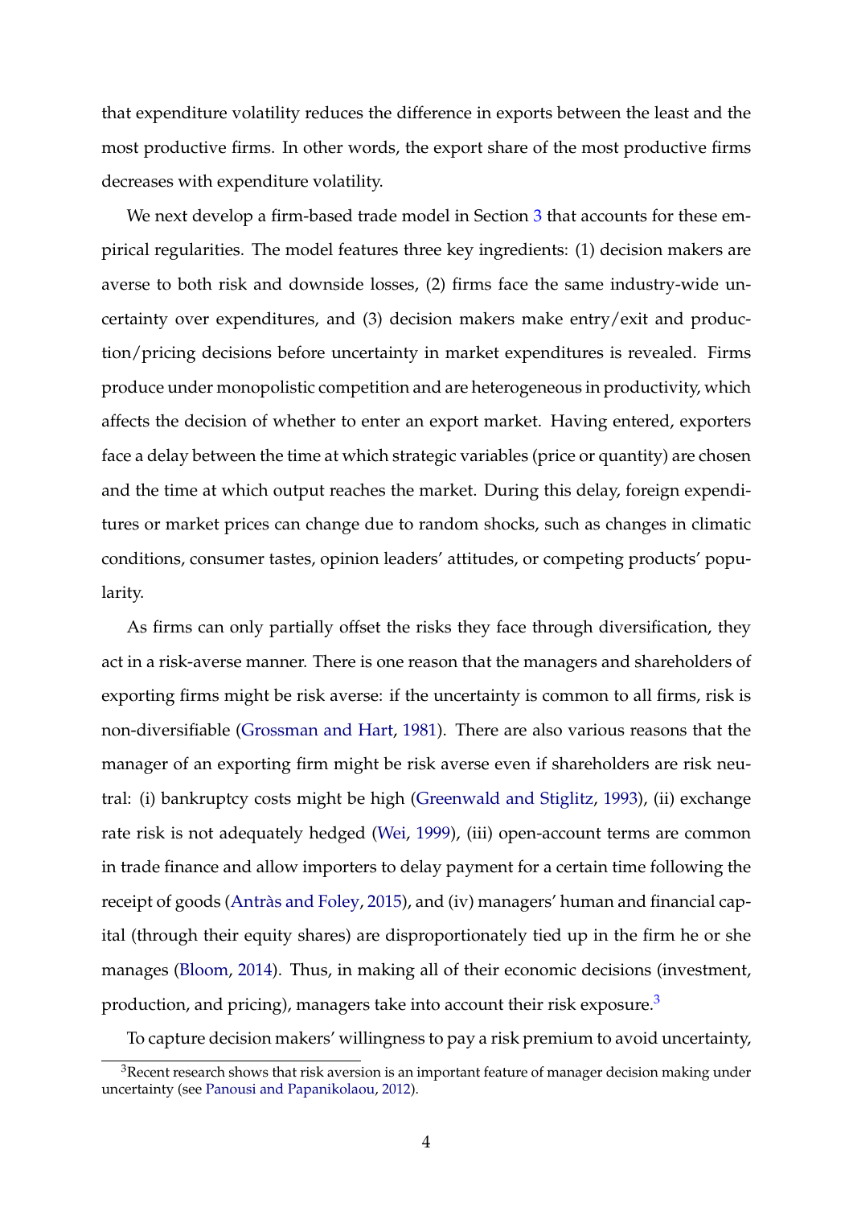that expenditure volatility reduces the difference in exports between the least and the most productive firms. In other words, the export share of the most productive firms decreases with expenditure volatility.

We next develop a firm-based trade model in Section 3 that accounts for these empirical regularities. The model features three key ingredients: (1) decision makers are averse to both risk and downside losses, (2) firms face the same industry-wide uncertainty over expenditures, and (3) decision makers make entry/exit and production/pricing decisions before uncertainty in market expenditures is revealed. Firms produce under monopolistic competition and are heterogeneous in productivity, which affects the decision of whether to enter an export market. Having entered, exporters face a delay between the time at which strategic variables (price or quantity) are chosen and the time at which output reaches the market. During this delay, foreign expenditures or market prices can change due to random shocks, such as changes in climatic conditions, consumer tastes, opinion leaders' attitudes, or competing products' popularity.

As firms can only partially offset the risks they face through diversification, they act in a risk-averse manner. There is one reason that the managers and shareholders of exporting firms might be risk averse: if the uncertainty is common to all firms, risk is non-diversifiable (Grossman and Hart, 1981). There are also various reasons that the manager of an exporting firm might be risk averse even if shareholders are risk neutral: (i) bankruptcy costs might be high (Greenwald and Stiglitz, 1993), (ii) exchange rate risk is not adequately hedged (Wei, 1999), (iii) open-account terms are common in trade finance and allow importers to delay payment for a certain time following the receipt of goods (Antràs and Foley, 2015), and (iv) managers' human and financial capital (through their equity shares) are disproportionately tied up in the firm he or she manages (Bloom, 2014). Thus, in making all of their economic decisions (investment, production, and pricing), managers take into account their risk exposure.[3]

To capture decision makers' willingness to pay a risk premium to avoid uncertainty,

[3] Recent research shows that risk aversion is an important feature of manager decision making under uncertainty (see Panousi and Papanikolaou, 2012).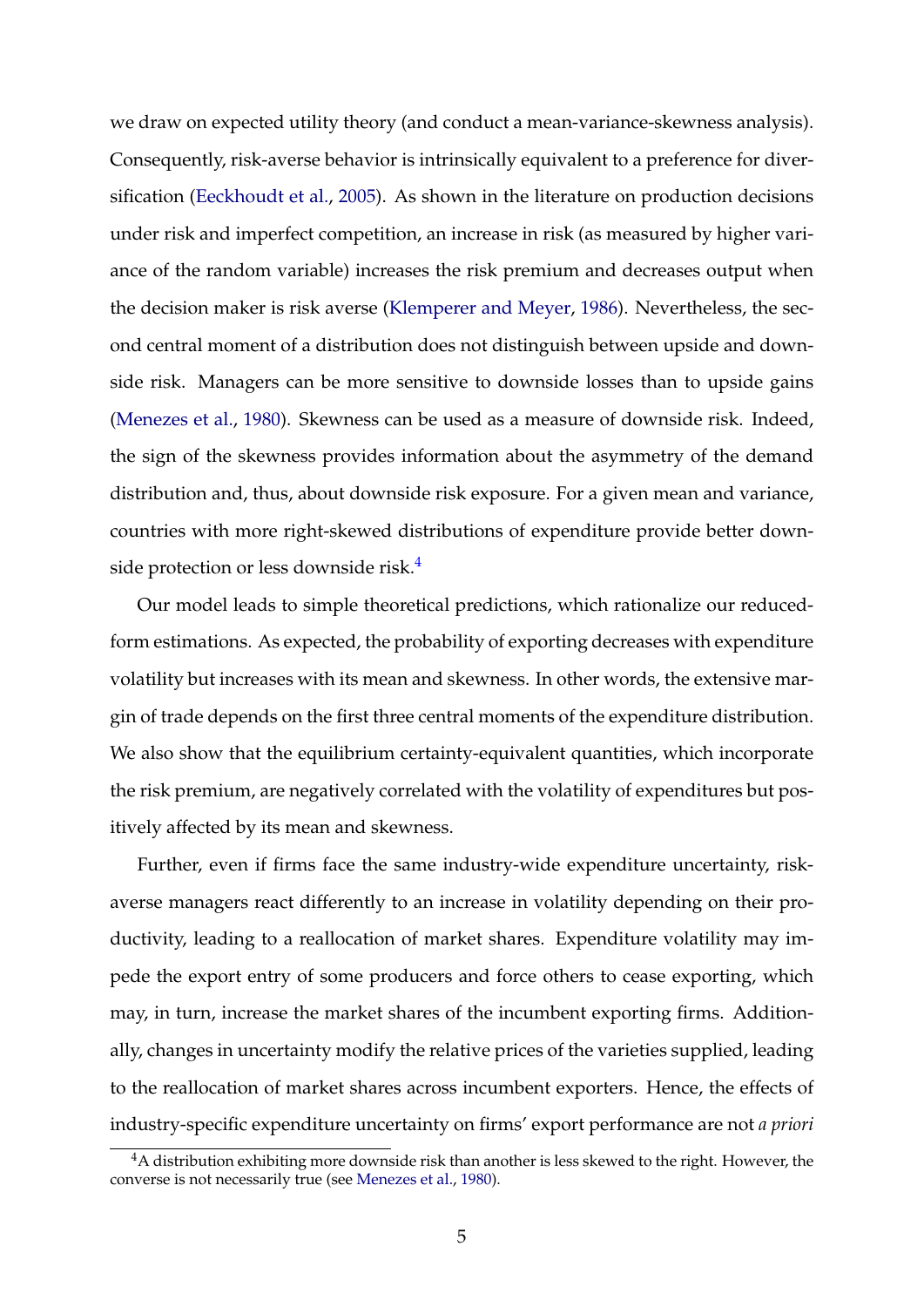we draw on expected utility theory (and conduct a mean-variance-skewness analysis). Consequently, risk-averse behavior is intrinsically equivalent to a preference for diversification (Eeckhoudt et al., 2005). As shown in the literature on production decisions under risk and imperfect competition, an increase in risk (as measured by higher variance of the random variable) increases the risk premium and decreases output when the decision maker is risk averse (Klemperer and Meyer, 1986). Nevertheless, the second central moment of a distribution does not distinguish between upside and downside risk. Managers can be more sensitive to downside losses than to upside gains (Menezes et al., 1980). Skewness can be used as a measure of downside risk. Indeed, the sign of the skewness provides information about the asymmetry of the demand distribution and, thus, about downside risk exposure. For a given mean and variance, countries with more right-skewed distributions of expenditure provide better downside protection or less downside risk.[4]

Our model leads to simple theoretical predictions, which rationalize our reduced-form estimations. As expected, the probability of exporting decreases with expenditure volatility but increases with its mean and skewness. In other words, the extensive margin of trade depends on the first three central moments of the expenditure distribution. We also show that the equilibrium certainty-equivalent quantities, which incorporate the risk premium, are negatively correlated with the volatility of expenditures but positively affected by its mean and skewness.

Further, even if firms face the same industry-wide expenditure uncertainty, risk-averse managers react differently to an increase in volatility depending on their productivity, leading to a reallocation of market shares. Expenditure volatility may impede the export entry of some producers and force others to cease exporting, which may, in turn, increase the market shares of the incumbent exporting firms. Additionally, changes in uncertainty modify the relative prices of the varieties supplied, leading to the reallocation of market shares across incumbent exporters. Hence, the effects of industry-specific expenditure uncertainty on firms' export performance are not *a priori*

[4] A distribution exhibiting more downside risk than another is less skewed to the right. However, the converse is not necessarily true (see Menezes et al., 1980).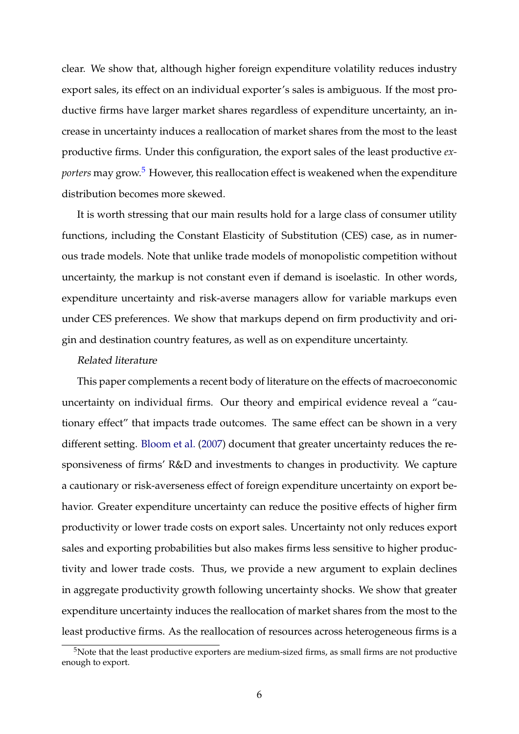clear. We show that, although higher foreign expenditure volatility reduces industry export sales, its effect on an individual exporter's sales is ambiguous. If the most productive firms have larger market shares regardless of expenditure uncertainty, an increase in uncertainty induces a reallocation of market shares from the most to the least productive firms. Under this configuration, the export sales of the least productive *exporters* may grow.[5] However, this reallocation effect is weakened when the expenditure distribution becomes more skewed.

It is worth stressing that our main results hold for a large class of consumer utility functions, including the Constant Elasticity of Substitution (CES) case, as in numerous trade models. Note that unlike trade models of monopolistic competition without uncertainty, the markup is not constant even if demand is isoelastic. In other words, expenditure uncertainty and risk-averse managers allow for variable markups even under CES preferences. We show that markups depend on firm productivity and origin and destination country features, as well as on expenditure uncertainty.

*Related literature*

This paper complements a recent body of literature on the effects of macroeconomic uncertainty on individual firms. Our theory and empirical evidence reveal a "cautionary effect" that impacts trade outcomes. The same effect can be shown in a very different setting. Bloom et al. (2007) document that greater uncertainty reduces the responsiveness of firms' R&D and investments to changes in productivity. We capture a cautionary or risk-averseness effect of foreign expenditure uncertainty on export behavior. Greater expenditure uncertainty can reduce the positive effects of higher firm productivity or lower trade costs on export sales. Uncertainty not only reduces export sales and exporting probabilities but also makes firms less sensitive to higher productivity and lower trade costs. Thus, we provide a new argument to explain declines in aggregate productivity growth following uncertainty shocks. We show that greater expenditure uncertainty induces the reallocation of market shares from the most to the least productive firms. As the reallocation of resources across heterogeneous firms is a

[5] Note that the least productive exporters are medium-sized firms, as small firms are not productive enough to export.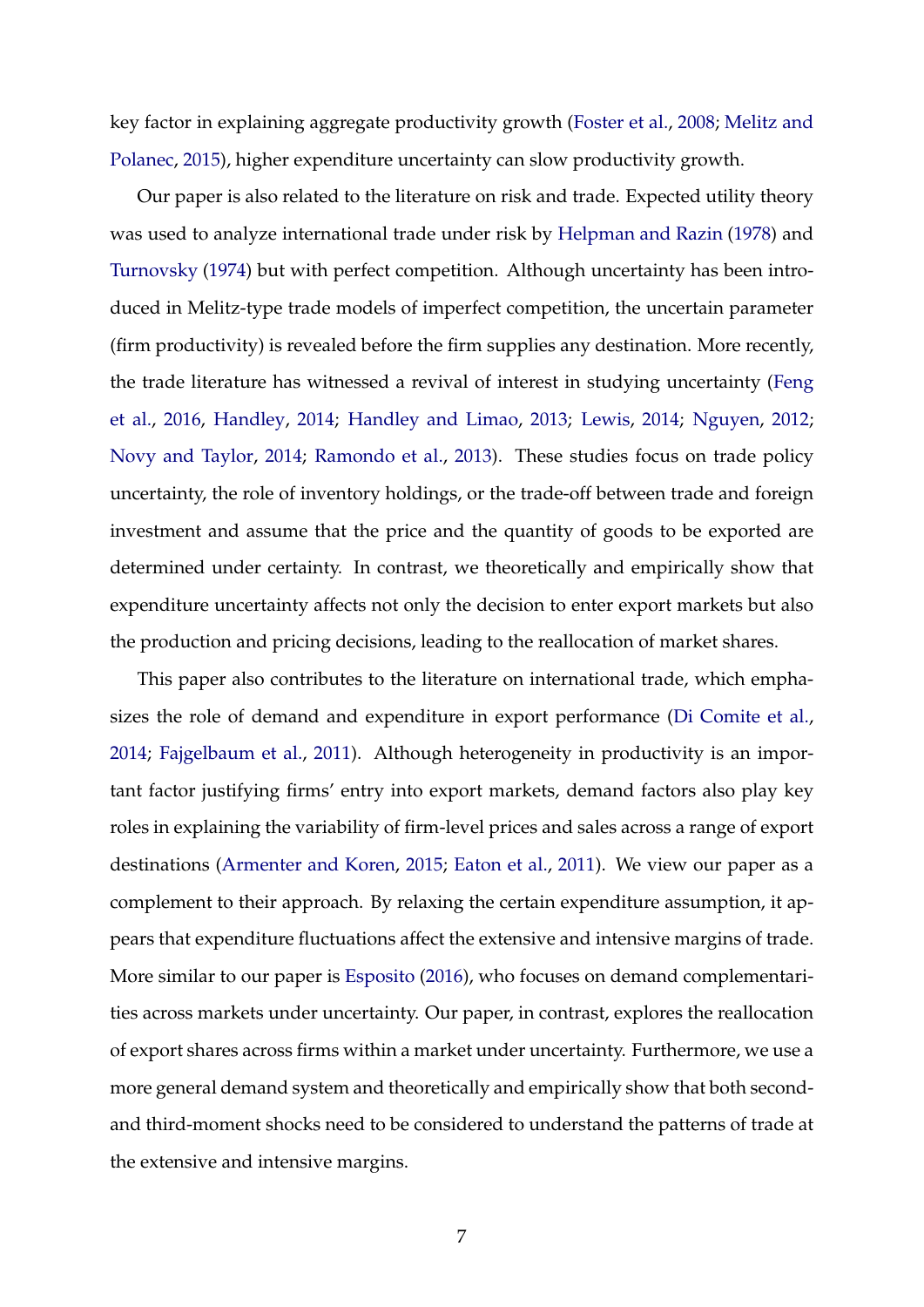key factor in explaining aggregate productivity growth (Foster et al., 2008; Melitz and Polanec, 2015), higher expenditure uncertainty can slow productivity growth.

Our paper is also related to the literature on risk and trade. Expected utility theory was used to analyze international trade under risk by Helpman and Razin (1978) and Turnovsky (1974) but with perfect competition. Although uncertainty has been introduced in Melitz-type trade models of imperfect competition, the uncertain parameter (firm productivity) is revealed before the firm supplies any destination. More recently, the trade literature has witnessed a revival of interest in studying uncertainty (Feng et al., 2016, Handley, 2014; Handley and Limao, 2013; Lewis, 2014; Nguyen, 2012; Novy and Taylor, 2014; Ramondo et al., 2013). These studies focus on trade policy uncertainty, the role of inventory holdings, or the trade-off between trade and foreign investment and assume that the price and the quantity of goods to be exported are determined under certainty. In contrast, we theoretically and empirically show that expenditure uncertainty affects not only the decision to enter export markets but also the production and pricing decisions, leading to the reallocation of market shares.

This paper also contributes to the literature on international trade, which emphasizes the role of demand and expenditure in export performance (Di Comite et al., 2014; Fajgelbaum et al., 2011). Although heterogeneity in productivity is an important factor justifying firms' entry into export markets, demand factors also play key roles in explaining the variability of firm-level prices and sales across a range of export destinations (Armenter and Koren, 2015; Eaton et al., 2011). We view our paper as a complement to their approach. By relaxing the certain expenditure assumption, it appears that expenditure fluctuations affect the extensive and intensive margins of trade. More similar to our paper is Esposito (2016), who focuses on demand complementarities across markets under uncertainty. Our paper, in contrast, explores the reallocation of export shares across firms within a market under uncertainty. Furthermore, we use a more general demand system and theoretically and empirically show that both second- and third-moment shocks need to be considered to understand the patterns of trade at the extensive and intensive margins.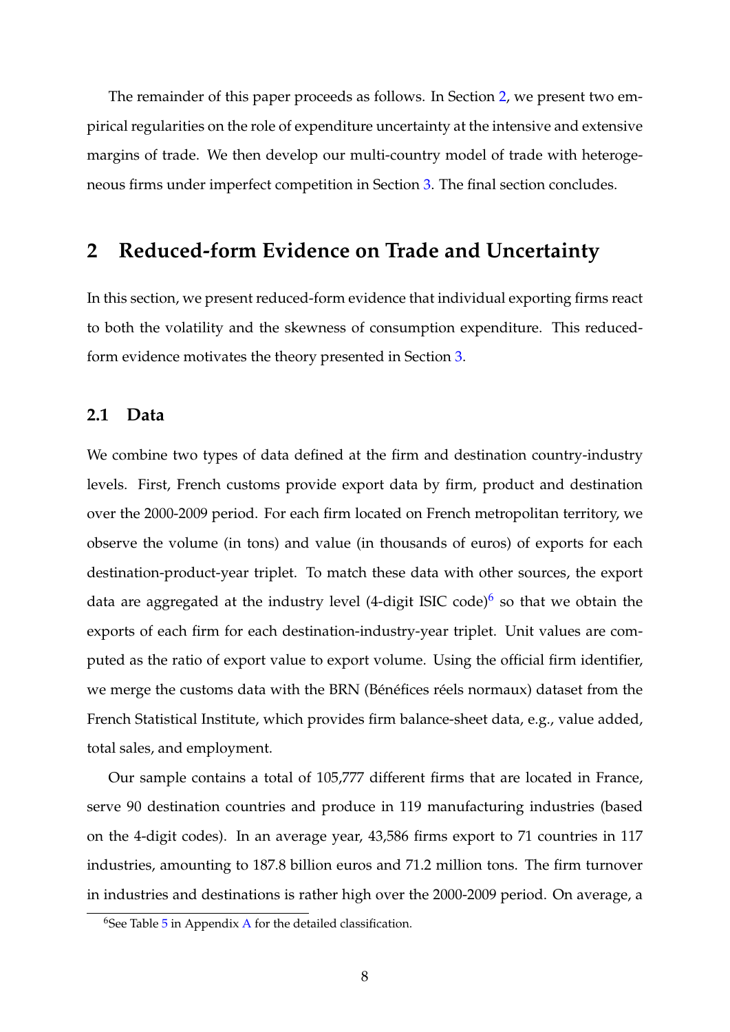The remainder of this paper proceeds as follows. In Section 2, we present two empirical regularities on the role of expenditure uncertainty at the intensive and extensive margins of trade. We then develop our multi-country model of trade with heterogeneous firms under imperfect competition in Section 3. The final section concludes.

## 2 Reduced-form Evidence on Trade and Uncertainty

In this section, we present reduced-form evidence that individual exporting firms react to both the volatility and the skewness of consumption expenditure. This reduced-form evidence motivates the theory presented in Section 3.

### 2.1 Data

We combine two types of data defined at the firm and destination country-industry levels. First, French customs provide export data by firm, product and destination over the 2000-2009 period. For each firm located on French metropolitan territory, we observe the volume (in tons) and value (in thousands of euros) of exports for each destination-product-year triplet. To match these data with other sources, the export data are aggregated at the industry level (4-digit ISIC code)[6] so that we obtain the exports of each firm for each destination-industry-year triplet. Unit values are computed as the ratio of export value to export volume. Using the official firm identifier, we merge the customs data with the BRN (Bénéfices réels normaux) dataset from the French Statistical Institute, which provides firm balance-sheet data, e.g., value added, total sales, and employment.

Our sample contains a total of 105,777 different firms that are located in France, serve 90 destination countries and produce in 119 manufacturing industries (based on the 4-digit codes). In an average year, 43,586 firms export to 71 countries in 117 industries, amounting to 187.8 billion euros and 71.2 million tons. The firm turnover in industries and destinations is rather high over the 2000-2009 period. On average, a

[6] See Table 5 in Appendix A for the detailed classification.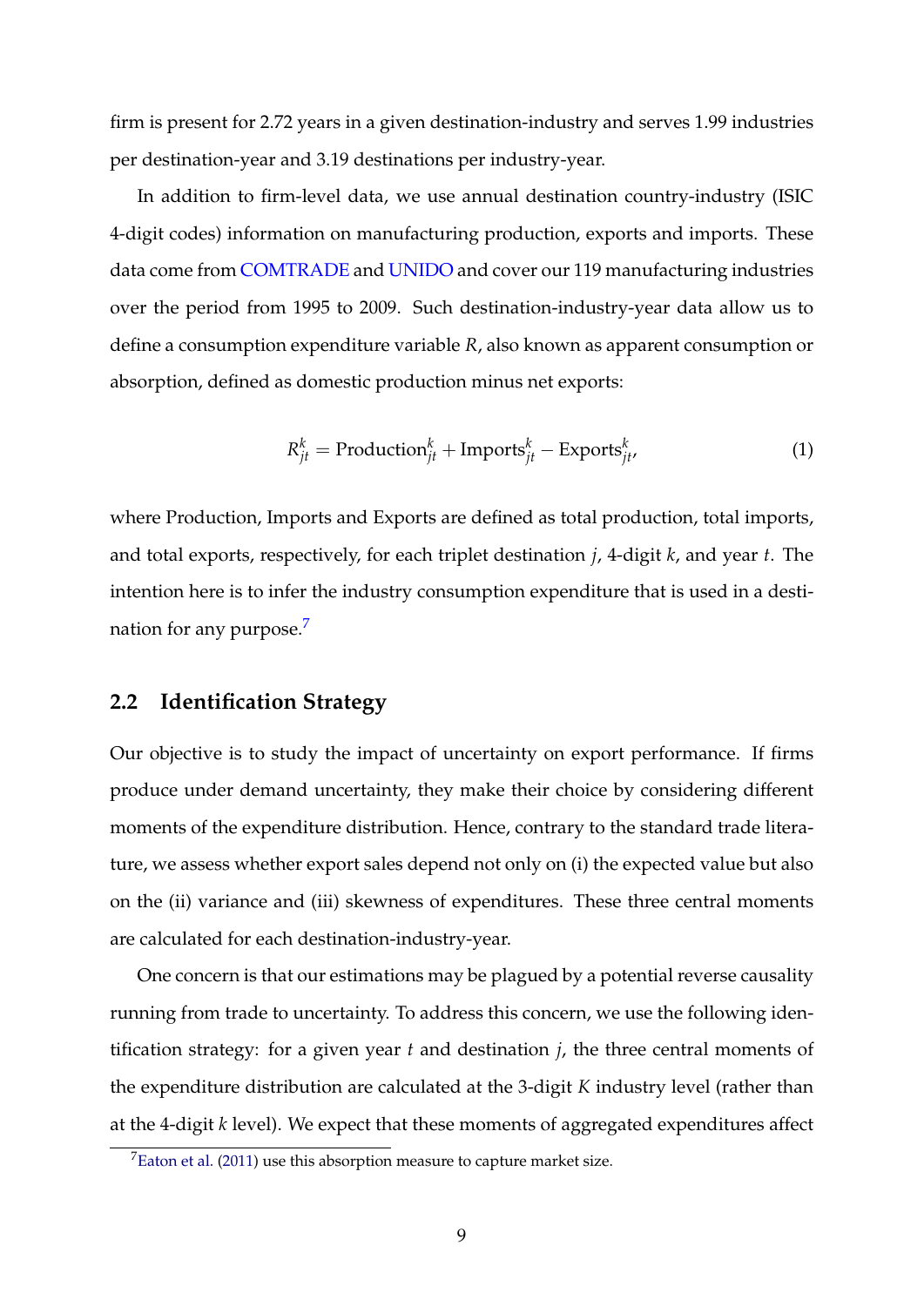firm is present for 2.72 years in a given destination-industry and serves 1.99 industries per destination-year and 3.19 destinations per industry-year.

In addition to firm-level data, we use annual destination country-industry (ISIC 4-digit codes) information on manufacturing production, exports and imports. These data come from COMTRADE and UNIDO and cover our 119 manufacturing industries over the period from 1995 to 2009. Such destination-industry-year data allow us to define a consumption expenditure variable $R$, also known as apparent consumption or absorption, defined as domestic production minus net exports:

$$R_{jt}^{k} = \text{Production}_{jt}^{k} + \text{Imports}_{jt}^{k} - \text{Exports}_{jt}^{k}, \tag{1}$$

where Production, Imports and Exports are defined as total production, total imports, and total exports, respectively, for each triplet destination $j$, 4-digit $k$, and year $t$. The intention here is to infer the industry consumption expenditure that is used in a destination for any purpose.[7]

## 2.2 Identification Strategy

Our objective is to study the impact of uncertainty on export performance. If firms produce under demand uncertainty, they make their choice by considering different moments of the expenditure distribution. Hence, contrary to the standard trade literature, we assess whether export sales depend not only on (i) the expected value but also on the (ii) variance and (iii) skewness of expenditures. These three central moments are calculated for each destination-industry-year.

One concern is that our estimations may be plagued by a potential reverse causality running from trade to uncertainty. To address this concern, we use the following identification strategy: for a given year $t$ and destination $j$, the three central moments of the expenditure distribution are calculated at the 3-digit $K$ industry level (rather than at the 4-digit $k$ level). We expect that these moments of aggregated expenditures affect

[7] Eaton et al. (2011) use this absorption measure to capture market size.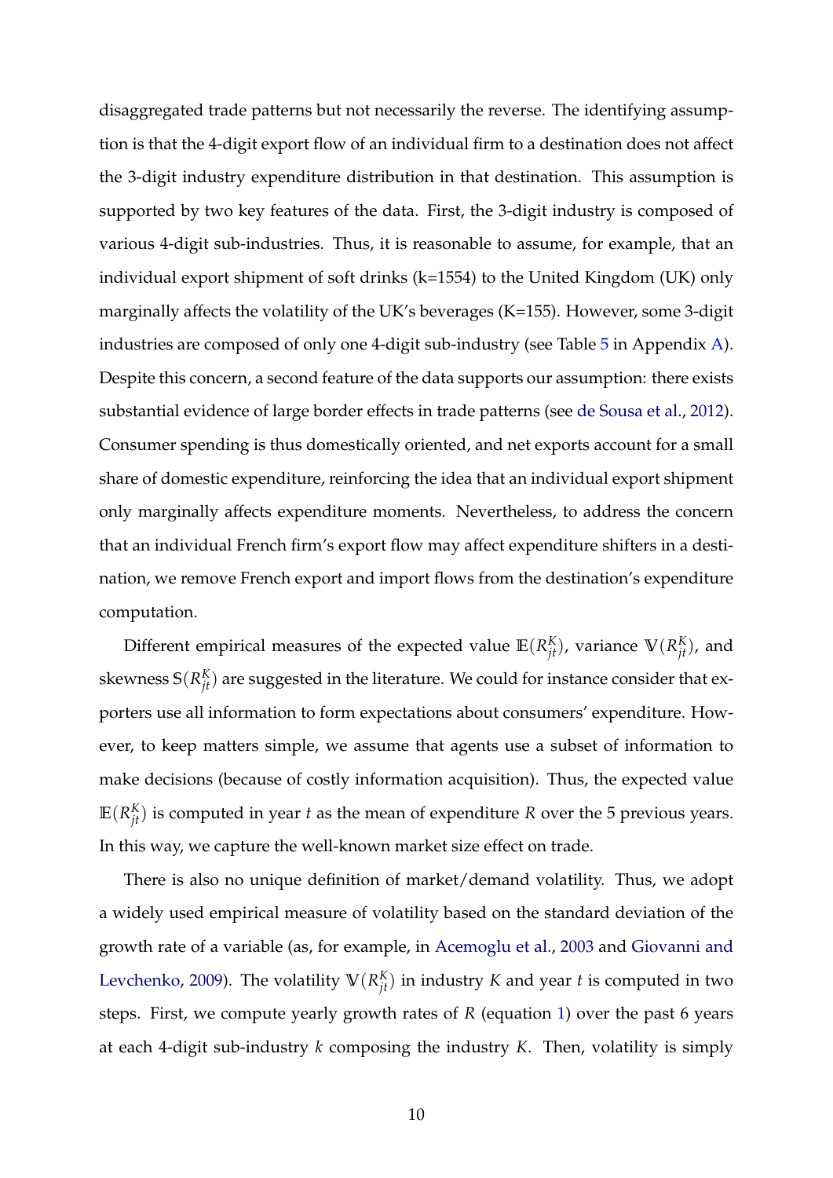disaggregated trade patterns but not necessarily the reverse. The identifying assumption is that the 4-digit export flow of an individual firm to a destination does not affect the 3-digit industry expenditure distribution in that destination. This assumption is supported by two key features of the data. First, the 3-digit industry is composed of various 4-digit sub-industries. Thus, it is reasonable to assume, for example, that an individual export shipment of soft drinks (k=1554) to the United Kingdom (UK) only marginally affects the volatility of the UK's beverages (K=155). However, some 3-digit industries are composed of only one 4-digit sub-industry (see Table 5 in Appendix A). Despite this concern, a second feature of the data supports our assumption: there exists substantial evidence of large border effects in trade patterns (see de Sousa et al., 2012). Consumer spending is thus domestically oriented, and net exports account for a small share of domestic expenditure, reinforcing the idea that an individual export shipment only marginally affects expenditure moments. Nevertheless, to address the concern that an individual French firm's export flow may affect expenditure shifters in a destination, we remove French export and import flows from the destination's expenditure computation.

Different empirical measures of the expected value $\mathbb{E}(R^K_{jt})$, variance $\mathbb{V}(R^K_{jt})$, and skewness $\mathbb{S}(R^K_{jt})$ are suggested in the literature. We could for instance consider that exporters use all information to form expectations about consumers' expenditure. However, to keep matters simple, we assume that agents use a subset of information to make decisions (because of costly information acquisition). Thus, the expected value $\mathbb{E}(R^K_{jt})$ is computed in year $t$ as the mean of expenditure $R$ over the 5 previous years. In this way, we capture the well-known market size effect on trade.

There is also no unique definition of market/demand volatility. Thus, we adopt a widely used empirical measure of volatility based on the standard deviation of the growth rate of a variable (as, for example, in Acemoglu et al., 2003 and Giovanni and Levchenko, 2009). The volatility $\mathbb{V}(R^K_{jt})$ in industry $K$ and year $t$ is computed in two steps. First, we compute yearly growth rates of $R$ (equation 1) over the past 6 years at each 4-digit sub-industry $k$ composing the industry $K$. Then, volatility is simply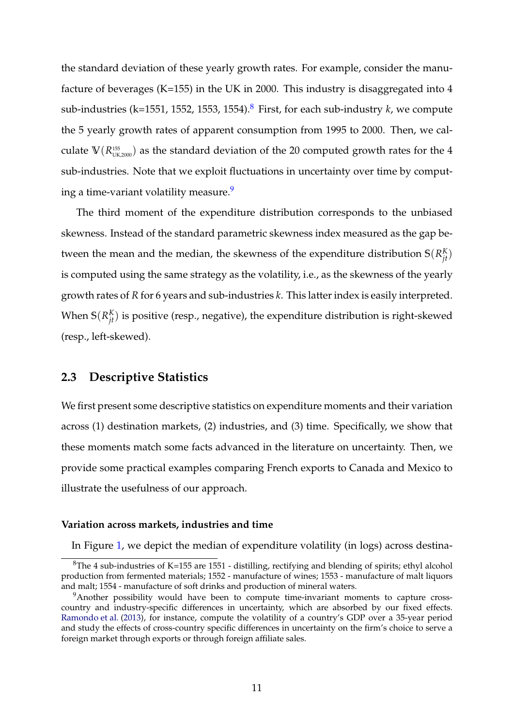the standard deviation of these yearly growth rates. For example, consider the manufacture of beverages (K=155) in the UK in 2000. This industry is disaggregated into 4 sub-industries (k=1551, 1552, 1553, 1554).[8] First, for each sub-industry $k$, we compute the 5 yearly growth rates of apparent consumption from 1995 to 2000. Then, we calculate $\mathbb{V}(R^{155}_{\text{UK},2000})$ as the standard deviation of the 20 computed growth rates for the 4 sub-industries. Note that we exploit fluctuations in uncertainty over time by computing a time-variant volatility measure.[9]

The third moment of the expenditure distribution corresponds to the unbiased skewness. Instead of the standard parametric skewness index measured as the gap between the mean and the median, the skewness of the expenditure distribution $\mathbb{S}(R^K_{jt})$ is computed using the same strategy as the volatility, i.e., as the skewness of the yearly growth rates of $R$ for 6 years and sub-industries $k$. This latter index is easily interpreted. When $\mathbb{S}(R^K_{jt})$ is positive (resp., negative), the expenditure distribution is right-skewed (resp., left-skewed).

## 2.3 Descriptive Statistics

We first present some descriptive statistics on expenditure moments and their variation across (1) destination markets, (2) industries, and (3) time. Specifically, we show that these moments match some facts advanced in the literature on uncertainty. Then, we provide some practical examples comparing French exports to Canada and Mexico to illustrate the usefulness of our approach.

#### Variation across markets, industries and time

In Figure 1, we depict the median of expenditure volatility (in logs) across destina-

[8] The 4 sub-industries of K=155 are 1551 - distilling, rectifying and blending of spirits; ethyl alcohol production from fermented materials; 1552 - manufacture of wines; 1553 - manufacture of malt liquors and malt; 1554 - manufacture of soft drinks and production of mineral waters.

[9] Another possibility would have been to compute time-invariant moments to capture cross-country and industry-specific differences in uncertainty, which are absorbed by our fixed effects. Ramondo et al. (2013), for instance, compute the volatility of a country's GDP over a 35-year period and study the effects of cross-country specific differences in uncertainty on the firm's choice to serve a foreign market through exports or through foreign affiliate sales.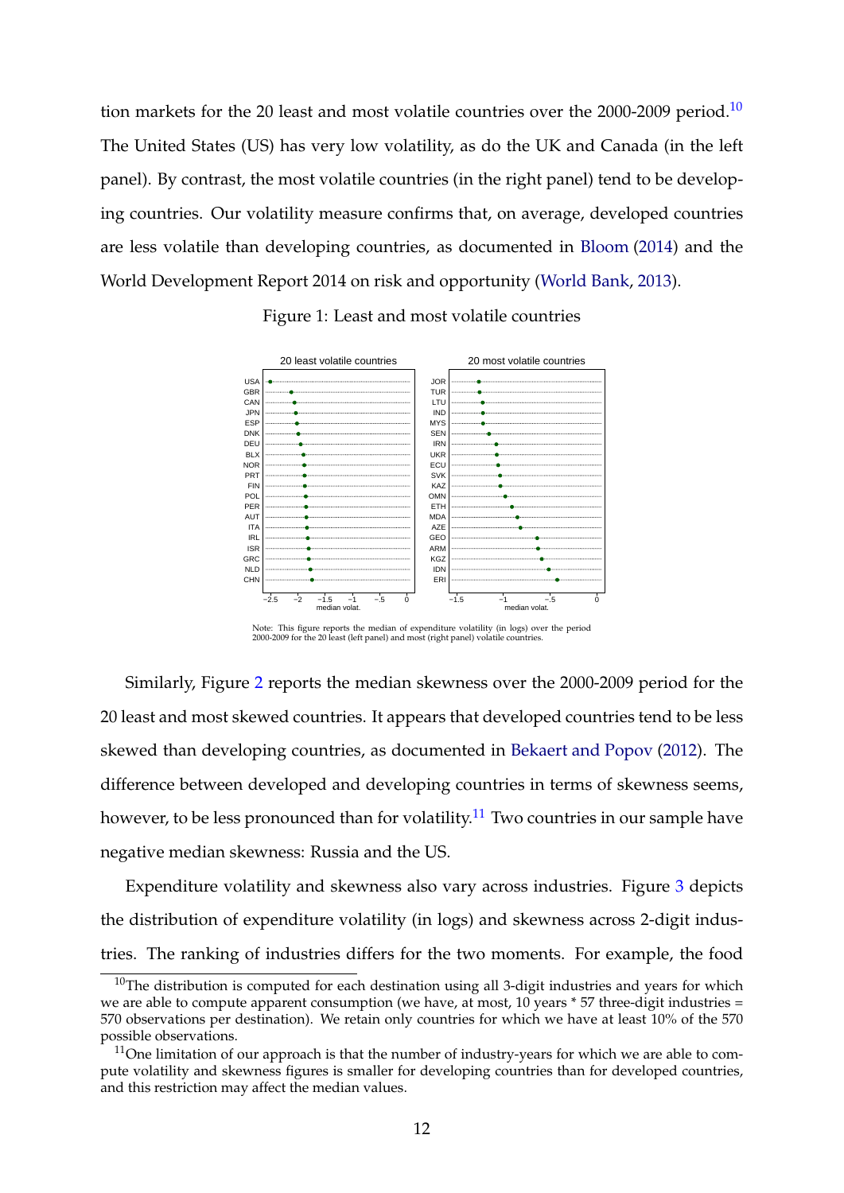tion markets for the 20 least and most volatile countries over the 2000-2009 period.[10] The United States (US) has very low volatility, as do the UK and Canada (in the left panel). By contrast, the most volatile countries (in the right panel) tend to be developing countries. Our volatility measure confirms that, on average, developed countries are less volatile than developing countries, as documented in Bloom (2014) and the World Development Report 2014 on risk and opportunity (World Bank, 2013).

Figure 1: Least and most volatile countries

Note: This figure reports the median of expenditure volatility (in logs) over the period 2000-2009 for the 20 least (left panel) and most (right panel) volatile countries.

Similarly, Figure 2 reports the median skewness over the 2000-2009 period for the 20 least and most skewed countries. It appears that developed countries tend to be less skewed than developing countries, as documented in Bekaert and Popov (2012). The difference between developed and developing countries in terms of skewness seems, however, to be less pronounced than for volatility.[11] Two countries in our sample have negative median skewness: Russia and the US.

Expenditure volatility and skewness also vary across industries. Figure 3 depicts the distribution of expenditure volatility (in logs) and skewness across 2-digit industries. The ranking of industries differs for the two moments. For example, the food

[10] The distribution is computed for each destination using all 3-digit industries and years for which we are able to compute apparent consumption (we have, at most, 10 years * 57 three-digit industries = 570 observations per destination). We retain only countries for which we have at least 10% of the 570 possible observations.

[11] One limitation of our approach is that the number of industry-years for which we are able to compute volatility and skewness figures is smaller for developing countries than for developed countries, and this restriction may affect the median values.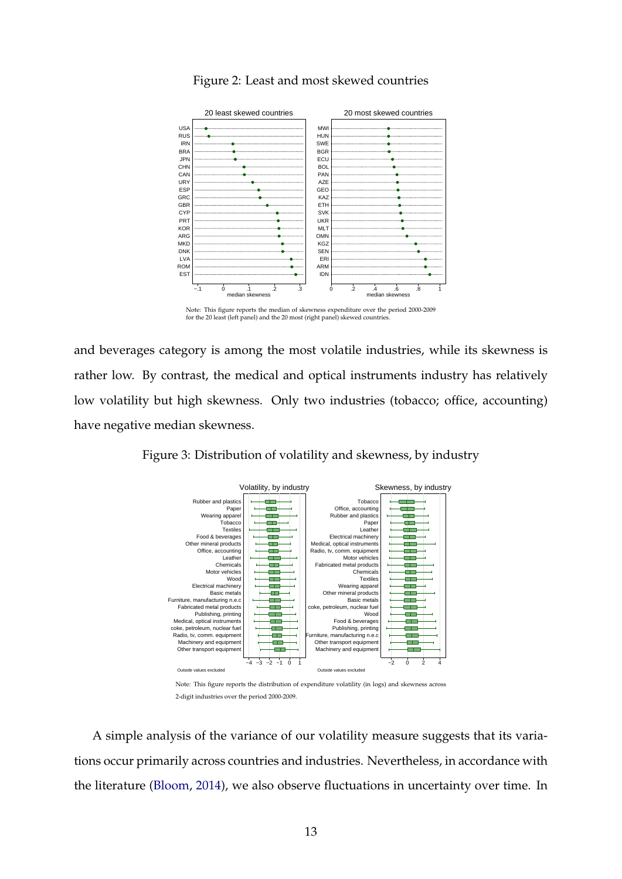Figure 2: Least and most skewed countries

Note: This figure reports the median of skewness expenditure over the period 2000-2009 for the 20 least (left panel) and the 20 most (right panel) skewed countries.

and beverages category is among the most volatile industries, while its skewness is rather low. By contrast, the medical and optical instruments industry has relatively low volatility but high skewness. Only two industries (tobacco; office, accounting) have negative median skewness.

Figure 3: Distribution of volatility and skewness, by industry

Note: This figure reports the distribution of expenditure volatility (in logs) and skewness across 2-digit industries over the period 2000-2009.

A simple analysis of the variance of our volatility measure suggests that its variations occur primarily across countries and industries. Nevertheless, in accordance with the literature (Bloom, 2014), we also observe fluctuations in uncertainty over time. In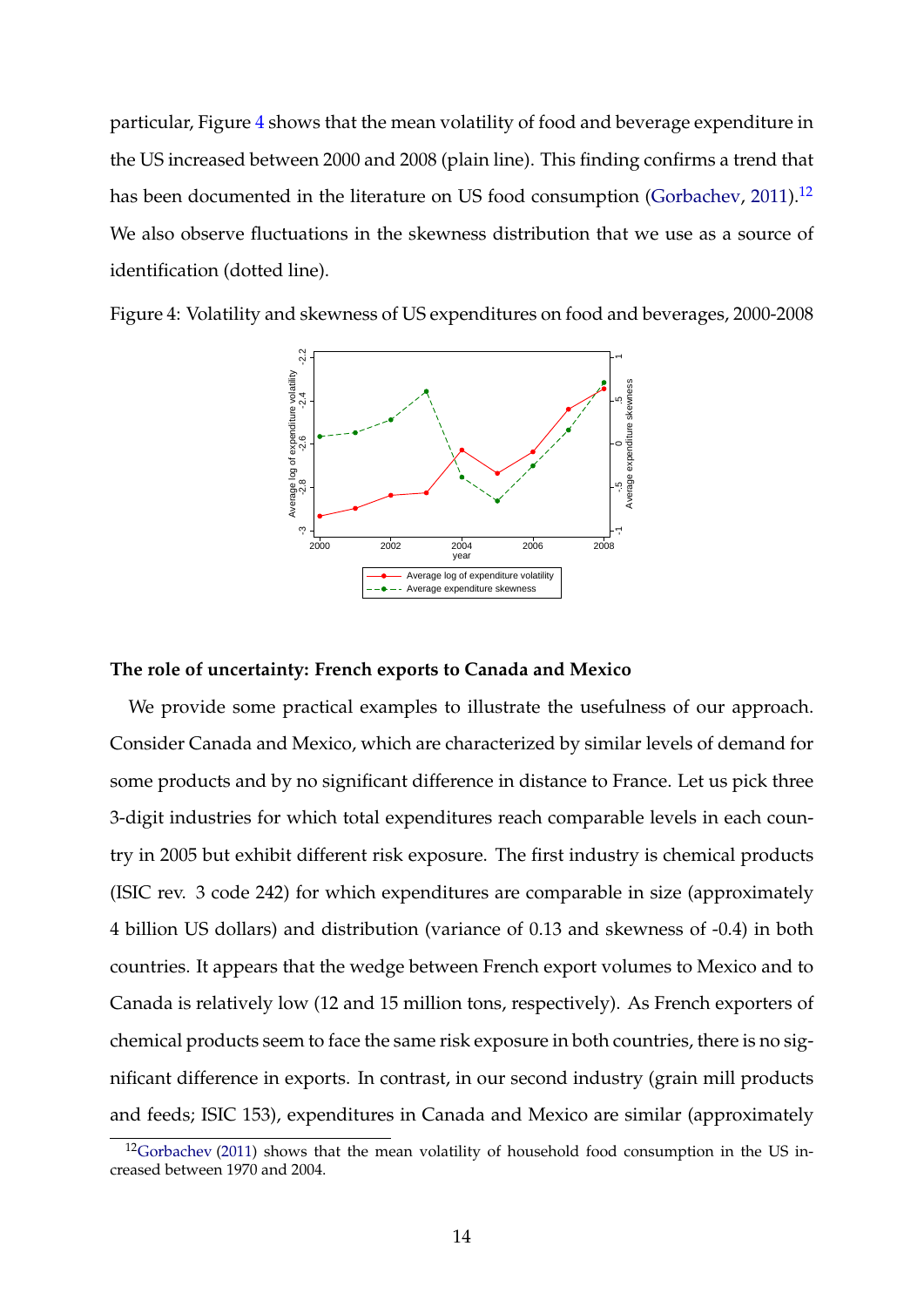particular, Figure 4 shows that the mean volatility of food and beverage expenditure in the US increased between 2000 and 2008 (plain line). This finding confirms a trend that has been documented in the literature on US food consumption (Gorbachev, 2011).[12] We also observe fluctuations in the skewness distribution that we use as a source of identification (dotted line).

Figure 4: Volatility and skewness of US expenditures on food and beverages, 2000-2008

### The role of uncertainty: French exports to Canada and Mexico

We provide some practical examples to illustrate the usefulness of our approach. Consider Canada and Mexico, which are characterized by similar levels of demand for some products and by no significant difference in distance to France. Let us pick three 3-digit industries for which total expenditures reach comparable levels in each country in 2005 but exhibit different risk exposure. The first industry is chemical products (ISIC rev. 3 code 242) for which expenditures are comparable in size (approximately 4 billion US dollars) and distribution (variance of 0.13 and skewness of -0.4) in both countries. It appears that the wedge between French export volumes to Mexico and to Canada is relatively low (12 and 15 million tons, respectively). As French exporters of chemical products seem to face the same risk exposure in both countries, there is no significant difference in exports. In contrast, in our second industry (grain mill products and feeds; ISIC 153), expenditures in Canada and Mexico are similar (approximately

[12] Gorbachev (2011) shows that the mean volatility of household food consumption in the US increased between 1970 and 2004.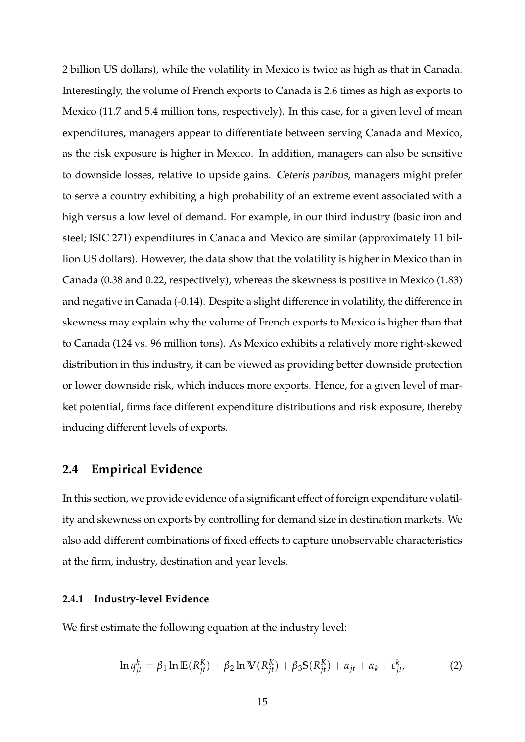2 billion US dollars), while the volatility in Mexico is twice as high as that in Canada. Interestingly, the volume of French exports to Canada is 2.6 times as high as exports to Mexico (11.7 and 5.4 million tons, respectively). In this case, for a given level of mean expenditures, managers appear to differentiate between serving Canada and Mexico, as the risk exposure is higher in Mexico. In addition, managers can also be sensitive to downside losses, relative to upside gains. *Ceteris paribus*, managers might prefer to serve a country exhibiting a high probability of an extreme event associated with a high versus a low level of demand. For example, in our third industry (basic iron and steel; ISIC 271) expenditures in Canada and Mexico are similar (approximately 11 billion US dollars). However, the data show that the volatility is higher in Mexico than in Canada (0.38 and 0.22, respectively), whereas the skewness is positive in Mexico (1.83) and negative in Canada (-0.14). Despite a slight difference in volatility, the difference in skewness may explain why the volume of French exports to Mexico is higher than that to Canada (124 vs. 96 million tons). As Mexico exhibits a relatively more right-skewed distribution in this industry, it can be viewed as providing better downside protection or lower downside risk, which induces more exports. Hence, for a given level of market potential, firms face different expenditure distributions and risk exposure, thereby inducing different levels of exports.

## 2.4 Empirical Evidence

In this section, we provide evidence of a significant effect of foreign expenditure volatility and skewness on exports by controlling for demand size in destination markets. We also add different combinations of fixed effects to capture unobservable characteristics at the firm, industry, destination and year levels.

### 2.4.1 Industry-level Evidence

We first estimate the following equation at the industry level:

$$\ln q_{jt}^{k} = \beta_1 \ln \mathbb{E}(R_{jt}^{K}) + \beta_2 \ln \mathbb{V}(R_{jt}^{K}) + \beta_3 \mathbb{S}(R_{jt}^{K}) + \alpha_{jt} + \alpha_k + \varepsilon_{jt}^{k}, \tag{2}$$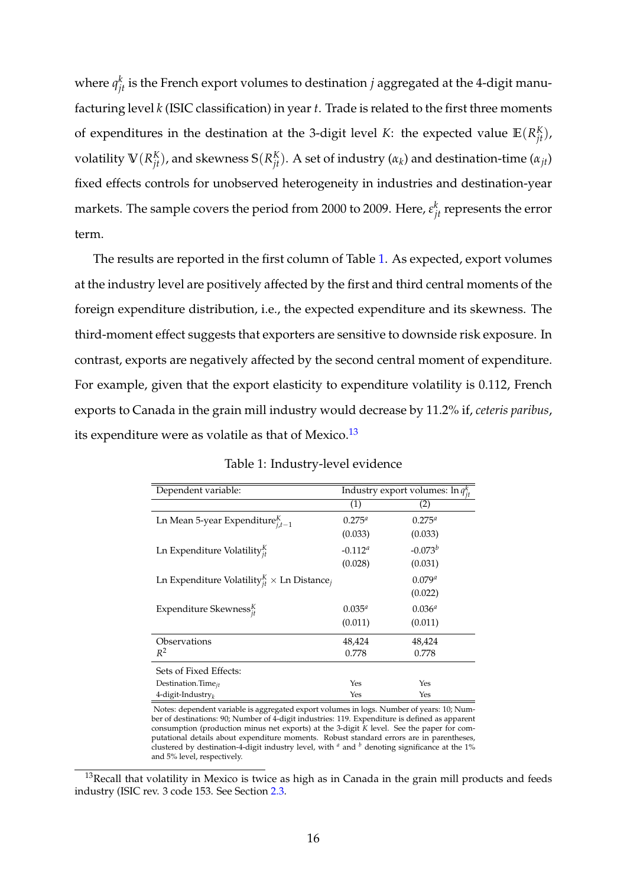where $q_{jt}^k$ is the French export volumes to destination $j$ aggregated at the 4-digit manufacturing level $k$ (ISIC classification) in year $t$. Trade is related to the first three moments of expenditures in the destination at the 3-digit level $K$: the expected value $\mathbb{E}(R_{jt}^K)$, volatility $\mathbb{V}(R_{jt}^K)$, and skewness $\mathbb{S}(R_{jt}^K)$. A set of industry ($\alpha_k$) and destination-time ($\alpha_{jt}$) fixed effects controls for unobserved heterogeneity in industries and destination-year markets. The sample covers the period from 2000 to 2009. Here, $\varepsilon_{jt}^k$ represents the error term.

The results are reported in the first column of Table 1. As expected, export volumes at the industry level are positively affected by the first and third central moments of the foreign expenditure distribution, i.e., the expected expenditure and its skewness. The third-moment effect suggests that exporters are sensitive to downside risk exposure. In contrast, exports are negatively affected by the second central moment of expenditure. For example, given that the export elasticity to expenditure volatility is 0.112, French exports to Canada in the grain mill industry would decrease by 11.2% if, *ceteris paribus*, its expenditure were as volatile as that of Mexico.[13]

Table 1: Industry-level evidence

| Dependent variable: | Industry export volumes: $\ln q_{jt}^k$ | |
|---|---|---|
| | (1) | (2) |
| Ln Mean 5-year Expenditure$_{j,t-1}^K$ | $0.275^a$ | $0.275^a$ |
| | (0.033) | (0.033) |
| Ln Expenditure Volatility$_{jt}^K$ | $-0.112^a$ | $-0.073^b$ |
| | (0.028) | (0.031) |
| Ln Expenditure Volatility$_{jt}^K$ $\times$ Ln Distance$_j$ | | $0.079^a$ |
| | | (0.022) |
| Expenditure Skewness$_{jt}^K$ | $0.035^a$ | $0.036^a$ |
| | (0.011) | (0.011) |
| Observations | 48,424 | 48,424 |
| $R^2$ | 0.778 | 0.778 |
| Sets of Fixed Effects: | | |
| Destination.Time$_{jt}$ | Yes | Yes |
| 4-digit-Industry$_k$ | Yes | Yes |

Notes: dependent variable is aggregated export volumes in logs. Number of years: 10; Number of destinations: 90; Number of 4-digit industries: 119. Expenditure is defined as apparent consumption (production minus net exports) at the 3-digit $K$ level. See the paper for computational details about expenditure moments. Robust standard errors are in parentheses, clustered by destination-4-digit industry level, with $^a$ and $^b$ denoting significance at the 1% and 5% level, respectively.

[13] Recall that volatility in Mexico is twice as high as in Canada in the grain mill products and feeds industry (ISIC rev. 3 code 153. See Section 2.3.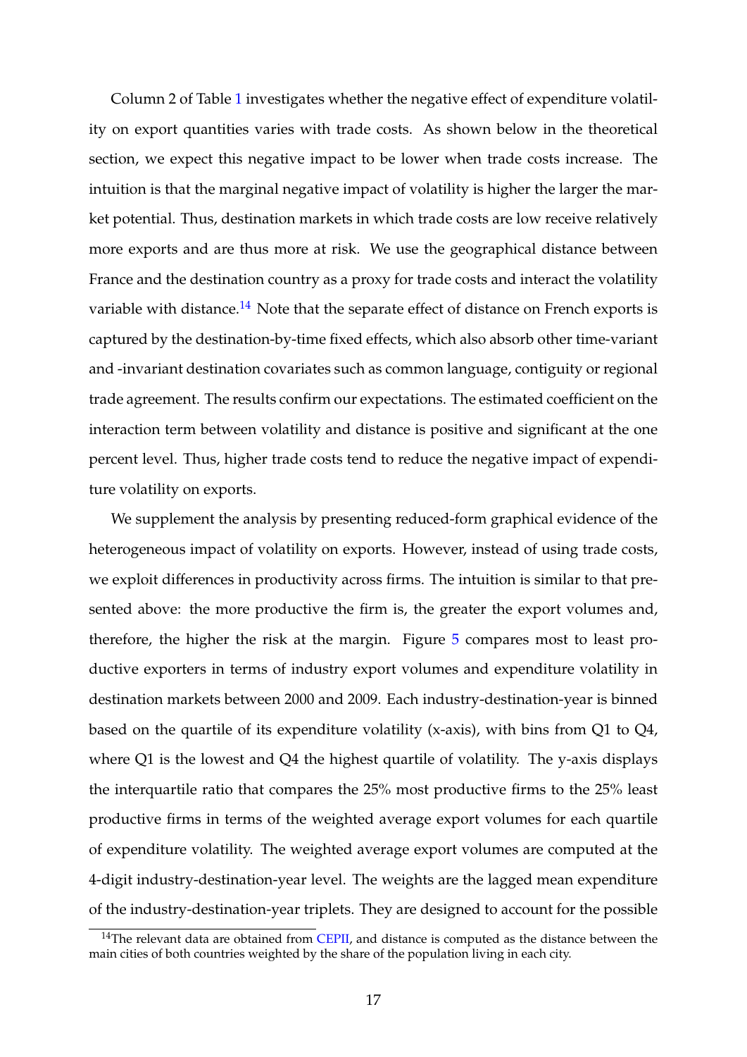Column 2 of Table 1 investigates whether the negative effect of expenditure volatility on export quantities varies with trade costs. As shown below in the theoretical section, we expect this negative impact to be lower when trade costs increase. The intuition is that the marginal negative impact of volatility is higher the larger the market potential. Thus, destination markets in which trade costs are low receive relatively more exports and are thus more at risk. We use the geographical distance between France and the destination country as a proxy for trade costs and interact the volatility variable with distance.[14] Note that the separate effect of distance on French exports is captured by the destination-by-time fixed effects, which also absorb other time-variant and -invariant destination covariates such as common language, contiguity or regional trade agreement. The results confirm our expectations. The estimated coefficient on the interaction term between volatility and distance is positive and significant at the one percent level. Thus, higher trade costs tend to reduce the negative impact of expenditure volatility on exports.

We supplement the analysis by presenting reduced-form graphical evidence of the heterogeneous impact of volatility on exports. However, instead of using trade costs, we exploit differences in productivity across firms. The intuition is similar to that presented above: the more productive the firm is, the greater the export volumes and, therefore, the higher the risk at the margin. Figure 5 compares most to least productive exporters in terms of industry export volumes and expenditure volatility in destination markets between 2000 and 2009. Each industry-destination-year is binned based on the quartile of its expenditure volatility (x-axis), with bins from Q1 to Q4, where Q1 is the lowest and Q4 the highest quartile of volatility. The y-axis displays the interquartile ratio that compares the 25% most productive firms to the 25% least productive firms in terms of the weighted average export volumes for each quartile of expenditure volatility. The weighted average export volumes are computed at the 4-digit industry-destination-year level. The weights are the lagged mean expenditure of the industry-destination-year triplets. They are designed to account for the possible

[14] The relevant data are obtained from CEPII, and distance is computed as the distance between the main cities of both countries weighted by the share of the population living in each city.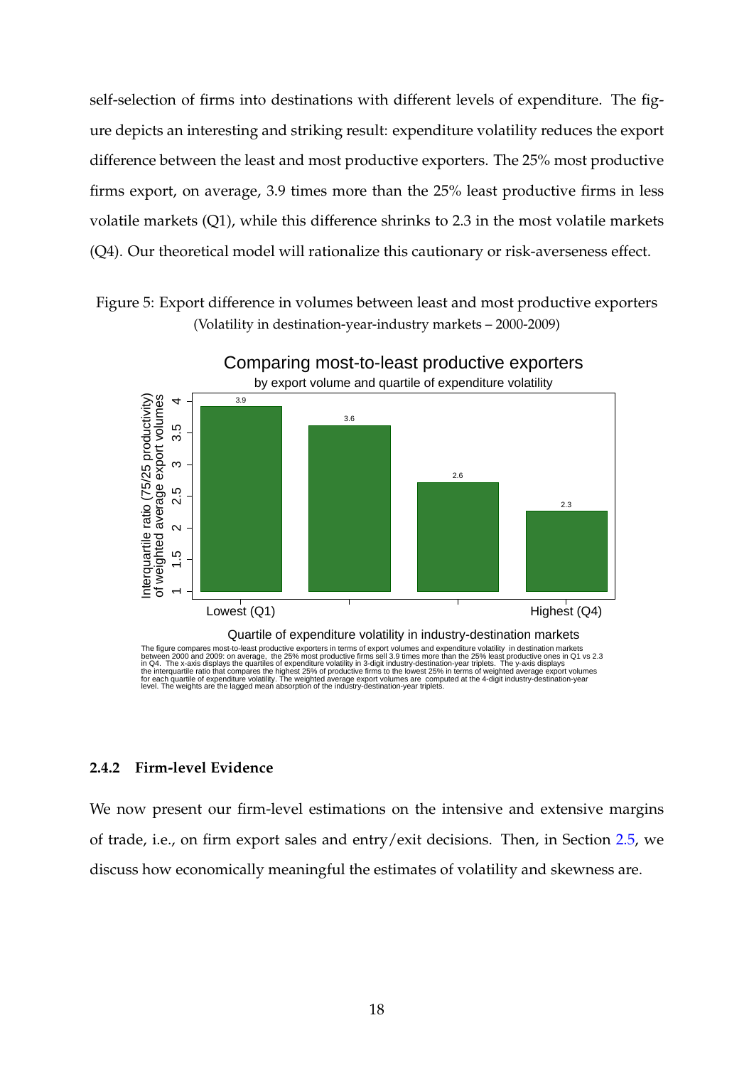self-selection of firms into destinations with different levels of expenditure. The figure depicts an interesting and striking result: expenditure volatility reduces the export difference between the least and most productive exporters. The 25% most productive firms export, on average, 3.9 times more than the 25% least productive firms in less volatile markets (Q1), while this difference shrinks to 2.3 in the most volatile markets (Q4). Our theoretical model will rationalize this cautionary or risk-averseness effect.

Figure 5: Export difference in volumes between least and most productive exporters
(Volatility in destination-year-industry markets – 2000-2009)

Comparing most-to-least productive exporters
by export volume and quartile of expenditure volatility

| Quartile of expenditure volatility in industry-destination markets | Interquartile ratio (75/25 productivity) of weighted average export volumes |
| --- | --- |
| Lowest (Q1) | 3.9 |
| Q2 | 3.6 |
| Q3 | 2.6 |
| Highest (Q4) | 2.3 |

The figure compares most-to-least productive exporters in terms of export volumes and expenditure volatility in destination markets between 2000 and 2009: on average, the 25% most productive firms sell 3.9 times more than the 25% least productive ones in Q1 vs 2.3 in Q4. The x-axis displays the quartiles of expenditure volatility in 3-digit industry-destination-year triplets. The y-axis displays the interquartile ratio that compares the highest 25% of productive firms to the lowest 25% in terms of weighted average export volumes for each quartile of expenditure volatility. The weighted average export volumes are computed at the 4-digit industry-destination-year level. The weights are the lagged mean absorption of the industry-destination-year triplets.

### 2.4.2 Firm-level Evidence

We now present our firm-level estimations on the intensive and extensive margins of trade, i.e., on firm export sales and entry/exit decisions. Then, in Section 2.5, we discuss how economically meaningful the estimates of volatility and skewness are.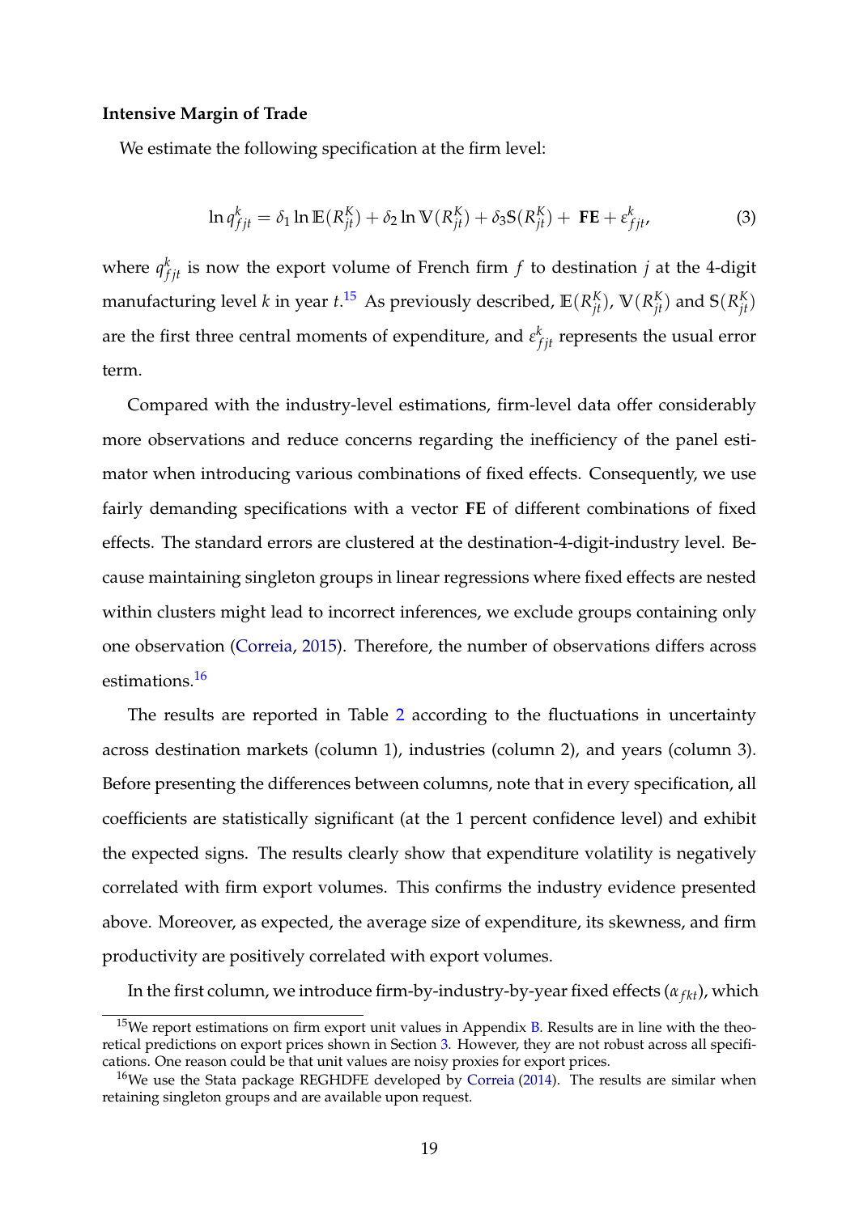**Intensive Margin of Trade**

We estimate the following specification at the firm level:

$$\ln q^k_{fjt} = \delta_1 \ln \mathbb{E}(R^K_{jt}) + \delta_2 \ln \mathbb{V}(R^K_{jt}) + \delta_3 \mathbb{S}(R^K_{jt}) + \mathbf{FE} + \varepsilon^k_{fjt}, \tag{3}$$

where $q^k_{fjt}$ is now the export volume of French firm $f$ to destination $j$ at the 4-digit manufacturing level $k$ in year $t$.[15] As previously described, $\mathbb{E}(R^K_{jt})$, $\mathbb{V}(R^K_{jt})$ and $\mathbb{S}(R^K_{jt})$ are the first three central moments of expenditure, and $\varepsilon^k_{fjt}$ represents the usual error term.

Compared with the industry-level estimations, firm-level data offer considerably more observations and reduce concerns regarding the inefficiency of the panel estimator when introducing various combinations of fixed effects. Consequently, we use fairly demanding specifications with a vector **FE** of different combinations of fixed effects. The standard errors are clustered at the destination-4-digit-industry level. Because maintaining singleton groups in linear regressions where fixed effects are nested within clusters might lead to incorrect inferences, we exclude groups containing only one observation (Correia, 2015). Therefore, the number of observations differs across estimations.[16]

The results are reported in Table 2 according to the fluctuations in uncertainty across destination markets (column 1), industries (column 2), and years (column 3). Before presenting the differences between columns, note that in every specification, all coefficients are statistically significant (at the 1 percent confidence level) and exhibit the expected signs. The results clearly show that expenditure volatility is negatively correlated with firm export volumes. This confirms the industry evidence presented above. Moreover, as expected, the average size of expenditure, its skewness, and firm productivity are positively correlated with export volumes.

In the first column, we introduce firm-by-industry-by-year fixed effects ($\alpha_{fkt}$), which

---

[15] We report estimations on firm export unit values in Appendix B. Results are in line with the theoretical predictions on export prices shown in Section 3. However, they are not robust across all specifications. One reason could be that unit values are noisy proxies for export prices.

[16] We use the Stata package REGHDFE developed by Correia (2014). The results are similar when retaining singleton groups and are available upon request.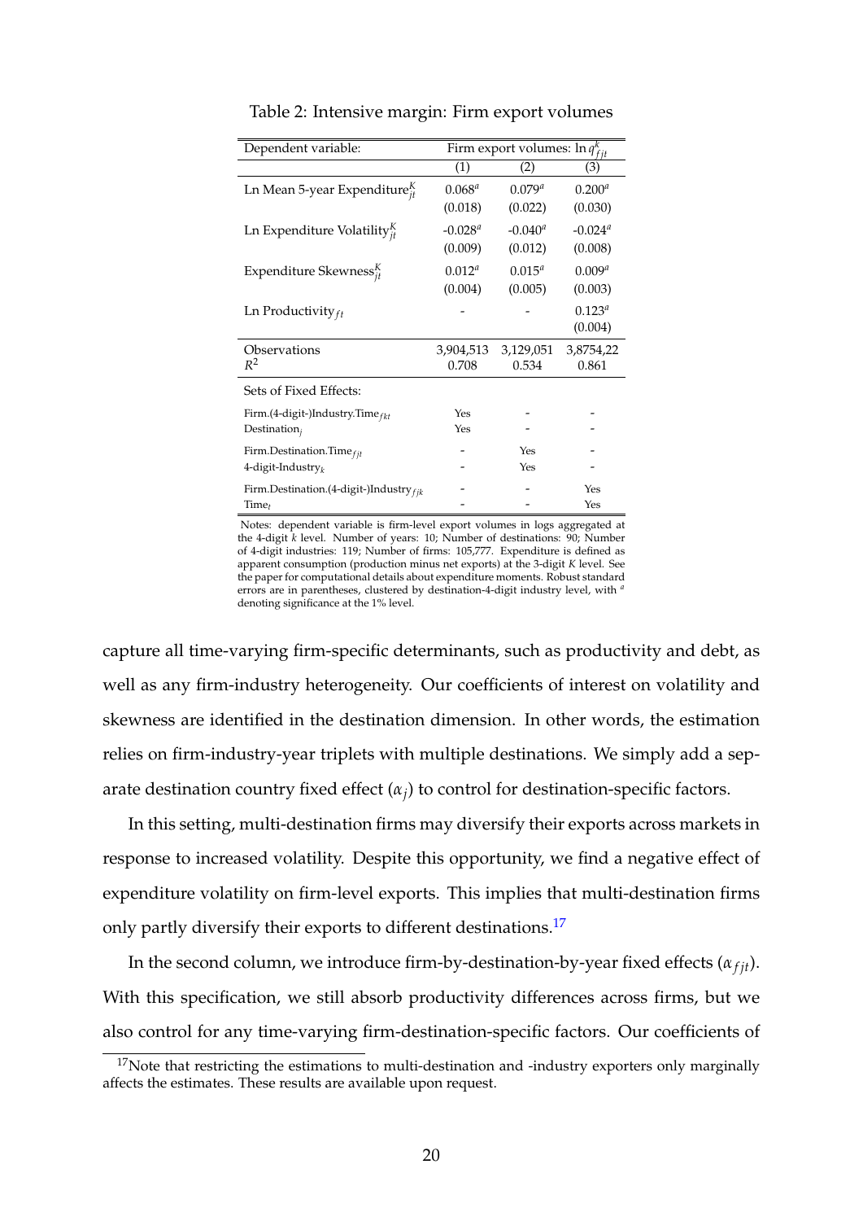Table 2: Intensive margin: Firm export volumes

| Dependent variable: | Firm export volumes: $\ln q^k_{fjt}$ | | |
|---|---|---|---|
| | (1) | (2) | (3) |
| Ln Mean 5-year Expenditure$^K_{jt}$ | $0.068^a$ | $0.079^a$ | $0.200^a$ |
| | (0.018) | (0.022) | (0.030) |
| Ln Expenditure Volatility$^K_{jt}$ | $-0.028^a$ | $-0.040^a$ | $-0.024^a$ |
| | (0.009) | (0.012) | (0.008) |
| Expenditure Skewness$^K_{jt}$ | $0.012^a$ | $0.015^a$ | $0.009^a$ |
| | (0.004) | (0.005) | (0.003) |
| Ln Productivity$_{ft}$ | - | - | $0.123^a$ |
| | | | (0.004) |
| Observations | 3,904,513 | 3,129,051 | 3,8754,22 |
| $R^2$ | 0.708 | 0.534 | 0.861 |
| Sets of Fixed Effects: | | | |
| Firm.(4-digit-)Industry.Time$_{fkt}$ | Yes | - | - |
| Destination$_j$ | Yes | - | - |
| Firm.Destination.Time$_{fjt}$ | - | Yes | - |
| 4-digit-Industry$_k$ | - | Yes | - |
| Firm.Destination.(4-digit-)Industry$_{fjk}$ | - | - | Yes |
| Time$_t$ | - | - | Yes |

Notes: dependent variable is firm-level export volumes in logs aggregated at the 4-digit $k$ level. Number of years: 10; Number of destinations: 90; Number of 4-digit industries: 119; Number of firms: 105,777. Expenditure is defined as apparent consumption (production minus net exports) at the 3-digit $K$ level. See the paper for computational details about expenditure moments. Robust standard errors are in parentheses, clustered by destination-4-digit industry level, with $^a$ denoting significance at the 1% level.

capture all time-varying firm-specific determinants, such as productivity and debt, as well as any firm-industry heterogeneity. Our coefficients of interest on volatility and skewness are identified in the destination dimension. In other words, the estimation relies on firm-industry-year triplets with multiple destinations. We simply add a separate destination country fixed effect ($\alpha_j$) to control for destination-specific factors.

In this setting, multi-destination firms may diversify their exports across markets in response to increased volatility. Despite this opportunity, we find a negative effect of expenditure volatility on firm-level exports. This implies that multi-destination firms only partly diversify their exports to different destinations.[17]

In the second column, we introduce firm-by-destination-by-year fixed effects ($\alpha_{fjt}$). With this specification, we still absorb productivity differences across firms, but we also control for any time-varying firm-destination-specific factors. Our coefficients of

[17]Note that restricting the estimations to multi-destination and -industry exporters only marginally affects the estimates. These results are available upon request.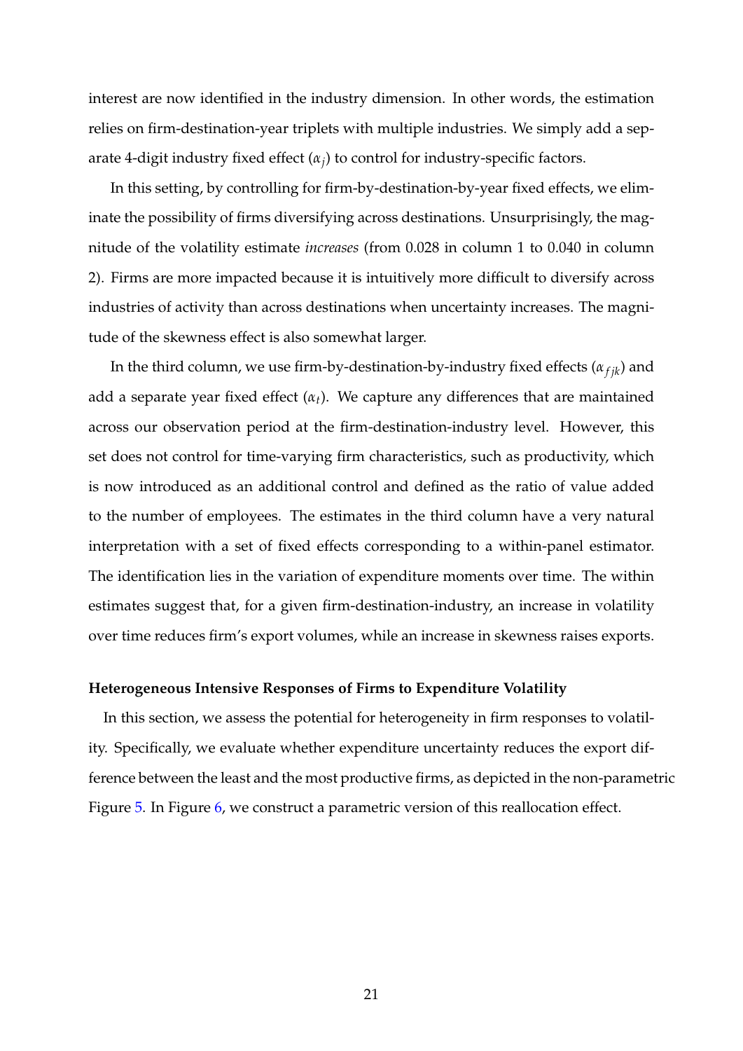interest are now identified in the industry dimension. In other words, the estimation relies on firm-destination-year triplets with multiple industries. We simply add a separate 4-digit industry fixed effect ($\alpha_j$) to control for industry-specific factors.

In this setting, by controlling for firm-by-destination-by-year fixed effects, we eliminate the possibility of firms diversifying across destinations. Unsurprisingly, the magnitude of the volatility estimate *increases* (from 0.028 in column 1 to 0.040 in column 2). Firms are more impacted because it is intuitively more difficult to diversify across industries of activity than across destinations when uncertainty increases. The magnitude of the skewness effect is also somewhat larger.

In the third column, we use firm-by-destination-by-industry fixed effects ($\alpha_{fjk}$) and add a separate year fixed effect ($\alpha_t$). We capture any differences that are maintained across our observation period at the firm-destination-industry level. However, this set does not control for time-varying firm characteristics, such as productivity, which is now introduced as an additional control and defined as the ratio of value added to the number of employees. The estimates in the third column have a very natural interpretation with a set of fixed effects corresponding to a within-panel estimator. The identification lies in the variation of expenditure moments over time. The within estimates suggest that, for a given firm-destination-industry, an increase in volatility over time reduces firm's export volumes, while an increase in skewness raises exports.

**Heterogeneous Intensive Responses of Firms to Expenditure Volatility**

In this section, we assess the potential for heterogeneity in firm responses to volatility. Specifically, we evaluate whether expenditure uncertainty reduces the export difference between the least and the most productive firms, as depicted in the non-parametric Figure 5. In Figure 6, we construct a parametric version of this reallocation effect.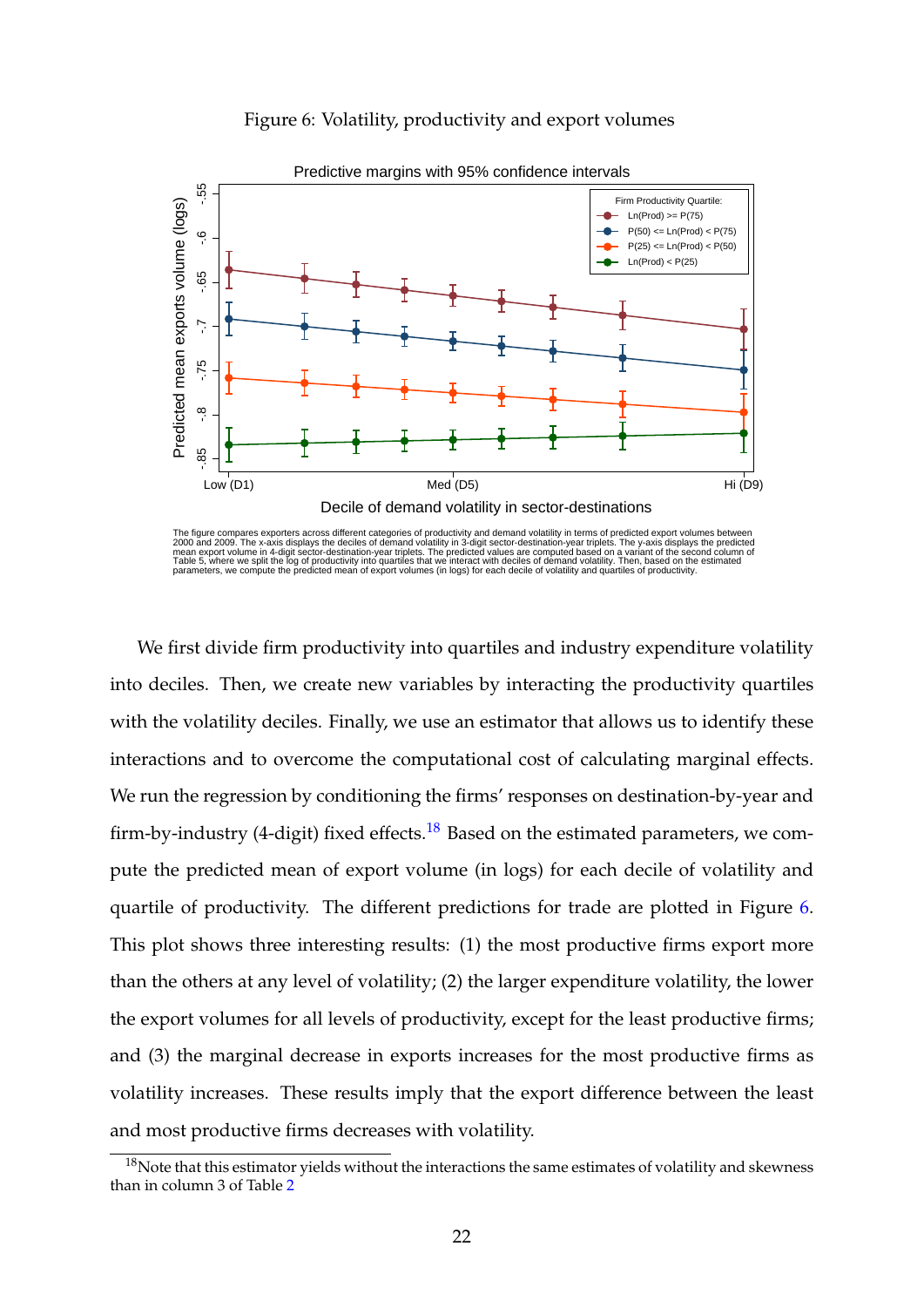Figure 6: Volatility, productivity and export volumes

Predictive margins with 95% confidence intervals

Firm Productivity Quartile: Ln(Prod) >= P(75); P(50) <= Ln(Prod) < P(75); P(25) <= Ln(Prod) < P(50); Ln(Prod) < P(25)

Predicted mean exports volume (logs)

Decile of demand volatility in sector-destinations

The figure compares exporters across different categories of productivity and demand volatility in terms of predicted export volumes between 2000 and 2009. The x-axis displays the deciles of demand volatility in 3-digit sector-destination-year triplets. The y-axis displays the predicted mean export volume in 4-digit sector-destination-year triplets. The predicted values are computed based on a variant of the second column of Table 5, where we split the log of productivity into quartiles that we interact with deciles of demand volatility. Then, based on the estimated parameters, we compute the predicted mean of export volumes (in logs) for each decile of volatility and quartiles of productivity.

We first divide firm productivity into quartiles and industry expenditure volatility into deciles. Then, we create new variables by interacting the productivity quartiles with the volatility deciles. Finally, we use an estimator that allows us to identify these interactions and to overcome the computational cost of calculating marginal effects. We run the regression by conditioning the firms' responses on destination-by-year and firm-by-industry (4-digit) fixed effects.[18] Based on the estimated parameters, we compute the predicted mean of export volume (in logs) for each decile of volatility and quartile of productivity. The different predictions for trade are plotted in Figure 6. This plot shows three interesting results: (1) the most productive firms export more than the others at any level of volatility; (2) the larger expenditure volatility, the lower the export volumes for all levels of productivity, except for the least productive firms; and (3) the marginal decrease in exports increases for the most productive firms as volatility increases. These results imply that the export difference between the least and most productive firms decreases with volatility.

[18] Note that this estimator yields without the interactions the same estimates of volatility and skewness than in column 3 of Table 2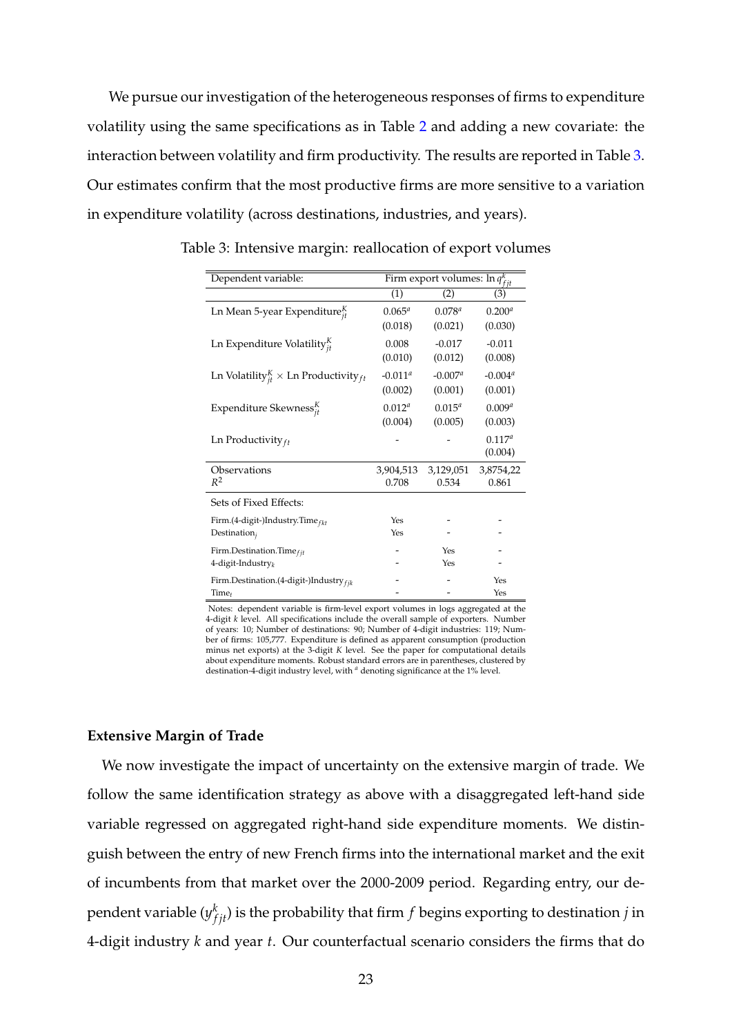We pursue our investigation of the heterogeneous responses of firms to expenditure volatility using the same specifications as in Table 2 and adding a new covariate: the interaction between volatility and firm productivity. The results are reported in Table 3. Our estimates confirm that the most productive firms are more sensitive to a variation in expenditure volatility (across destinations, industries, and years).

Table 3: Intensive margin: reallocation of export volumes

| Dependent variable: | Firm export volumes: $\ln q^k_{fjt}$ | | |
|---|---|---|---|
| | (1) | (2) | (3) |
| Ln Mean 5-year Expenditure$^K_{jt}$ | $0.065^a$ | $0.078^a$ | $0.200^a$ |
| | (0.018) | (0.021) | (0.030) |
| Ln Expenditure Volatility$^K_{jt}$ | 0.008 | -0.017 | -0.011 |
| | (0.010) | (0.012) | (0.008) |
| Ln Volatility$^K_{jt}$ $\times$ Ln Productivity$_{ft}$ | $-0.011^a$ | $-0.007^a$ | $-0.004^a$ |
| | (0.002) | (0.001) | (0.001) |
| Expenditure Skewness$^K_{jt}$ | $0.012^a$ | $0.015^a$ | $0.009^a$ |
| | (0.004) | (0.005) | (0.003) |
| Ln Productivity$_{ft}$ | - | - | $0.117^a$ |
| | | | (0.004) |
| Observations | 3,904,513 | 3,129,051 | 3,8754,22 |
| $R^2$ | 0.708 | 0.534 | 0.861 |
| Sets of Fixed Effects: | | | |
| Firm.(4-digit-)Industry.Time$_{fkt}$ | Yes | - | - |
| Destination$_j$ | Yes | - | - |
| Firm.Destination.Time$_{fjt}$ | - | Yes | - |
| 4-digit-Industry$_k$ | - | Yes | - |
| Firm.Destination.(4-digit-)Industry$_{fjk}$ | - | - | Yes |
| Time$_t$ | - | - | Yes |

Notes: dependent variable is firm-level export volumes in logs aggregated at the 4-digit $k$ level. All specifications include the overall sample of exporters. Number of years: 10; Number of destinations: 90; Number of 4-digit industries: 119; Number of firms: 105,777. Expenditure is defined as apparent consumption (production minus net exports) at the 3-digit $K$ level. See the paper for computational details about expenditure moments. Robust standard errors are in parentheses, clustered by destination-4-digit industry level, with $^a$ denoting significance at the 1% level.

### Extensive Margin of Trade

We now investigate the impact of uncertainty on the extensive margin of trade. We follow the same identification strategy as above with a disaggregated left-hand side variable regressed on aggregated right-hand side expenditure moments. We distinguish between the entry of new French firms into the international market and the exit of incumbents from that market over the 2000-2009 period. Regarding entry, our dependent variable ($y^k_{fjt}$) is the probability that firm $f$ begins exporting to destination $j$ in 4-digit industry $k$ and year $t$. Our counterfactual scenario considers the firms that do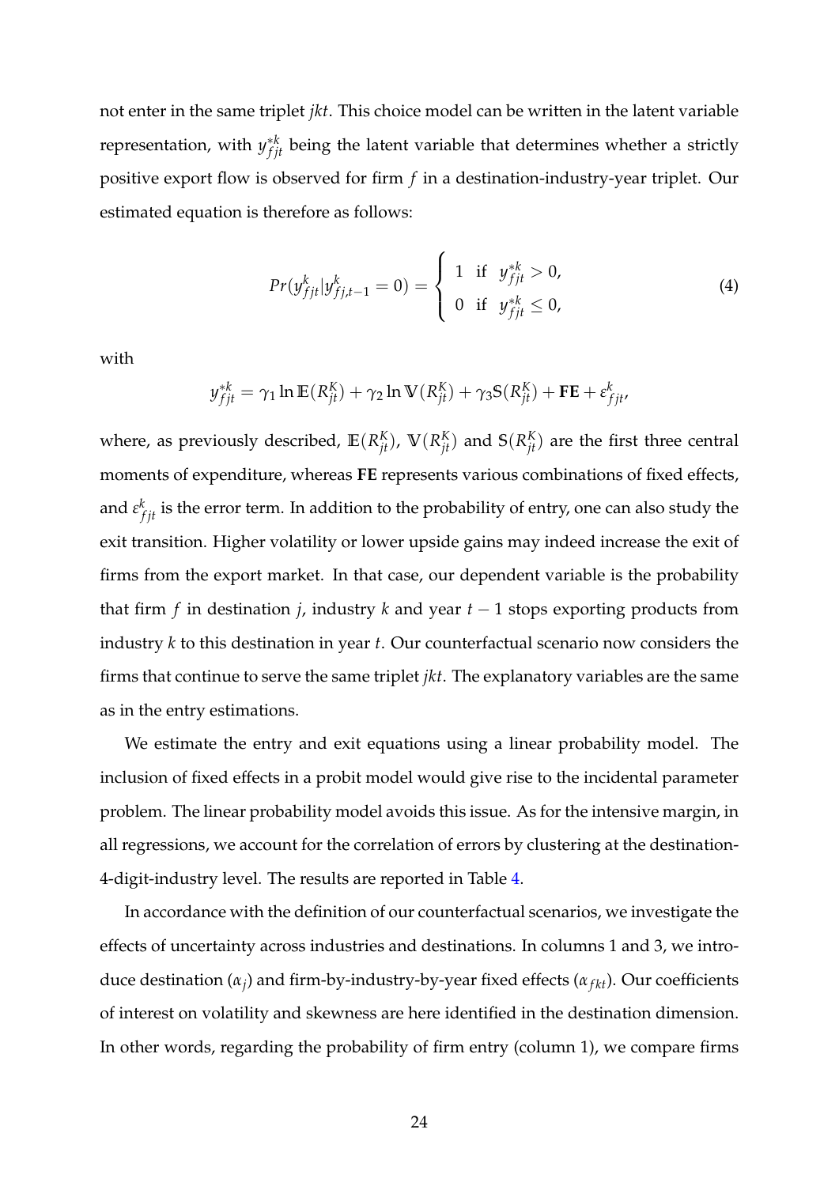not enter in the same triplet *jkt*. This choice model can be written in the latent variable representation, with $y^{*k}_{fjt}$ being the latent variable that determines whether a strictly positive export flow is observed for firm $f$ in a destination-industry-year triplet. Our estimated equation is therefore as follows:

$$Pr(y^{k}_{fjt}|y^{k}_{fj,t-1}=0) = \begin{cases} 1 & \text{if} \quad y^{*k}_{fjt} > 0, \\ 0 & \text{if} \quad y^{*k}_{fjt} \leq 0, \end{cases} \tag{4}$$

with

$$y^{*k}_{fjt} = \gamma_1 \ln \mathbb{E}(R^K_{jt}) + \gamma_2 \ln \mathbb{V}(R^K_{jt}) + \gamma_3 \mathbb{S}(R^K_{jt}) + \mathbf{FE} + \varepsilon^k_{fjt},$$

where, as previously described, $\mathbb{E}(R^K_{jt})$, $\mathbb{V}(R^K_{jt})$ and $\mathbb{S}(R^K_{jt})$ are the first three central moments of expenditure, whereas **FE** represents various combinations of fixed effects, and $\varepsilon^k_{fjt}$ is the error term. In addition to the probability of entry, one can also study the exit transition. Higher volatility or lower upside gains may indeed increase the exit of firms from the export market. In that case, our dependent variable is the probability that firm $f$ in destination $j$, industry $k$ and year $t-1$ stops exporting products from industry $k$ to this destination in year $t$. Our counterfactual scenario now considers the firms that continue to serve the same triplet *jkt*. The explanatory variables are the same as in the entry estimations.

We estimate the entry and exit equations using a linear probability model. The inclusion of fixed effects in a probit model would give rise to the incidental parameter problem. The linear probability model avoids this issue. As for the intensive margin, in all regressions, we account for the correlation of errors by clustering at the destination-4-digit-industry level. The results are reported in Table 4.

In accordance with the definition of our counterfactual scenarios, we investigate the effects of uncertainty across industries and destinations. In columns 1 and 3, we introduce destination ($\alpha_j$) and firm-by-industry-by-year fixed effects ($\alpha_{fkt}$). Our coefficients of interest on volatility and skewness are here identified in the destination dimension. In other words, regarding the probability of firm entry (column 1), we compare firms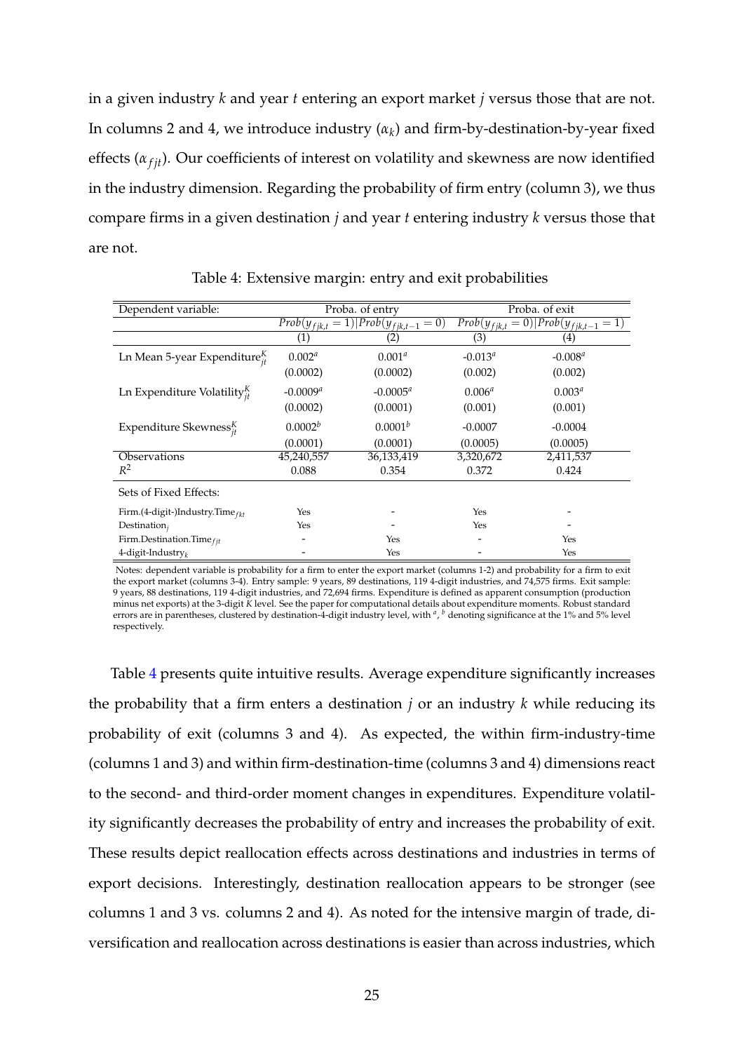in a given industry $k$ and year $t$ entering an export market $j$ versus those that are not. In columns 2 and 4, we introduce industry ($\alpha_k$) and firm-by-destination-by-year fixed effects ($\alpha_{fjt}$). Our coefficients of interest on volatility and skewness are now identified in the industry dimension. Regarding the probability of firm entry (column 3), we thus compare firms in a given destination $j$ and year $t$ entering industry $k$ versus those that are not.

Table 4: Extensive margin: entry and exit probabilities

| Dependent variable: | Proba. of entry | | Proba. of exit | |
|---|---|---|---|---|
| | $Prob(y_{fjk,t}=1) \| Prob(y_{fjk,t-1}=0)$ | | $Prob(y_{fjk,t}=0) \| Prob(y_{fjk,t-1}=1)$ | |
| | (1) | (2) | (3) | (4) |
| Ln Mean 5-year Expenditure$^K_{jt}$ | $0.002^a$ | $0.001^a$ | $-0.013^a$ | $-0.008^a$ |
| | (0.0002) | (0.0002) | (0.002) | (0.002) |
| Ln Expenditure Volatility$^K_{jt}$ | $-0.0009^a$ | $-0.0005^a$ | $0.006^a$ | $0.003^a$ |
| | (0.0002) | (0.0001) | (0.001) | (0.001) |
| Expenditure Skewness$^K_{jt}$ | $0.0002^b$ | $0.0001^b$ | -0.0007 | -0.0004 |
| | (0.0001) | (0.0001) | (0.0005) | (0.0005) |
| Observations | 45,240,557 | 36,133,419 | 3,320,672 | 2,411,537 |
| $R^2$ | 0.088 | 0.354 | 0.372 | 0.424 |
| Sets of Fixed Effects: | | | | |
| Firm.(4-digit-)Industry.Time$_{fkt}$ | Yes | - | Yes | - |
| Destination$_j$ | Yes | - | Yes | - |
| Firm.Destination.Time$_{fjt}$ | - | Yes | - | Yes |
| 4-digit-Industry$_k$ | - | Yes | - | Yes |

Notes: dependent variable is probability for a firm to enter the export market (columns 1-2) and probability for a firm to exit the export market (columns 3-4). Entry sample: 9 years, 89 destinations, 119 4-digit industries, and 74,575 firms. Exit sample: 9 years, 88 destinations, 119 4-digit industries, and 72,694 firms. Expenditure is defined as apparent consumption (production minus net exports) at the 3-digit $K$ level. See the paper for computational details about expenditure moments. Robust standard errors are in parentheses, clustered by destination-4-digit industry level, with $^a$, $^b$ denoting significance at the 1% and 5% level respectively.

Table 4 presents quite intuitive results. Average expenditure significantly increases the probability that a firm enters a destination $j$ or an industry $k$ while reducing its probability of exit (columns 3 and 4). As expected, the within firm-industry-time (columns 1 and 3) and within firm-destination-time (columns 3 and 4) dimensions react to the second- and third-order moment changes in expenditures. Expenditure volatility significantly decreases the probability of entry and increases the probability of exit. These results depict reallocation effects across destinations and industries in terms of export decisions. Interestingly, destination reallocation appears to be stronger (see columns 1 and 3 vs. columns 2 and 4). As noted for the intensive margin of trade, diversification and reallocation across destinations is easier than across industries, which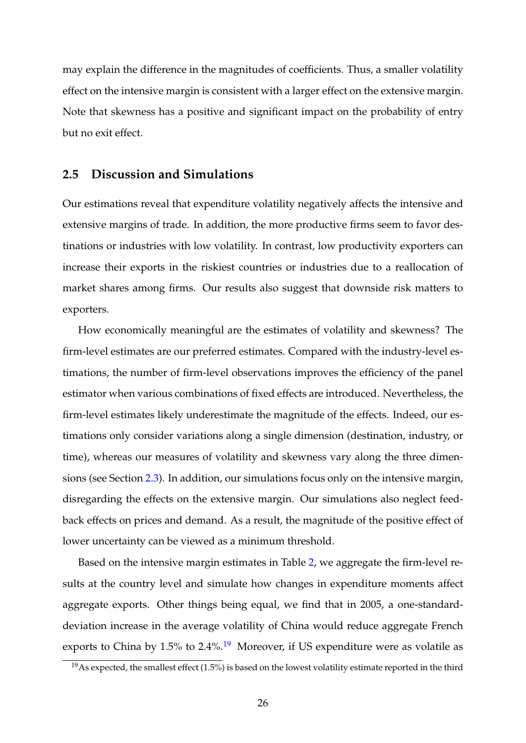may explain the difference in the magnitudes of coefficients. Thus, a smaller volatility effect on the intensive margin is consistent with a larger effect on the extensive margin. Note that skewness has a positive and significant impact on the probability of entry but no exit effect.

## 2.5 Discussion and Simulations

Our estimations reveal that expenditure volatility negatively affects the intensive and extensive margins of trade. In addition, the more productive firms seem to favor destinations or industries with low volatility. In contrast, low productivity exporters can increase their exports in the riskiest countries or industries due to a reallocation of market shares among firms. Our results also suggest that downside risk matters to exporters.

How economically meaningful are the estimates of volatility and skewness? The firm-level estimates are our preferred estimates. Compared with the industry-level estimations, the number of firm-level observations improves the efficiency of the panel estimator when various combinations of fixed effects are introduced. Nevertheless, the firm-level estimates likely underestimate the magnitude of the effects. Indeed, our estimations only consider variations along a single dimension (destination, industry, or time), whereas our measures of volatility and skewness vary along the three dimensions (see Section 2.3). In addition, our simulations focus only on the intensive margin, disregarding the effects on the extensive margin. Our simulations also neglect feedback effects on prices and demand. As a result, the magnitude of the positive effect of lower uncertainty can be viewed as a minimum threshold.

Based on the intensive margin estimates in Table 2, we aggregate the firm-level results at the country level and simulate how changes in expenditure moments affect aggregate exports. Other things being equal, we find that in 2005, a one-standard-deviation increase in the average volatility of China would reduce aggregate French exports to China by 1.5% to 2.4%.[19] Moreover, if US expenditure were as volatile as

[19] As expected, the smallest effect (1.5%) is based on the lowest volatility estimate reported in the third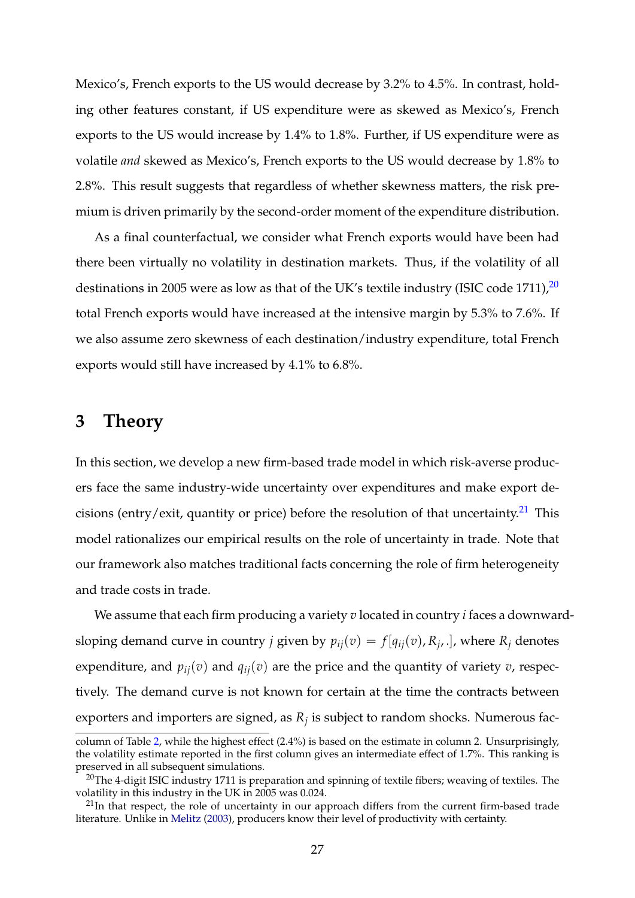Mexico's, French exports to the US would decrease by 3.2% to 4.5%. In contrast, holding other features constant, if US expenditure were as skewed as Mexico's, French exports to the US would increase by 1.4% to 1.8%. Further, if US expenditure were as volatile *and* skewed as Mexico's, French exports to the US would decrease by 1.8% to 2.8%. This result suggests that regardless of whether skewness matters, the risk premium is driven primarily by the second-order moment of the expenditure distribution.

As a final counterfactual, we consider what French exports would have been had there been virtually no volatility in destination markets. Thus, if the volatility of all destinations in 2005 were as low as that of the UK's textile industry (ISIC code 1711),[20] total French exports would have increased at the intensive margin by 5.3% to 7.6%. If we also assume zero skewness of each destination/industry expenditure, total French exports would still have increased by 4.1% to 6.8%.

## 3 Theory

In this section, we develop a new firm-based trade model in which risk-averse producers face the same industry-wide uncertainty over expenditures and make export decisions (entry/exit, quantity or price) before the resolution of that uncertainty.[21] This model rationalizes our empirical results on the role of uncertainty in trade. Note that our framework also matches traditional facts concerning the role of firm heterogeneity and trade costs in trade.

We assume that each firm producing a variety $v$ located in country $i$ faces a downward-sloping demand curve in country $j$ given by $p_{ij}(v) = f[q_{ij}(v), R_j, .]$, where $R_j$ denotes expenditure, and $p_{ij}(v)$ and $q_{ij}(v)$ are the price and the quantity of variety $v$, respectively. The demand curve is not known for certain at the time the contracts between exporters and importers are signed, as $R_j$ is subject to random shocks. Numerous fac-

---

column of Table 2, while the highest effect (2.4%) is based on the estimate in column 2. Unsurprisingly, the volatility estimate reported in the first column gives an intermediate effect of 1.7%. This ranking is preserved in all subsequent simulations.

[20] The 4-digit ISIC industry 1711 is preparation and spinning of textile fibers; weaving of textiles. The volatility in this industry in the UK in 2005 was 0.024.

[21] In that respect, the role of uncertainty in our approach differs from the current firm-based trade literature. Unlike in Melitz (2003), producers know their level of productivity with certainty.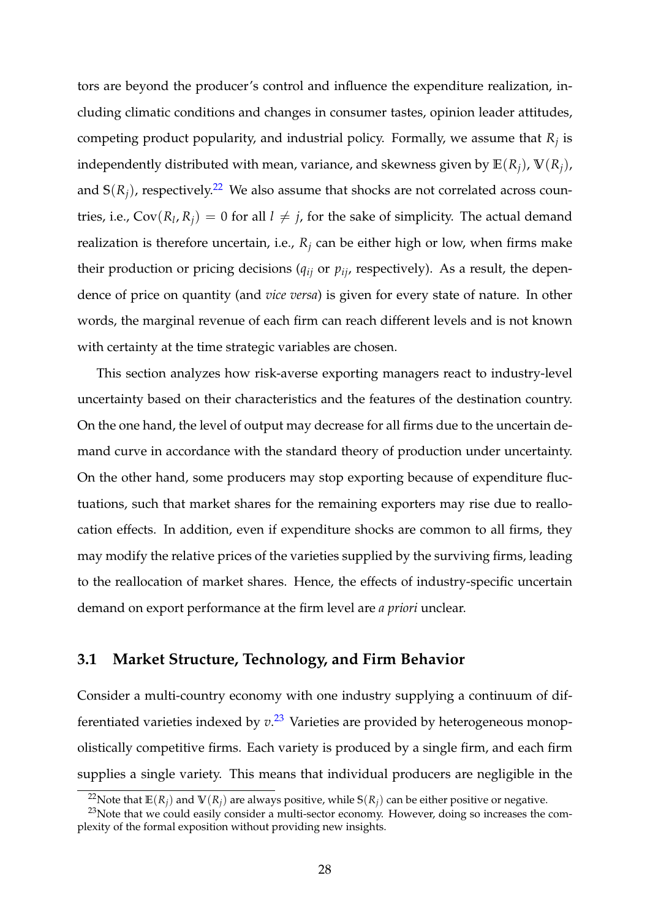tors are beyond the producer's control and influence the expenditure realization, including climatic conditions and changes in consumer tastes, opinion leader attitudes, competing product popularity, and industrial policy. Formally, we assume that $R_j$ is independently distributed with mean, variance, and skewness given by $\mathbb{E}(R_j)$, $\mathbb{V}(R_j)$, and $\mathbb{S}(R_j)$, respectively.[22] We also assume that shocks are not correlated across countries, i.e., $\text{Cov}(R_l, R_j) = 0$ for all $l \neq j$, for the sake of simplicity. The actual demand realization is therefore uncertain, i.e., $R_j$ can be either high or low, when firms make their production or pricing decisions ($q_{ij}$ or $p_{ij}$, respectively). As a result, the dependence of price on quantity (and *vice versa*) is given for every state of nature. In other words, the marginal revenue of each firm can reach different levels and is not known with certainty at the time strategic variables are chosen.

This section analyzes how risk-averse exporting managers react to industry-level uncertainty based on their characteristics and the features of the destination country. On the one hand, the level of output may decrease for all firms due to the uncertain demand curve in accordance with the standard theory of production under uncertainty. On the other hand, some producers may stop exporting because of expenditure fluctuations, such that market shares for the remaining exporters may rise due to reallocation effects. In addition, even if expenditure shocks are common to all firms, they may modify the relative prices of the varieties supplied by the surviving firms, leading to the reallocation of market shares. Hence, the effects of industry-specific uncertain demand on export performance at the firm level are *a priori* unclear.

### 3.1 Market Structure, Technology, and Firm Behavior

Consider a multi-country economy with one industry supplying a continuum of differentiated varieties indexed by $v$.[23] Varieties are provided by heterogeneous monopolistically competitive firms. Each variety is produced by a single firm, and each firm supplies a single variety. This means that individual producers are negligible in the

[22] Note that $\mathbb{E}(R_j)$ and $\mathbb{V}(R_j)$ are always positive, while $\mathbb{S}(R_j)$ can be either positive or negative.

[23] Note that we could easily consider a multi-sector economy. However, doing so increases the complexity of the formal exposition without providing new insights.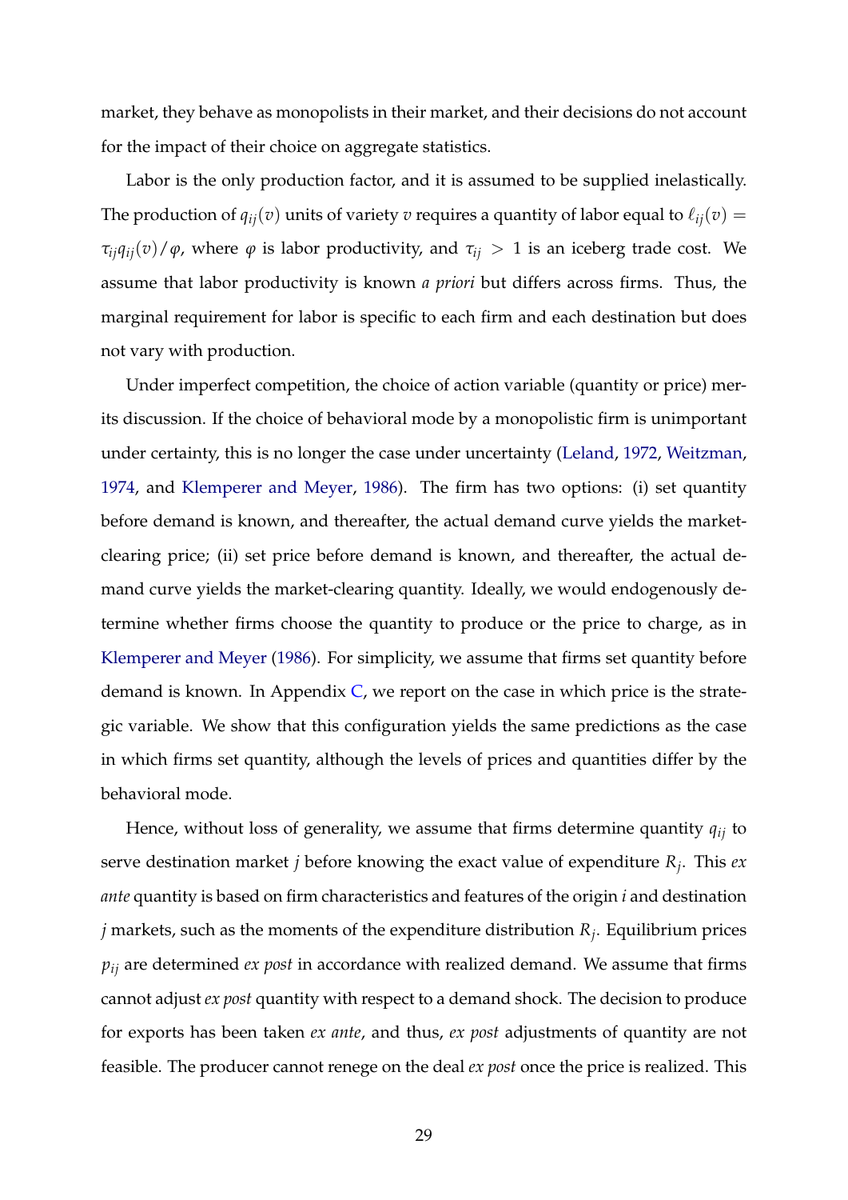market, they behave as monopolists in their market, and their decisions do not account for the impact of their choice on aggregate statistics.

Labor is the only production factor, and it is assumed to be supplied inelastically. The production of $q_{ij}(v)$ units of variety $v$ requires a quantity of labor equal to $\ell_{ij}(v) = \tau_{ij}q_{ij}(v)/\varphi$, where $\varphi$ is labor productivity, and $\tau_{ij} > 1$ is an iceberg trade cost. We assume that labor productivity is known *a priori* but differs across firms. Thus, the marginal requirement for labor is specific to each firm and each destination but does not vary with production.

Under imperfect competition, the choice of action variable (quantity or price) merits discussion. If the choice of behavioral mode by a monopolistic firm is unimportant under certainty, this is no longer the case under uncertainty (Leland, 1972, Weitzman, 1974, and Klemperer and Meyer, 1986). The firm has two options: (i) set quantity before demand is known, and thereafter, the actual demand curve yields the market-clearing price; (ii) set price before demand is known, and thereafter, the actual demand curve yields the market-clearing quantity. Ideally, we would endogenously determine whether firms choose the quantity to produce or the price to charge, as in Klemperer and Meyer (1986). For simplicity, we assume that firms set quantity before demand is known. In Appendix C, we report on the case in which price is the strategic variable. We show that this configuration yields the same predictions as the case in which firms set quantity, although the levels of prices and quantities differ by the behavioral mode.

Hence, without loss of generality, we assume that firms determine quantity $q_{ij}$ to serve destination market $j$ before knowing the exact value of expenditure $R_j$. This *ex ante* quantity is based on firm characteristics and features of the origin $i$ and destination $j$ markets, such as the moments of the expenditure distribution $R_j$. Equilibrium prices $p_{ij}$ are determined *ex post* in accordance with realized demand. We assume that firms cannot adjust *ex post* quantity with respect to a demand shock. The decision to produce for exports has been taken *ex ante*, and thus, *ex post* adjustments of quantity are not feasible. The producer cannot renege on the deal *ex post* once the price is realized. This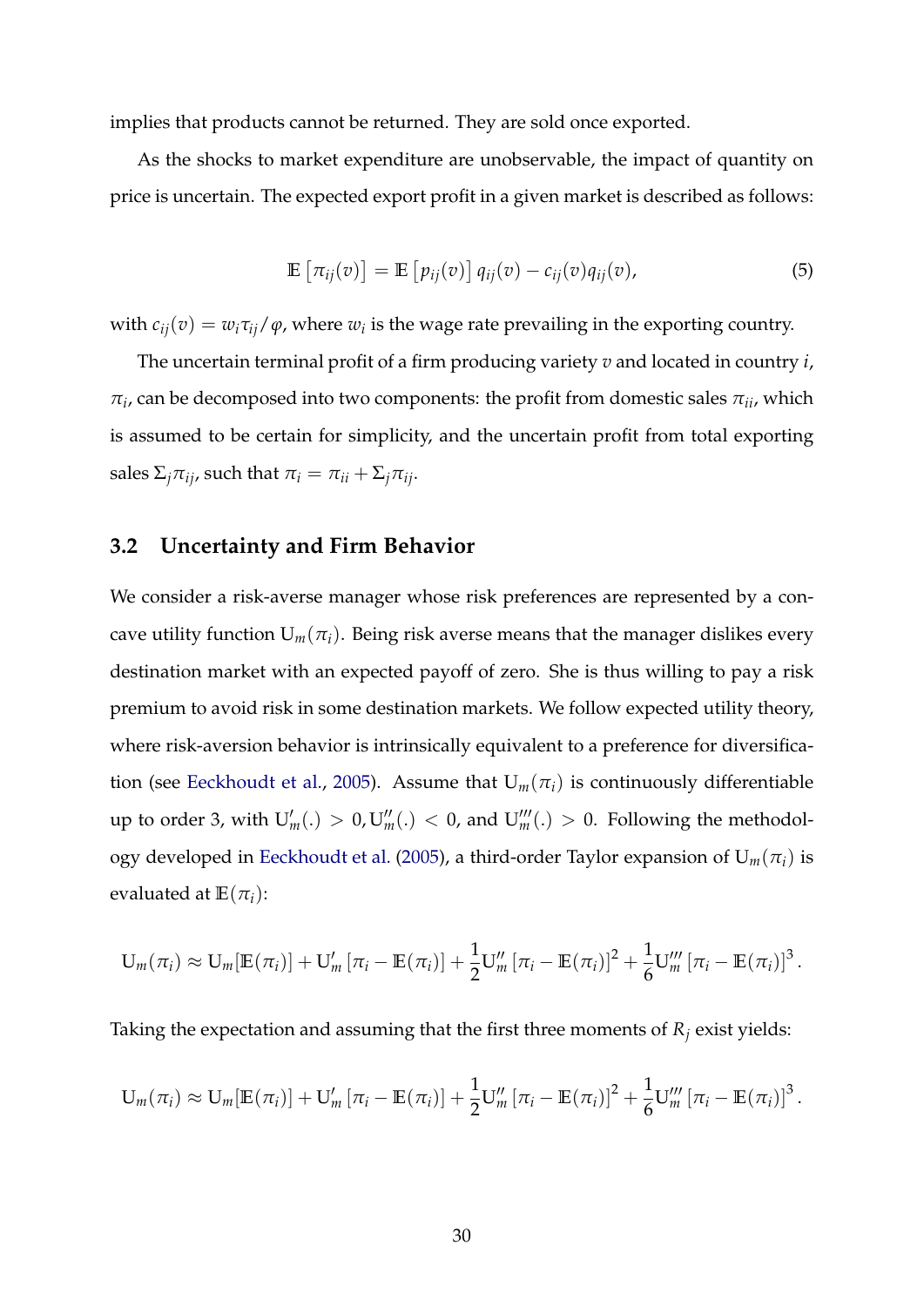implies that products cannot be returned. They are sold once exported.

As the shocks to market expenditure are unobservable, the impact of quantity on price is uncertain. The expected export profit in a given market is described as follows:

$$\mathbb{E}\left[\pi_{ij}(v)\right] = \mathbb{E}\left[p_{ij}(v)\right] q_{ij}(v) - c_{ij}(v) q_{ij}(v), \tag{5}$$

with $c_{ij}(v) = w_i \tau_{ij} / \varphi$, where $w_i$ is the wage rate prevailing in the exporting country.

The uncertain terminal profit of a firm producing variety $v$ and located in country $i$, $\pi_i$, can be decomposed into two components: the profit from domestic sales $\pi_{ii}$, which is assumed to be certain for simplicity, and the uncertain profit from total exporting sales $\Sigma_j \pi_{ij}$, such that $\pi_i = \pi_{ii} + \Sigma_j \pi_{ij}$.

## 3.2 Uncertainty and Firm Behavior

We consider a risk-averse manager whose risk preferences are represented by a concave utility function $\mathrm{U}_m(\pi_i)$. Being risk averse means that the manager dislikes every destination market with an expected payoff of zero. She is thus willing to pay a risk premium to avoid risk in some destination markets. We follow expected utility theory, where risk-aversion behavior is intrinsically equivalent to a preference for diversification (see Eeckhoudt et al., 2005). Assume that $\mathrm{U}_m(\pi_i)$ is continuously differentiable up to order 3, with $\mathrm{U}'_m(.) > 0, \mathrm{U}''_m(.) < 0$, and $\mathrm{U}'''_m(.) > 0$. Following the methodology developed in Eeckhoudt et al. (2005), a third-order Taylor expansion of $\mathrm{U}_m(\pi_i)$ is evaluated at $\mathbb{E}(\pi_i)$:

$$\mathrm{U}_m(\pi_i) \approx \mathrm{U}_m[\mathbb{E}(\pi_i)] + \mathrm{U}'_m\left[\pi_i - \mathbb{E}(\pi_i)\right] + \frac{1}{2}\mathrm{U}''_m\left[\pi_i - \mathbb{E}(\pi_i)\right]^2 + \frac{1}{6}\mathrm{U}'''_m\left[\pi_i - \mathbb{E}(\pi_i)\right]^3.$$

Taking the expectation and assuming that the first three moments of $R_j$ exist yields:

$$\mathrm{U}_m(\pi_i) \approx \mathrm{U}_m[\mathbb{E}(\pi_i)] + \mathrm{U}'_m\left[\pi_i - \mathbb{E}(\pi_i)\right] + \frac{1}{2}\mathrm{U}''_m\left[\pi_i - \mathbb{E}(\pi_i)\right]^2 + \frac{1}{6}\mathrm{U}'''_m\left[\pi_i - \mathbb{E}(\pi_i)\right]^3.$$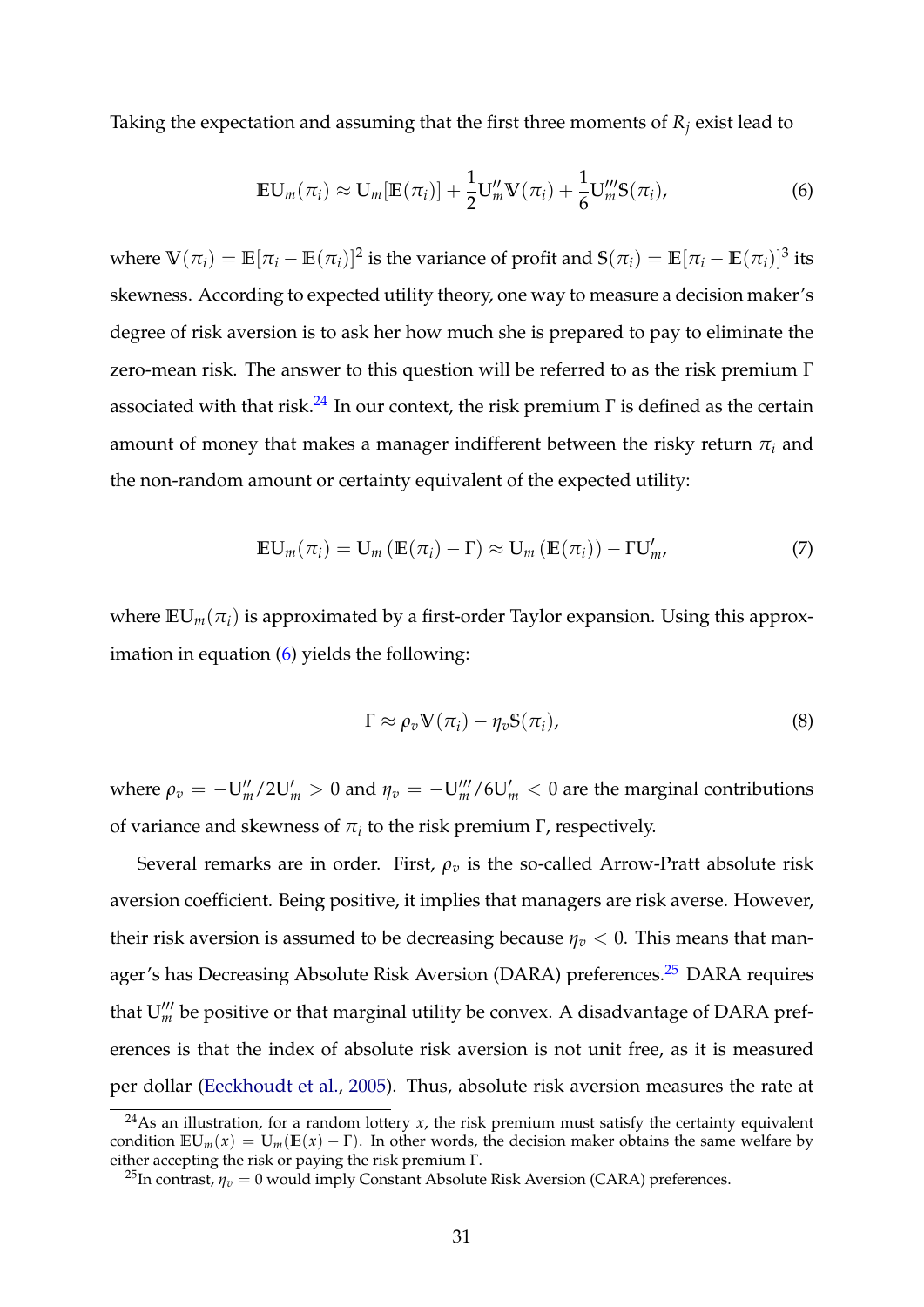Taking the expectation and assuming that the first three moments of $R_j$ exist lead to

$$\mathbb{E}\mathrm{U}_m(\pi_i) \approx \mathrm{U}_m[\mathbb{E}(\pi_i)] + \frac{1}{2}\mathrm{U}''_m \mathbb{V}(\pi_i) + \frac{1}{6}\mathrm{U}'''_m \mathbb{S}(\pi_i), \tag{6}$$

where $\mathbb{V}(\pi_i) = \mathbb{E}[\pi_i - \mathbb{E}(\pi_i)]^2$ is the variance of profit and $\mathbb{S}(\pi_i) = \mathbb{E}[\pi_i - \mathbb{E}(\pi_i)]^3$ its skewness. According to expected utility theory, one way to measure a decision maker's degree of risk aversion is to ask her how much she is prepared to pay to eliminate the zero-mean risk. The answer to this question will be referred to as the risk premium $\Gamma$ associated with that risk.[24] In our context, the risk premium $\Gamma$ is defined as the certain amount of money that makes a manager indifferent between the risky return $\pi_i$ and the non-random amount or certainty equivalent of the expected utility:

$$\mathbb{E}\mathrm{U}_m(\pi_i) = \mathrm{U}_m\left(\mathbb{E}(\pi_i) - \Gamma\right) \approx \mathrm{U}_m\left(\mathbb{E}(\pi_i)\right) - \Gamma \mathrm{U}'_m, \tag{7}$$

where $\mathbb{E}\mathrm{U}_m(\pi_i)$ is approximated by a first-order Taylor expansion. Using this approximation in equation (6) yields the following:

$$\Gamma \approx \rho_v \mathbb{V}(\pi_i) - \eta_v \mathbb{S}(\pi_i), \tag{8}$$

where $\rho_v = -\mathrm{U}''_m/2\mathrm{U}'_m > 0$ and $\eta_v = -\mathrm{U}'''_m/6\mathrm{U}'_m < 0$ are the marginal contributions of variance and skewness of $\pi_i$ to the risk premium $\Gamma$, respectively.

Several remarks are in order. First, $\rho_v$ is the so-called Arrow-Pratt absolute risk aversion coefficient. Being positive, it implies that managers are risk averse. However, their risk aversion is assumed to be decreasing because $\eta_v < 0$. This means that manager's has Decreasing Absolute Risk Aversion (DARA) preferences.[25] DARA requires that $\mathrm{U}'''_m$ be positive or that marginal utility be convex. A disadvantage of DARA preferences is that the index of absolute risk aversion is not unit free, as it is measured per dollar (Eeckhoudt et al., 2005). Thus, absolute risk aversion measures the rate at

[24] As an illustration, for a random lottery $x$, the risk premium must satisfy the certainty equivalent condition $\mathbb{E}\mathrm{U}_m(x) = \mathrm{U}_m(\mathbb{E}(x) - \Gamma)$. In other words, the decision maker obtains the same welfare by either accepting the risk or paying the risk premium $\Gamma$.

[25] In contrast, $\eta_v = 0$ would imply Constant Absolute Risk Aversion (CARA) preferences.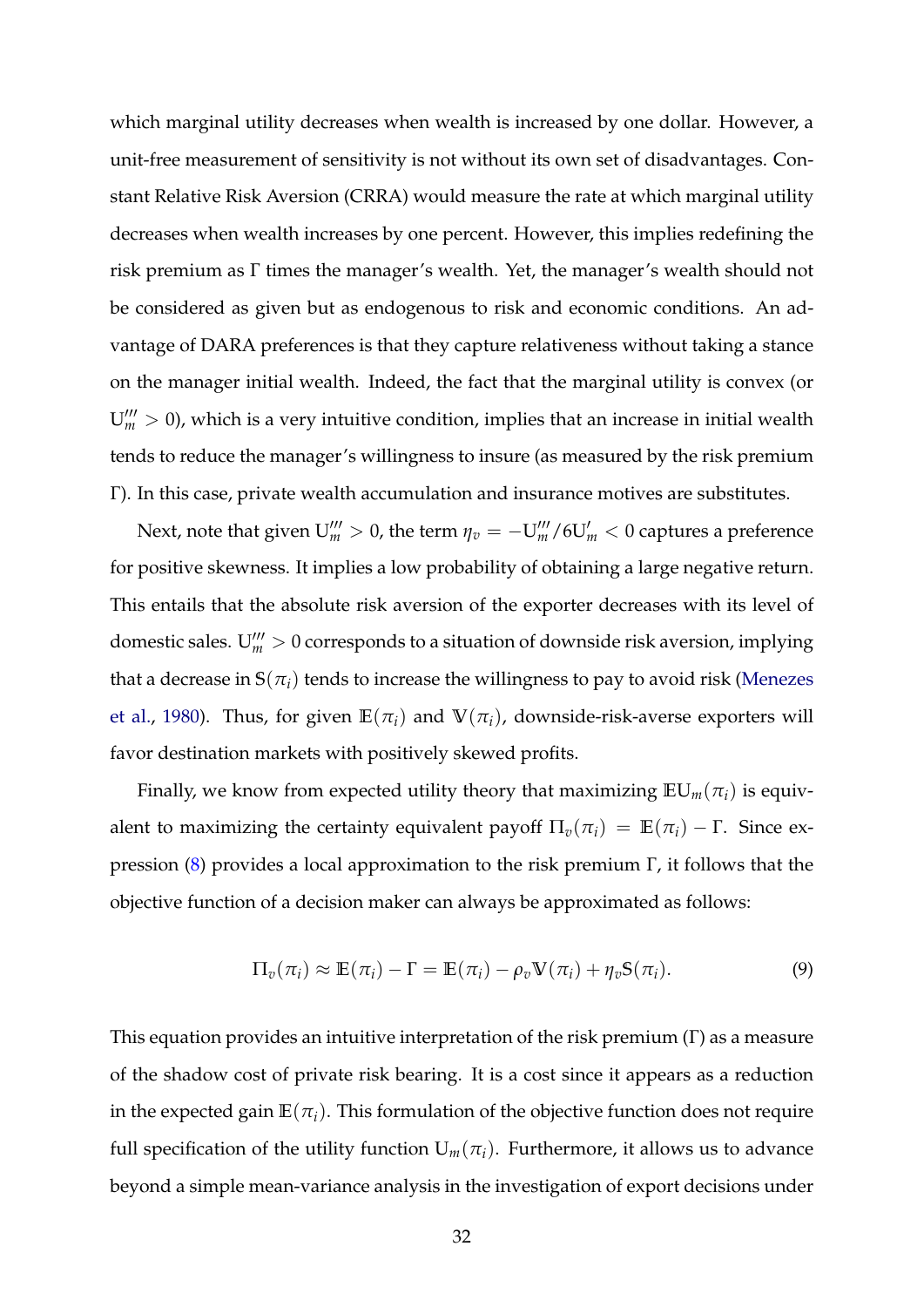which marginal utility decreases when wealth is increased by one dollar. However, a unit-free measurement of sensitivity is not without its own set of disadvantages. Constant Relative Risk Aversion (CRRA) would measure the rate at which marginal utility decreases when wealth increases by one percent. However, this implies redefining the risk premium as $\Gamma$ times the manager's wealth. Yet, the manager's wealth should not be considered as given but as endogenous to risk and economic conditions. An advantage of DARA preferences is that they capture relativeness without taking a stance on the manager initial wealth. Indeed, the fact that the marginal utility is convex (or $U_m''' > 0$), which is a very intuitive condition, implies that an increase in initial wealth tends to reduce the manager's willingness to insure (as measured by the risk premium $\Gamma$). In this case, private wealth accumulation and insurance motives are substitutes.

Next, note that given $U_m''' > 0$, the term $\eta_v = -U_m'''/6U_m' < 0$ captures a preference for positive skewness. It implies a low probability of obtaining a large negative return. This entails that the absolute risk aversion of the exporter decreases with its level of domestic sales. $U_m''' > 0$ corresponds to a situation of downside risk aversion, implying that a decrease in $\mathbb{S}(\pi_i)$ tends to increase the willingness to pay to avoid risk (Menezes et al., 1980). Thus, for given $\mathbb{E}(\pi_i)$ and $\mathbb{V}(\pi_i)$, downside-risk-averse exporters will favor destination markets with positively skewed profits.

Finally, we know from expected utility theory that maximizing $\mathbb{E}U_m(\pi_i)$ is equivalent to maximizing the certainty equivalent payoff $\Pi_v(\pi_i) = \mathbb{E}(\pi_i) - \Gamma$. Since expression (8) provides a local approximation to the risk premium $\Gamma$, it follows that the objective function of a decision maker can always be approximated as follows:

$$\Pi_v(\pi_i) \approx \mathbb{E}(\pi_i) - \Gamma = \mathbb{E}(\pi_i) - \rho_v \mathbb{V}(\pi_i) + \eta_v \mathbb{S}(\pi_i). \tag{9}$$

This equation provides an intuitive interpretation of the risk premium ($\Gamma$) as a measure of the shadow cost of private risk bearing. It is a cost since it appears as a reduction in the expected gain $\mathbb{E}(\pi_i)$. This formulation of the objective function does not require full specification of the utility function $U_m(\pi_i)$. Furthermore, it allows us to advance beyond a simple mean-variance analysis in the investigation of export decisions under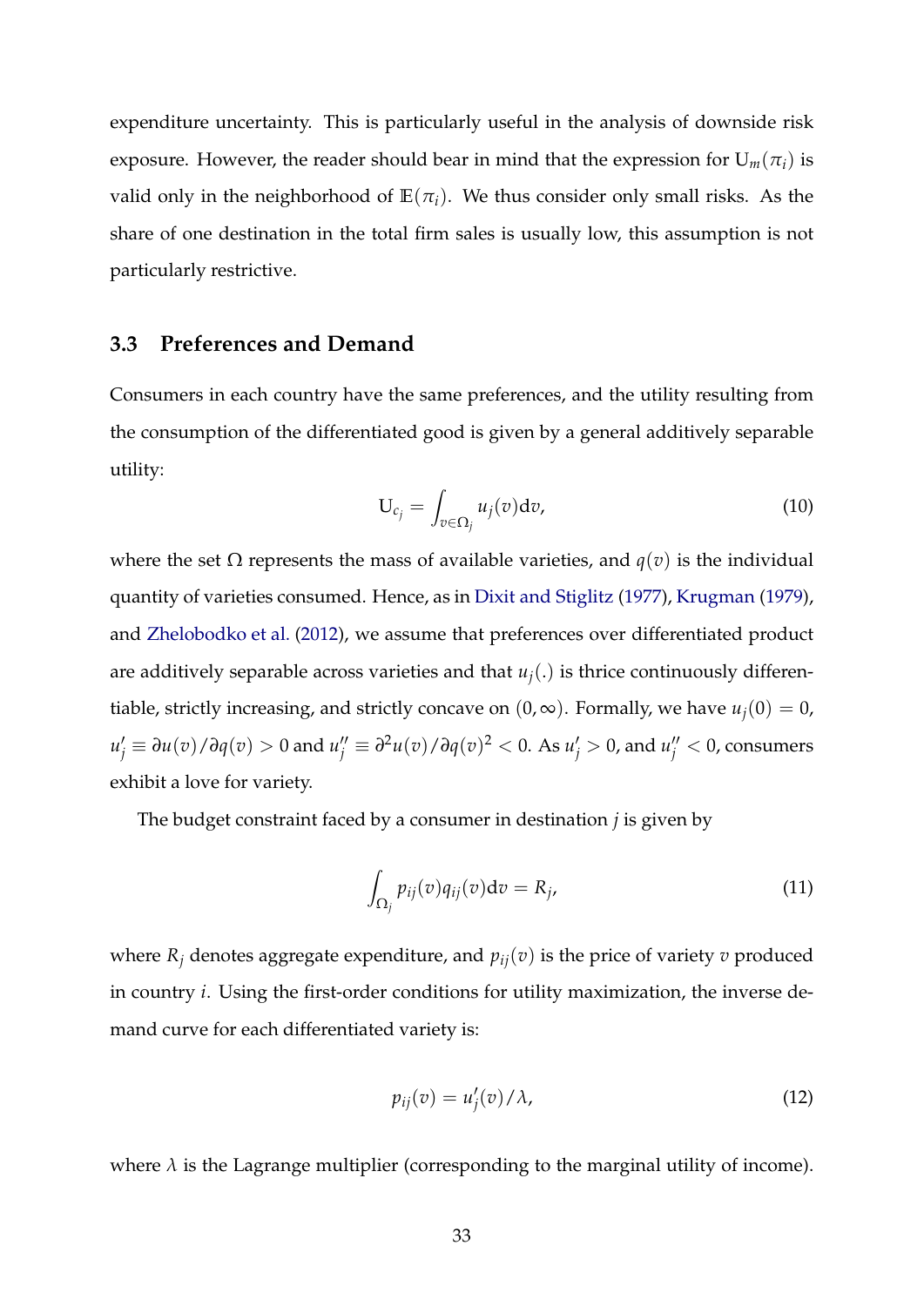expenditure uncertainty. This is particularly useful in the analysis of downside risk exposure. However, the reader should bear in mind that the expression for $\mathrm{U}_m(\pi_i)$ is valid only in the neighborhood of $\mathbb{E}(\pi_i)$. We thus consider only small risks. As the share of one destination in the total firm sales is usually low, this assumption is not particularly restrictive.

### 3.3 Preferences and Demand

Consumers in each country have the same preferences, and the utility resulting from the consumption of the differentiated good is given by a general additively separable utility:

$$\mathrm{U}_{c_j} = \int_{v \in \Omega_j} u_j(v) \mathrm{d}v, \tag{10}$$

where the set $\Omega$ represents the mass of available varieties, and $q(v)$ is the individual quantity of varieties consumed. Hence, as in Dixit and Stiglitz (1977), Krugman (1979), and Zhelobodko et al. (2012), we assume that preferences over differentiated product are additively separable across varieties and that $u_j(.)$ is thrice continuously differentiable, strictly increasing, and strictly concave on $(0, \infty)$. Formally, we have $u_j(0) = 0$, $u_j' \equiv \partial u(v)/\partial q(v) > 0$ and $u_j'' \equiv \partial^2 u(v)/\partial q(v)^2 < 0$. As $u_j' > 0$, and $u_j'' < 0$, consumers exhibit a love for variety.

The budget constraint faced by a consumer in destination $j$ is given by

$$\int_{\Omega_j} p_{ij}(v) q_{ij}(v) \mathrm{d}v = R_j, \tag{11}$$

where $R_j$ denotes aggregate expenditure, and $p_{ij}(v)$ is the price of variety $v$ produced in country $i$. Using the first-order conditions for utility maximization, the inverse demand curve for each differentiated variety is:

$$p_{ij}(v) = u_j'(v)/\lambda, \tag{12}$$

where $\lambda$ is the Lagrange multiplier (corresponding to the marginal utility of income).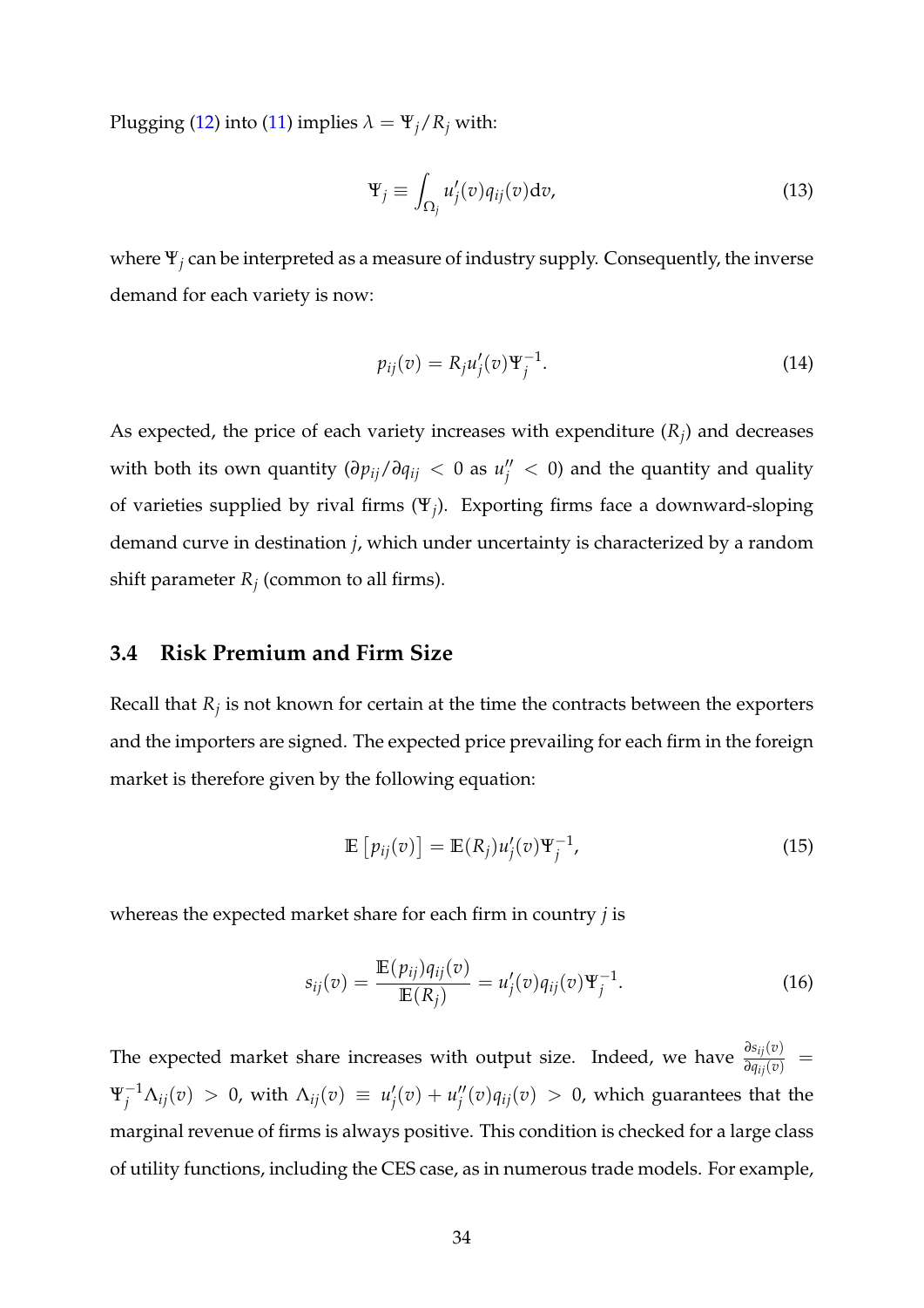Plugging (12) into (11) implies $\lambda = \Psi_j / R_j$ with:

$$\Psi_j \equiv \int_{\Omega_j} u'_j(v) q_{ij}(v) \mathrm{d}v, \tag{13}$$

where $\Psi_j$ can be interpreted as a measure of industry supply. Consequently, the inverse demand for each variety is now:

$$p_{ij}(v) = R_j u'_j(v) \Psi_j^{-1}. \tag{14}$$

As expected, the price of each variety increases with expenditure ($R_j$) and decreases with both its own quantity ($\partial p_{ij}/\partial q_{ij} < 0$ as $u''_j < 0$) and the quantity and quality of varieties supplied by rival firms ($\Psi_j$). Exporting firms face a downward-sloping demand curve in destination $j$, which under uncertainty is characterized by a random shift parameter $R_j$ (common to all firms).

### 3.4 Risk Premium and Firm Size

Recall that $R_j$ is not known for certain at the time the contracts between the exporters and the importers are signed. The expected price prevailing for each firm in the foreign market is therefore given by the following equation:

$$\mathbb{E}\left[p_{ij}(v)\right] = \mathbb{E}(R_j) u'_j(v) \Psi_j^{-1}, \tag{15}$$

whereas the expected market share for each firm in country $j$ is

$$s_{ij}(v) = \frac{\mathbb{E}(p_{ij}) q_{ij}(v)}{\mathbb{E}(R_j)} = u'_j(v) q_{ij}(v) \Psi_j^{-1}. \tag{16}$$

The expected market share increases with output size. Indeed, we have $\frac{\partial s_{ij}(v)}{\partial q_{ij}(v)} = \Psi_j^{-1} \Lambda_{ij}(v) > 0$, with $\Lambda_{ij}(v) \equiv u'_j(v) + u''_j(v) q_{ij}(v) > 0$, which guarantees that the marginal revenue of firms is always positive. This condition is checked for a large class of utility functions, including the CES case, as in numerous trade models. For example,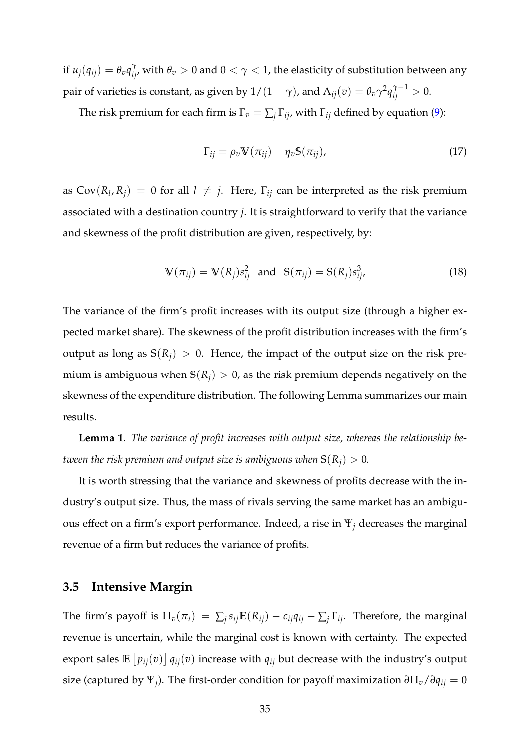if $u_j(q_{ij}) = \theta_v q_{ij}^{\gamma}$, with $\theta_v > 0$ and $0 < \gamma < 1$, the elasticity of substitution between any pair of varieties is constant, as given by $1/(1-\gamma)$, and $\Lambda_{ij}(v) = \theta_v \gamma^2 q_{ij}^{\gamma-1} > 0$.

The risk premium for each firm is $\Gamma_v = \sum_j \Gamma_{ij}$, with $\Gamma_{ij}$ defined by equation (9):

$$\Gamma_{ij} = \rho_v \mathbb{V}(\pi_{ij}) - \eta_v \mathbb{S}(\pi_{ij}), \tag{17}$$

as $\text{Cov}(R_l, R_j) = 0$ for all $l \neq j$. Here, $\Gamma_{ij}$ can be interpreted as the risk premium associated with a destination country $j$. It is straightforward to verify that the variance and skewness of the profit distribution are given, respectively, by:

$$\mathbb{V}(\pi_{ij}) = \mathbb{V}(R_j)s_{ij}^2 \quad \text{and} \quad \mathbb{S}(\pi_{ij}) = \mathbb{S}(R_j)s_{ij}^3, \tag{18}$$

The variance of the firm's profit increases with its output size (through a higher expected market share). The skewness of the profit distribution increases with the firm's output as long as $\mathbb{S}(R_j) > 0$. Hence, the impact of the output size on the risk premium is ambiguous when $\mathbb{S}(R_j) > 0$, as the risk premium depends negatively on the skewness of the expenditure distribution. The following Lemma summarizes our main results.

**Lemma 1**. *The variance of profit increases with output size, whereas the relationship between the risk premium and output size is ambiguous when* $\mathbb{S}(R_j) > 0$.

It is worth stressing that the variance and skewness of profits decrease with the industry's output size. Thus, the mass of rivals serving the same market has an ambiguous effect on a firm's export performance. Indeed, a rise in $\Psi_j$ decreases the marginal revenue of a firm but reduces the variance of profits.

### 3.5 Intensive Margin

The firm's payoff is $\Pi_v(\pi_i) = \sum_j s_{ij}\mathbb{E}(R_{ij}) - c_{ij}q_{ij} - \sum_j \Gamma_{ij}$. Therefore, the marginal revenue is uncertain, while the marginal cost is known with certainty. The expected export sales $\mathbb{E}\left[p_{ij}(v)\right] q_{ij}(v)$ increase with $q_{ij}$ but decrease with the industry's output size (captured by $\Psi_j$). The first-order condition for payoff maximization $\partial \Pi_v / \partial q_{ij} = 0$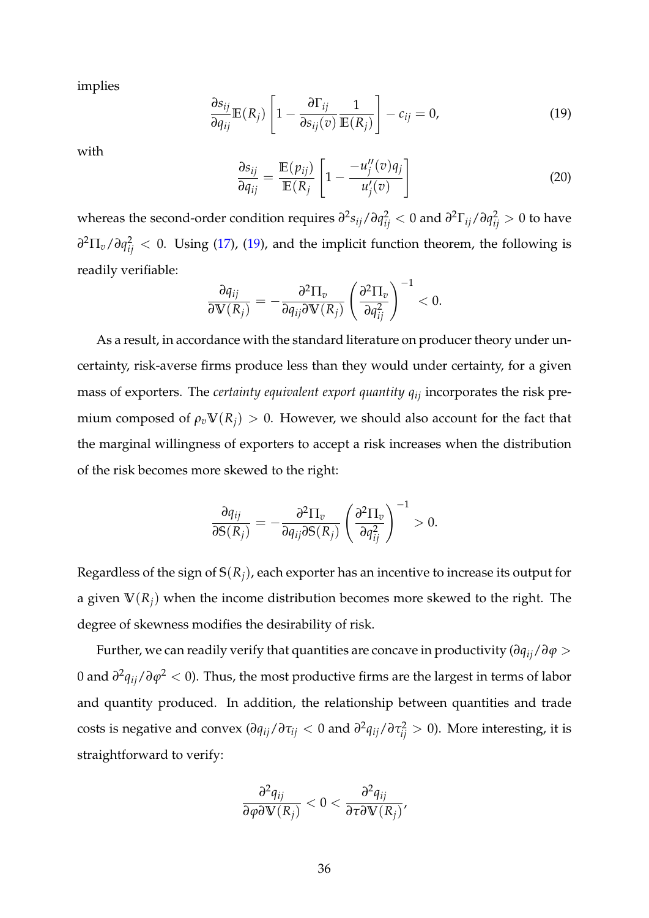implies

$$\frac{\partial s_{ij}}{\partial q_{ij}}\mathbb{E}(R_j)\left[1-\frac{\partial \Gamma_{ij}}{\partial s_{ij}(v)}\frac{1}{\mathbb{E}(R_j)}\right]-c_{ij}=0, \tag{19}$$

with

$$\frac{\partial s_{ij}}{\partial q_{ij}}=\frac{\mathbb{E}(p_{ij})}{\mathbb{E}(R_j}\left[1-\frac{-u_j''(v)q_j}{u_j'(v)}\right] \tag{20}$$

whereas the second-order condition requires $\partial^2 s_{ij}/\partial q_{ij}^2<0$ and $\partial^2\Gamma_{ij}/\partial q_{ij}^2>0$ to have $\partial^2\Pi_v/\partial q_{ij}^2<0$. Using (17), (19), and the implicit function theorem, the following is readily verifiable:

$$\frac{\partial q_{ij}}{\partial \mathbb{V}(R_j)}=-\frac{\partial^2\Pi_v}{\partial q_{ij}\partial \mathbb{V}(R_j)}\left(\frac{\partial^2\Pi_v}{\partial q_{ij}^2}\right)^{-1}<0.$$

As a result, in accordance with the standard literature on producer theory under uncertainty, risk-averse firms produce less than they would under certainty, for a given mass of exporters. The *certainty equivalent export quantity* $q_{ij}$ incorporates the risk premium composed of $\rho_v\mathbb{V}(R_j)>0$. However, we should also account for the fact that the marginal willingness of exporters to accept a risk increases when the distribution of the risk becomes more skewed to the right:

$$\frac{\partial q_{ij}}{\partial \mathbb{S}(R_j)}=-\frac{\partial^2\Pi_v}{\partial q_{ij}\partial \mathbb{S}(R_j)}\left(\frac{\partial^2\Pi_v}{\partial q_{ij}^2}\right)^{-1}>0.$$

Regardless of the sign of $\mathbb{S}(R_j)$, each exporter has an incentive to increase its output for a given $\mathbb{V}(R_j)$ when the income distribution becomes more skewed to the right. The degree of skewness modifies the desirability of risk.

Further, we can readily verify that quantities are concave in productivity ($\partial q_{ij}/\partial\varphi>0$ and $\partial^2 q_{ij}/\partial\varphi^2<0$). Thus, the most productive firms are the largest in terms of labor and quantity produced. In addition, the relationship between quantities and trade costs is negative and convex ($\partial q_{ij}/\partial\tau_{ij}<0$ and $\partial^2 q_{ij}/\partial\tau_{ij}^2>0$). More interesting, it is straightforward to verify:

$$\frac{\partial^2 q_{ij}}{\partial\varphi\partial\mathbb{V}(R_j)}<0<\frac{\partial^2 q_{ij}}{\partial\tau\partial\mathbb{V}(R_j)},$$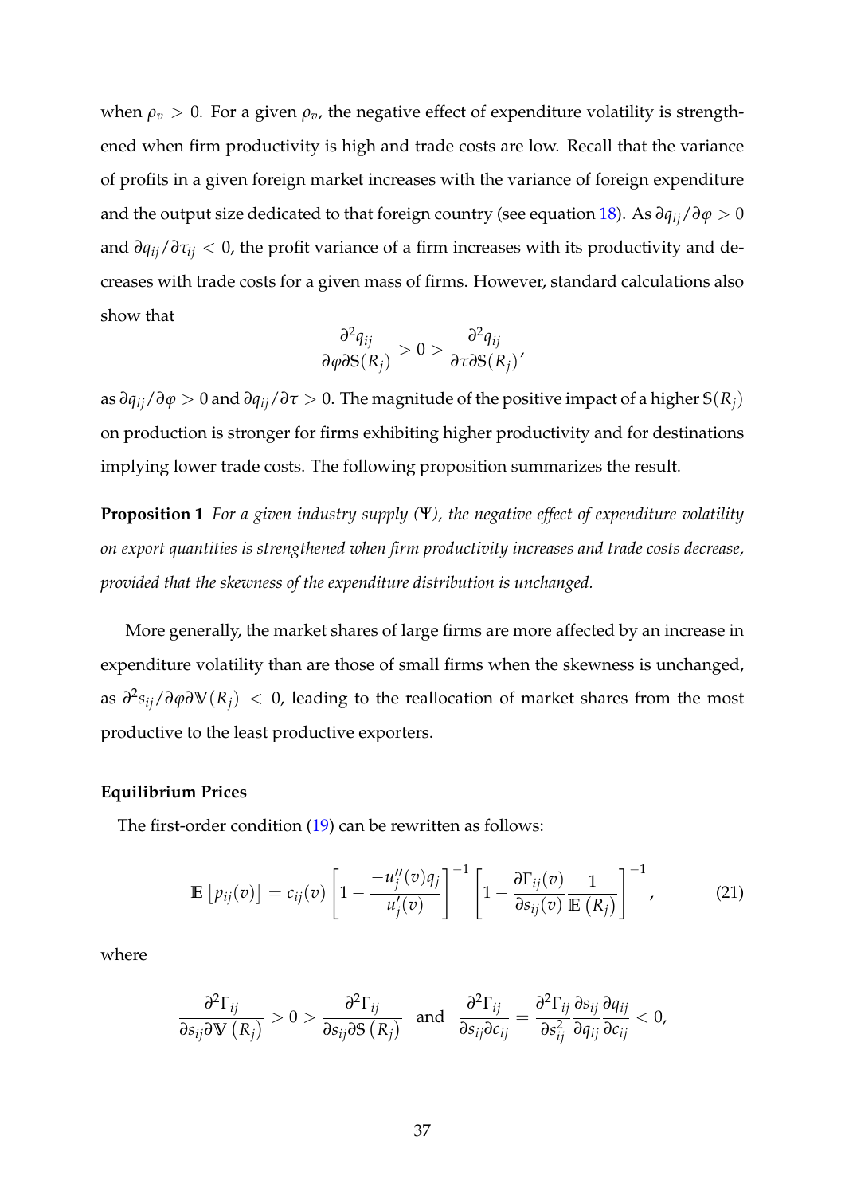when $\rho_v > 0$. For a given $\rho_v$, the negative effect of expenditure volatility is strengthened when firm productivity is high and trade costs are low. Recall that the variance of profits in a given foreign market increases with the variance of foreign expenditure and the output size dedicated to that foreign country (see equation 18). As $\partial q_{ij}/\partial \varphi > 0$ and $\partial q_{ij}/\partial \tau_{ij} < 0$, the profit variance of a firm increases with its productivity and decreases with trade costs for a given mass of firms. However, standard calculations also show that

$$\frac{\partial^2 q_{ij}}{\partial \varphi \partial \mathbb{S}(R_j)} > 0 > \frac{\partial^2 q_{ij}}{\partial \tau \partial \mathbb{S}(R_j)},$$

as $\partial q_{ij}/\partial \varphi > 0$ and $\partial q_{ij}/\partial \tau > 0$. The magnitude of the positive impact of a higher $\mathbb{S}(R_j)$ on production is stronger for firms exhibiting higher productivity and for destinations implying lower trade costs. The following proposition summarizes the result.

**Proposition 1** *For a given industry supply ($\Psi$), the negative effect of expenditure volatility on export quantities is strengthened when firm productivity increases and trade costs decrease, provided that the skewness of the expenditure distribution is unchanged.*

More generally, the market shares of large firms are more affected by an increase in expenditure volatility than are those of small firms when the skewness is unchanged, as $\partial^2 s_{ij}/\partial \varphi \partial \mathbb{V}(R_j) < 0$, leading to the reallocation of market shares from the most productive to the least productive exporters.

**Equilibrium Prices**

The first-order condition (19) can be rewritten as follows:

$$\mathbb{E}\left[p_{ij}(v)\right] = c_{ij}(v)\left[1 - \frac{-u_j''(v)q_j}{u_j'(v)}\right]^{-1}\left[1 - \frac{\partial \Gamma_{ij}(v)}{\partial s_{ij}(v)}\frac{1}{\mathbb{E}\left(R_j\right)}\right]^{-1}, \tag{21}$$

where

$$\frac{\partial^2 \Gamma_{ij}}{\partial s_{ij} \partial \mathbb{V}\left(R_j\right)} > 0 > \frac{\partial^2 \Gamma_{ij}}{\partial s_{ij} \partial \mathbb{S}\left(R_j\right)} \quad \text{and} \quad \frac{\partial^2 \Gamma_{ij}}{\partial s_{ij} \partial c_{ij}} = \frac{\partial^2 \Gamma_{ij}}{\partial s_{ij}^2}\frac{\partial s_{ij}}{\partial q_{ij}}\frac{\partial q_{ij}}{\partial c_{ij}} < 0,$$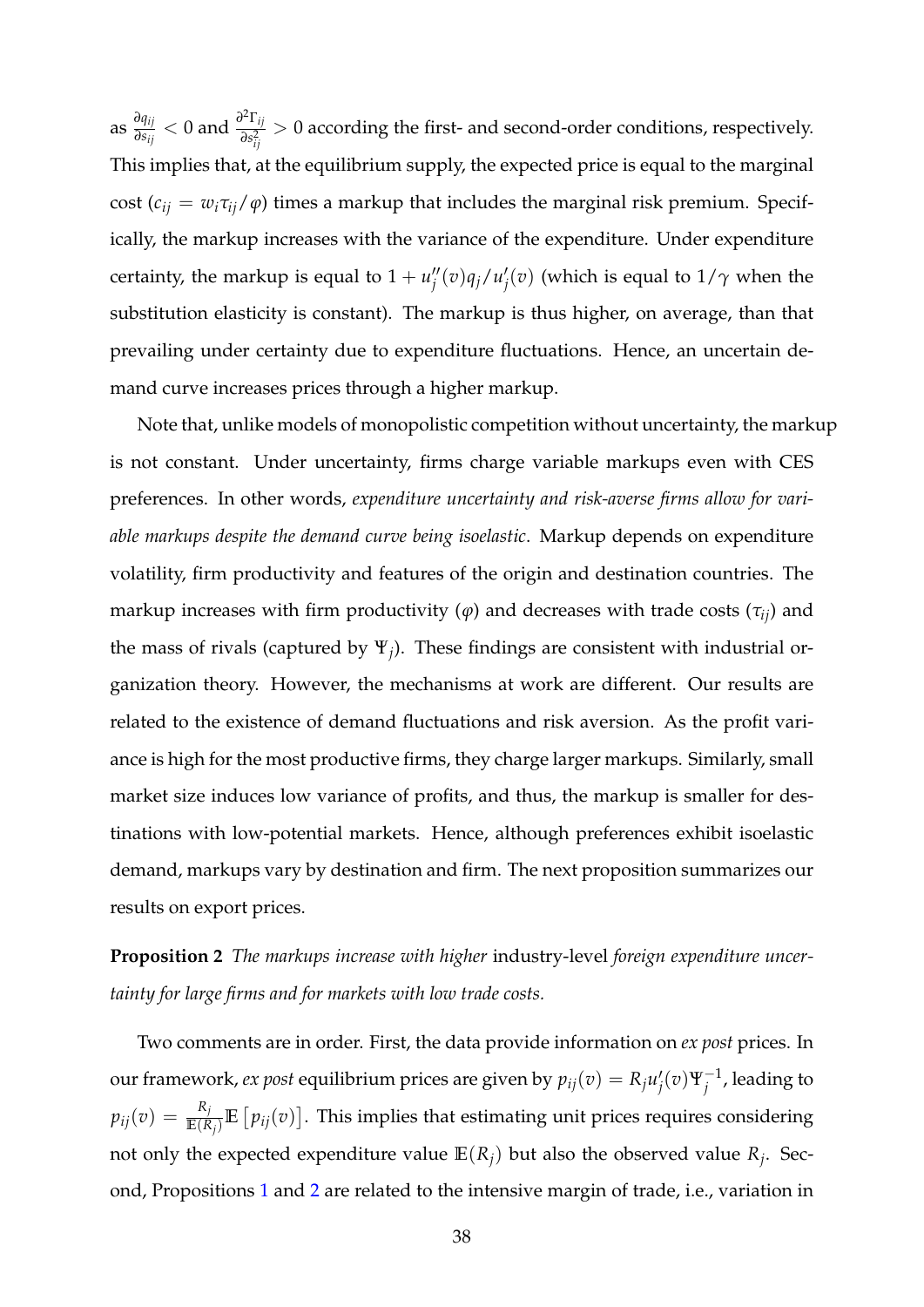as $\frac{\partial q_{ij}}{\partial s_{ij}} < 0$ and $\frac{\partial^2 \Gamma_{ij}}{\partial s_{ij}^2} > 0$ according the first- and second-order conditions, respectively. This implies that, at the equilibrium supply, the expected price is equal to the marginal cost ($c_{ij} = w_i \tau_{ij}/\varphi$) times a markup that includes the marginal risk premium. Specifically, the markup increases with the variance of the expenditure. Under expenditure certainty, the markup is equal to $1 + u_j''(v)q_j/u_j'(v)$ (which is equal to $1/\gamma$ when the substitution elasticity is constant). The markup is thus higher, on average, than that prevailing under certainty due to expenditure fluctuations. Hence, an uncertain demand curve increases prices through a higher markup.

Note that, unlike models of monopolistic competition without uncertainty, the markup is not constant. Under uncertainty, firms charge variable markups even with CES preferences. In other words, *expenditure uncertainty and risk-averse firms allow for variable markups despite the demand curve being isoelastic*. Markup depends on expenditure volatility, firm productivity and features of the origin and destination countries. The markup increases with firm productivity ($\varphi$) and decreases with trade costs ($\tau_{ij}$) and the mass of rivals (captured by $\Psi_j$). These findings are consistent with industrial organization theory. However, the mechanisms at work are different. Our results are related to the existence of demand fluctuations and risk aversion. As the profit variance is high for the most productive firms, they charge larger markups. Similarly, small market size induces low variance of profits, and thus, the markup is smaller for destinations with low-potential markets. Hence, although preferences exhibit isoelastic demand, markups vary by destination and firm. The next proposition summarizes our results on export prices.

**Proposition 2** *The markups increase with higher* industry-level *foreign expenditure uncertainty for large firms and for markets with low trade costs.*

Two comments are in order. First, the data provide information on *ex post* prices. In our framework, *ex post* equilibrium prices are given by $p_{ij}(v) = R_j u_j'(v)\Psi_j^{-1}$, leading to $p_{ij}(v) = \frac{R_j}{\mathbb{E}(R_j)}\mathbb{E}\left[p_{ij}(v)\right]$. This implies that estimating unit prices requires considering not only the expected expenditure value $\mathbb{E}(R_j)$ but also the observed value $R_j$. Second, Propositions 1 and 2 are related to the intensive margin of trade, i.e., variation in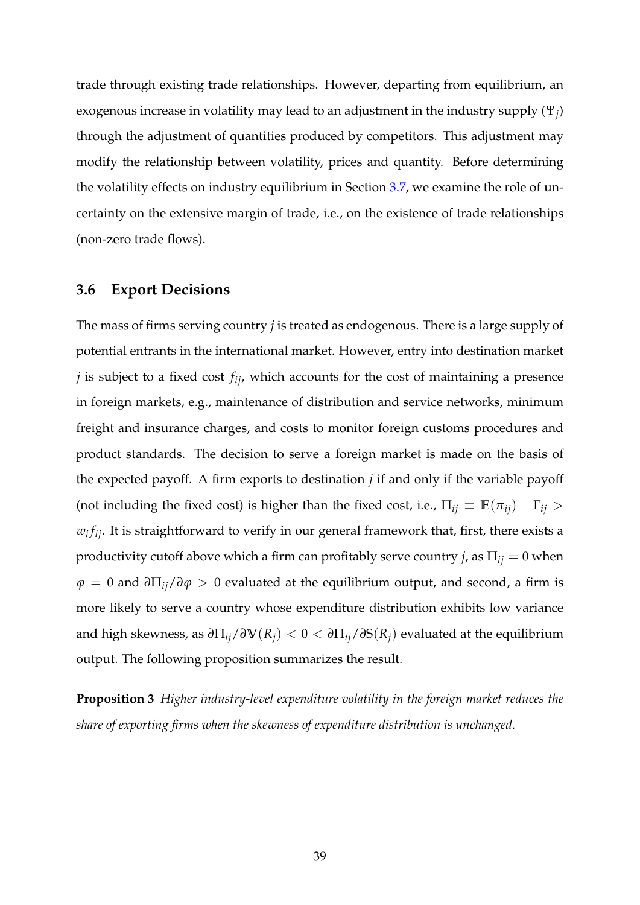trade through existing trade relationships. However, departing from equilibrium, an exogenous increase in volatility may lead to an adjustment in the industry supply ($\Psi_j$) through the adjustment of quantities produced by competitors. This adjustment may modify the relationship between volatility, prices and quantity. Before determining the volatility effects on industry equilibrium in Section 3.7, we examine the role of uncertainty on the extensive margin of trade, i.e., on the existence of trade relationships (non-zero trade flows).

### 3.6 Export Decisions

The mass of firms serving country *j* is treated as endogenous. There is a large supply of potential entrants in the international market. However, entry into destination market *j* is subject to a fixed cost $f_{ij}$, which accounts for the cost of maintaining a presence in foreign markets, e.g., maintenance of distribution and service networks, minimum freight and insurance charges, and costs to monitor foreign customs procedures and product standards. The decision to serve a foreign market is made on the basis of the expected payoff. A firm exports to destination *j* if and only if the variable payoff (not including the fixed cost) is higher than the fixed cost, i.e., $\Pi_{ij} \equiv \mathbb{E}(\pi_{ij}) - \Gamma_{ij} > w_i f_{ij}$. It is straightforward to verify in our general framework that, first, there exists a productivity cutoff above which a firm can profitably serve country *j*, as $\Pi_{ij} = 0$ when $\varphi = 0$ and $\partial \Pi_{ij} / \partial \varphi > 0$ evaluated at the equilibrium output, and second, a firm is more likely to serve a country whose expenditure distribution exhibits low variance and high skewness, as $\partial \Pi_{ij} / \partial \mathbb{V}(R_j) < 0 < \partial \Pi_{ij} / \partial \mathbb{S}(R_j)$ evaluated at the equilibrium output. The following proposition summarizes the result.

**Proposition 3** *Higher industry-level expenditure volatility in the foreign market reduces the share of exporting firms when the skewness of expenditure distribution is unchanged.*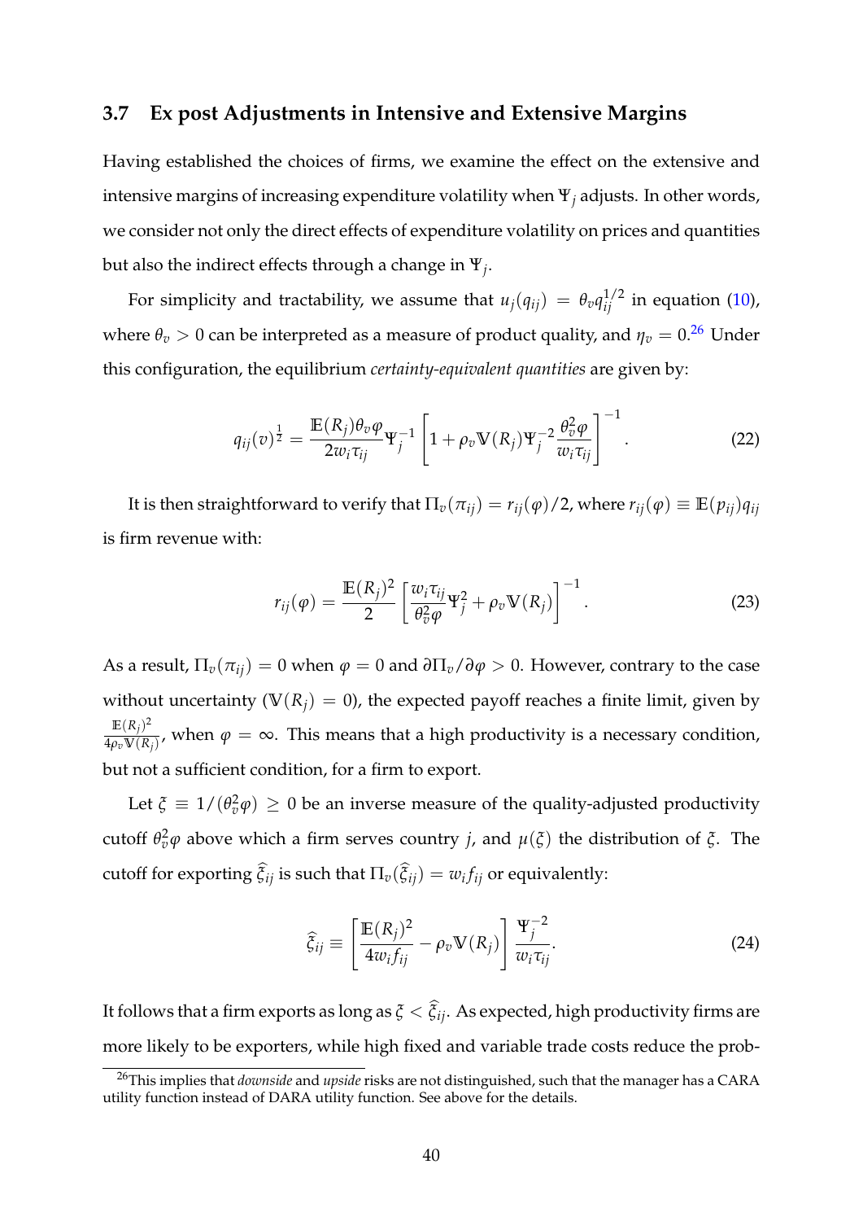### 3.7 Ex post Adjustments in Intensive and Extensive Margins

Having established the choices of firms, we examine the effect on the extensive and intensive margins of increasing expenditure volatility when $\Psi_j$ adjusts. In other words, we consider not only the direct effects of expenditure volatility on prices and quantities but also the indirect effects through a change in $\Psi_j$.

For simplicity and tractability, we assume that $u_j(q_{ij}) = \theta_v q_{ij}^{1/2}$ in equation (10), where $\theta_v > 0$ can be interpreted as a measure of product quality, and $\eta_v = 0$.[26] Under this configuration, the equilibrium *certainty-equivalent quantities* are given by:

$$q_{ij}(v)^{\frac{1}{2}} = \frac{\mathbb{E}(R_j)\theta_v\varphi}{2w_i\tau_{ij}}\Psi_j^{-1}\left[1 + \rho_v\mathbb{V}(R_j)\Psi_j^{-2}\frac{\theta_v^2\varphi}{w_i\tau_{ij}}\right]^{-1}. \tag{22}$$

It is then straightforward to verify that $\Pi_v(\pi_{ij}) = r_{ij}(\varphi)/2$, where $r_{ij}(\varphi) \equiv \mathbb{E}(p_{ij})q_{ij}$ is firm revenue with:

$$r_{ij}(\varphi) = \frac{\mathbb{E}(R_j)^2}{2}\left[\frac{w_i\tau_{ij}}{\theta_v^2\varphi}\Psi_j^2 + \rho_v\mathbb{V}(R_j)\right]^{-1}. \tag{23}$$

As a result, $\Pi_v(\pi_{ij}) = 0$ when $\varphi = 0$ and $\partial\Pi_v/\partial\varphi > 0$. However, contrary to the case without uncertainty ($\mathbb{V}(R_j) = 0$), the expected payoff reaches a finite limit, given by $\frac{\mathbb{E}(R_j)^2}{4\rho_v\mathbb{V}(R_j)}$, when $\varphi = \infty$. This means that a high productivity is a necessary condition, but not a sufficient condition, for a firm to export.

Let $\xi \equiv 1/(\theta_v^2\varphi) \geq 0$ be an inverse measure of the quality-adjusted productivity cutoff $\theta_v^2\varphi$ above which a firm serves country $j$, and $\mu(\xi)$ the distribution of $\xi$. The cutoff for exporting $\widehat{\xi}_{ij}$ is such that $\Pi_v(\widehat{\xi}_{ij}) = w_i f_{ij}$ or equivalently:

$$\widehat{\xi}_{ij} \equiv \left[\frac{\mathbb{E}(R_j)^2}{4w_i f_{ij}} - \rho_v\mathbb{V}(R_j)\right]\frac{\Psi_j^{-2}}{w_i\tau_{ij}}. \tag{24}$$

It follows that a firm exports as long as $\xi < \widehat{\xi}_{ij}$. As expected, high productivity firms are more likely to be exporters, while high fixed and variable trade costs reduce the prob-

[26] This implies that *downside* and *upside* risks are not distinguished, such that the manager has a CARA utility function instead of DARA utility function. See above for the details.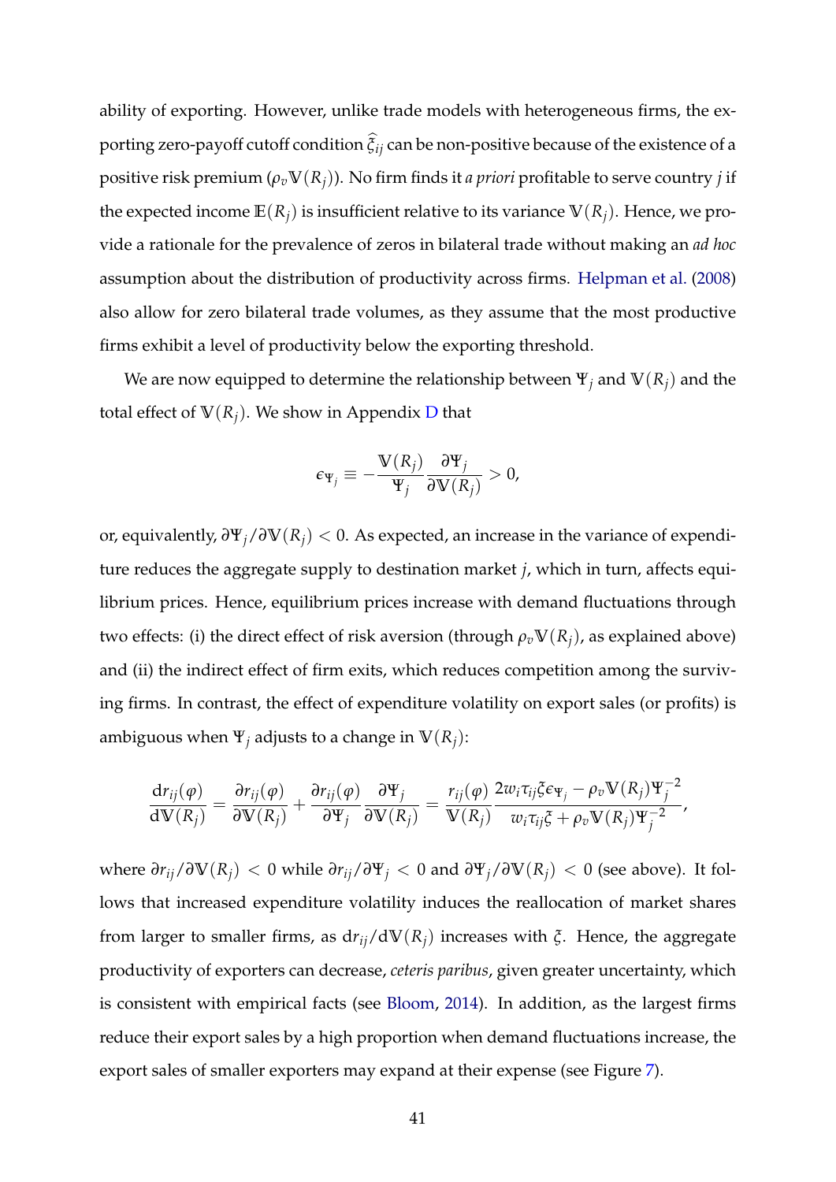ability of exporting. However, unlike trade models with heterogeneous firms, the exporting zero-payoff cutoff condition $\widehat{\xi}_{ij}$ can be non-positive because of the existence of a positive risk premium ($\rho_v \mathbb{V}(R_j)$). No firm finds it *a priori* profitable to serve country $j$ if the expected income $\mathbb{E}(R_j)$ is insufficient relative to its variance $\mathbb{V}(R_j)$. Hence, we provide a rationale for the prevalence of zeros in bilateral trade without making an *ad hoc* assumption about the distribution of productivity across firms. Helpman et al. (2008) also allow for zero bilateral trade volumes, as they assume that the most productive firms exhibit a level of productivity below the exporting threshold.

We are now equipped to determine the relationship between $\Psi_j$ and $\mathbb{V}(R_j)$ and the total effect of $\mathbb{V}(R_j)$. We show in Appendix D that

$$
\epsilon_{\Psi_j} \equiv -\frac{\mathbb{V}(R_j)}{\Psi_j} \frac{\partial \Psi_j}{\partial \mathbb{V}(R_j)} > 0,
$$

or, equivalently, $\partial \Psi_j / \partial \mathbb{V}(R_j) < 0$. As expected, an increase in the variance of expenditure reduces the aggregate supply to destination market $j$, which in turn, affects equilibrium prices. Hence, equilibrium prices increase with demand fluctuations through two effects: (i) the direct effect of risk aversion (through $\rho_v \mathbb{V}(R_j)$, as explained above) and (ii) the indirect effect of firm exits, which reduces competition among the surviving firms. In contrast, the effect of expenditure volatility on export sales (or profits) is ambiguous when $\Psi_j$ adjusts to a change in $\mathbb{V}(R_j)$:

$$
\frac{\mathrm{d}r_{ij}(\varphi)}{\mathrm{d}\mathbb{V}(R_j)} = \frac{\partial r_{ij}(\varphi)}{\partial \mathbb{V}(R_j)} + \frac{\partial r_{ij}(\varphi)}{\partial \Psi_j} \frac{\partial \Psi_j}{\partial \mathbb{V}(R_j)} = \frac{r_{ij}(\varphi)}{\mathbb{V}(R_j)} \frac{2w_i \tau_{ij} \xi \epsilon_{\Psi_j} - \rho_v \mathbb{V}(R_j) \Psi_j^{-2}}{w_i \tau_{ij} \xi + \rho_v \mathbb{V}(R_j) \Psi_j^{-2}},
$$

where $\partial r_{ij} / \partial \mathbb{V}(R_j) < 0$ while $\partial r_{ij} / \partial \Psi_j < 0$ and $\partial \Psi_j / \partial \mathbb{V}(R_j) < 0$ (see above). It follows that increased expenditure volatility induces the reallocation of market shares from larger to smaller firms, as $\mathrm{d}r_{ij} / \mathrm{d}\mathbb{V}(R_j)$ increases with $\xi$. Hence, the aggregate productivity of exporters can decrease, *ceteris paribus*, given greater uncertainty, which is consistent with empirical facts (see Bloom, 2014). In addition, as the largest firms reduce their export sales by a high proportion when demand fluctuations increase, the export sales of smaller exporters may expand at their expense (see Figure 7).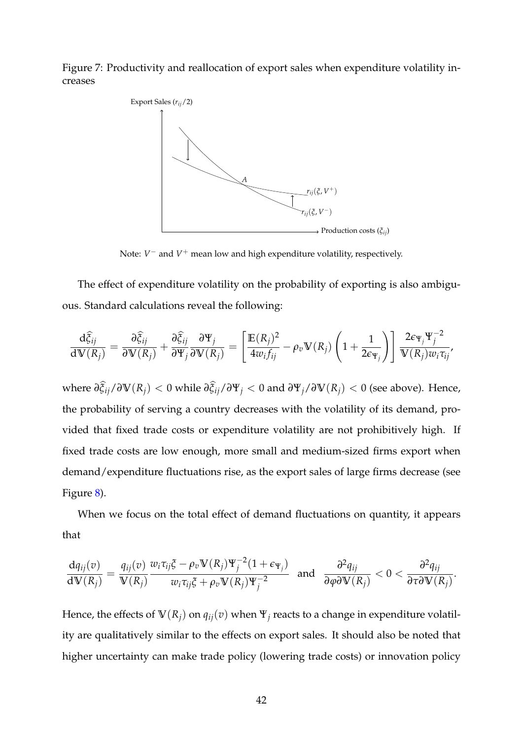Figure 7: Productivity and reallocation of export sales when expenditure volatility increases

Note: $V^-$ and $V^+$ mean low and high expenditure volatility, respectively.

The effect of expenditure volatility on the probability of exporting is also ambiguous. Standard calculations reveal the following:

$$\frac{\mathrm{d}\widehat{\xi}_{ij}}{\mathrm{d}\mathbb{V}(R_j)} = \frac{\partial\widehat{\xi}_{ij}}{\partial\mathbb{V}(R_j)} + \frac{\partial\widehat{\xi}_{ij}}{\partial\Psi_j}\frac{\partial\Psi_j}{\partial\mathbb{V}(R_j)} = \left[\frac{\mathbb{E}(R_j)^2}{4w_i f_{ij}} - \rho_v\mathbb{V}(R_j)\left(1+\frac{1}{2\epsilon_{\Psi_j}}\right)\right]\frac{2\epsilon_{\Psi_j}\Psi_j^{-2}}{\mathbb{V}(R_j)w_i\tau_{ij}},$$

where $\partial\widehat{\xi}_{ij}/\partial\mathbb{V}(R_j) < 0$ while $\partial\widehat{\xi}_{ij}/\partial\Psi_j < 0$ and $\partial\Psi_j/\partial\mathbb{V}(R_j) < 0$ (see above). Hence, the probability of serving a country decreases with the volatility of its demand, provided that fixed trade costs or expenditure volatility are not prohibitively high. If fixed trade costs are low enough, more small and medium-sized firms export when demand/expenditure fluctuations rise, as the export sales of large firms decrease (see Figure 8).

When we focus on the total effect of demand fluctuations on quantity, it appears that

$$\frac{\mathrm{d}q_{ij}(v)}{\mathrm{d}\mathbb{V}(R_j)} = \frac{q_{ij}(v)}{\mathbb{V}(R_j)}\frac{w_i\tau_{ij}\xi - \rho_v\mathbb{V}(R_j)\Psi_j^{-2}(1+\epsilon_{\Psi_j})}{w_i\tau_{ij}\xi + \rho_v\mathbb{V}(R_j)\Psi_j^{-2}} \quad \text{and} \quad \frac{\partial^2 q_{ij}}{\partial\varphi\partial\mathbb{V}(R_j)} < 0 < \frac{\partial^2 q_{ij}}{\partial\tau\partial\mathbb{V}(R_j)}.$$

Hence, the effects of $\mathbb{V}(R_j)$ on $q_{ij}(v)$ when $\Psi_j$ reacts to a change in expenditure volatility are qualitatively similar to the effects on export sales. It should also be noted that higher uncertainty can make trade policy (lowering trade costs) or innovation policy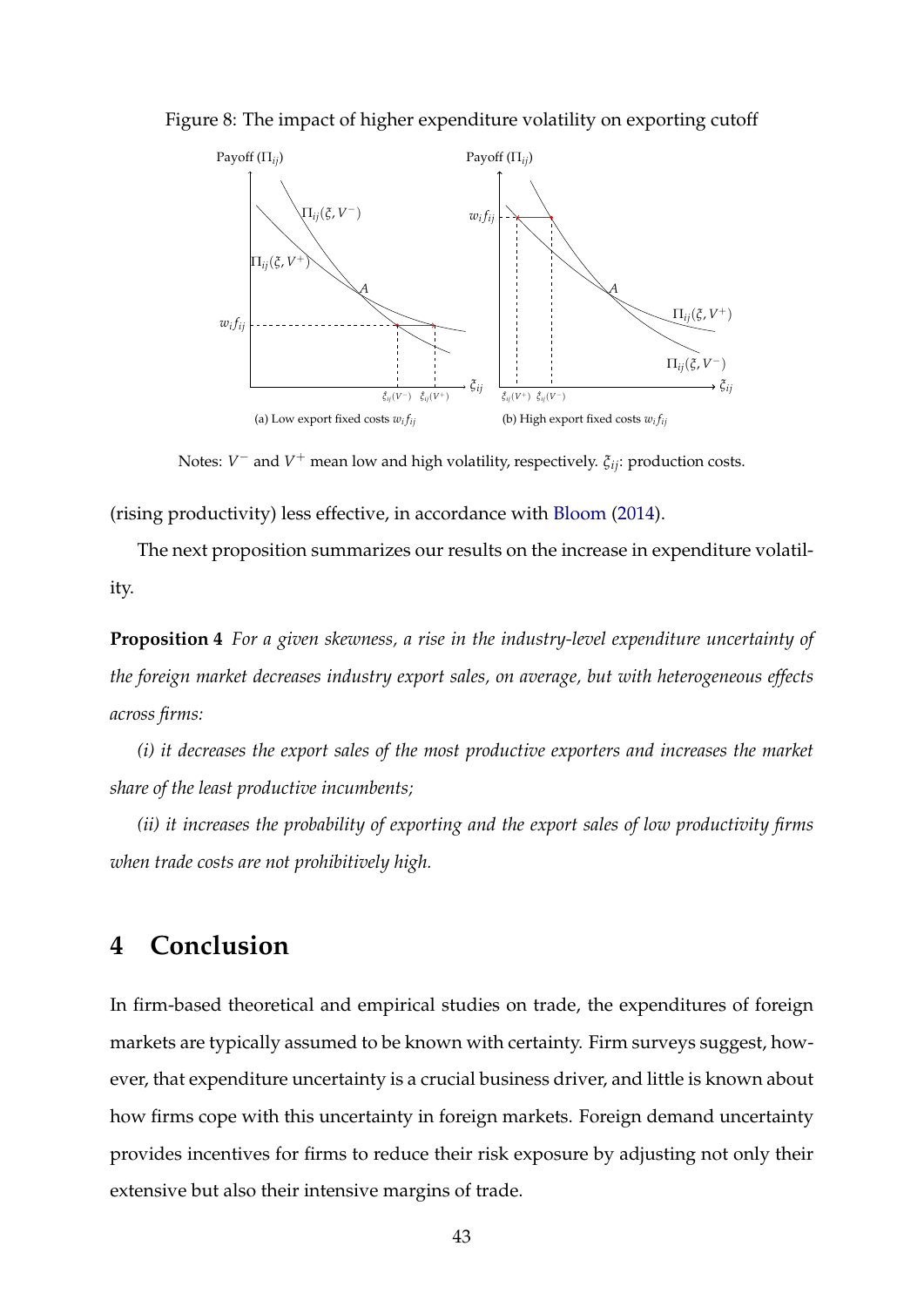Figure 8: The impact of higher expenditure volatility on exporting cutoff

(a) Low export fixed costs $w_i f_{ij}$

(b) High export fixed costs $w_i f_{ij}$

Notes: $V^-$ and $V^+$ mean low and high volatility, respectively. $\xi_{ij}$: production costs.

(rising productivity) less effective, in accordance with Bloom (2014).

The next proposition summarizes our results on the increase in expenditure volatility.

**Proposition 4** *For a given skewness, a rise in the industry-level expenditure uncertainty of the foreign market decreases industry export sales, on average, but with heterogeneous effects across firms:*

*(i) it decreases the export sales of the most productive exporters and increases the market share of the least productive incumbents;*

*(ii) it increases the probability of exporting and the export sales of low productivity firms when trade costs are not prohibitively high.*

# 4 Conclusion

In firm-based theoretical and empirical studies on trade, the expenditures of foreign markets are typically assumed to be known with certainty. Firm surveys suggest, however, that expenditure uncertainty is a crucial business driver, and little is known about how firms cope with this uncertainty in foreign markets. Foreign demand uncertainty provides incentives for firms to reduce their risk exposure by adjusting not only their extensive but also their intensive margins of trade.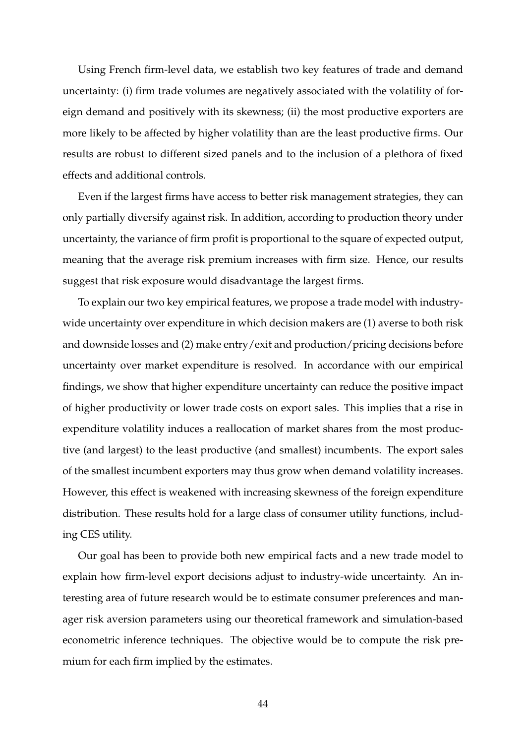Using French firm-level data, we establish two key features of trade and demand uncertainty: (i) firm trade volumes are negatively associated with the volatility of foreign demand and positively with its skewness; (ii) the most productive exporters are more likely to be affected by higher volatility than are the least productive firms. Our results are robust to different sized panels and to the inclusion of a plethora of fixed effects and additional controls.

Even if the largest firms have access to better risk management strategies, they can only partially diversify against risk. In addition, according to production theory under uncertainty, the variance of firm profit is proportional to the square of expected output, meaning that the average risk premium increases with firm size. Hence, our results suggest that risk exposure would disadvantage the largest firms.

To explain our two key empirical features, we propose a trade model with industry-wide uncertainty over expenditure in which decision makers are (1) averse to both risk and downside losses and (2) make entry/exit and production/pricing decisions before uncertainty over market expenditure is resolved. In accordance with our empirical findings, we show that higher expenditure uncertainty can reduce the positive impact of higher productivity or lower trade costs on export sales. This implies that a rise in expenditure volatility induces a reallocation of market shares from the most productive (and largest) to the least productive (and smallest) incumbents. The export sales of the smallest incumbent exporters may thus grow when demand volatility increases. However, this effect is weakened with increasing skewness of the foreign expenditure distribution. These results hold for a large class of consumer utility functions, including CES utility.

Our goal has been to provide both new empirical facts and a new trade model to explain how firm-level export decisions adjust to industry-wide uncertainty. An interesting area of future research would be to estimate consumer preferences and manager risk aversion parameters using our theoretical framework and simulation-based econometric inference techniques. The objective would be to compute the risk premium for each firm implied by the estimates.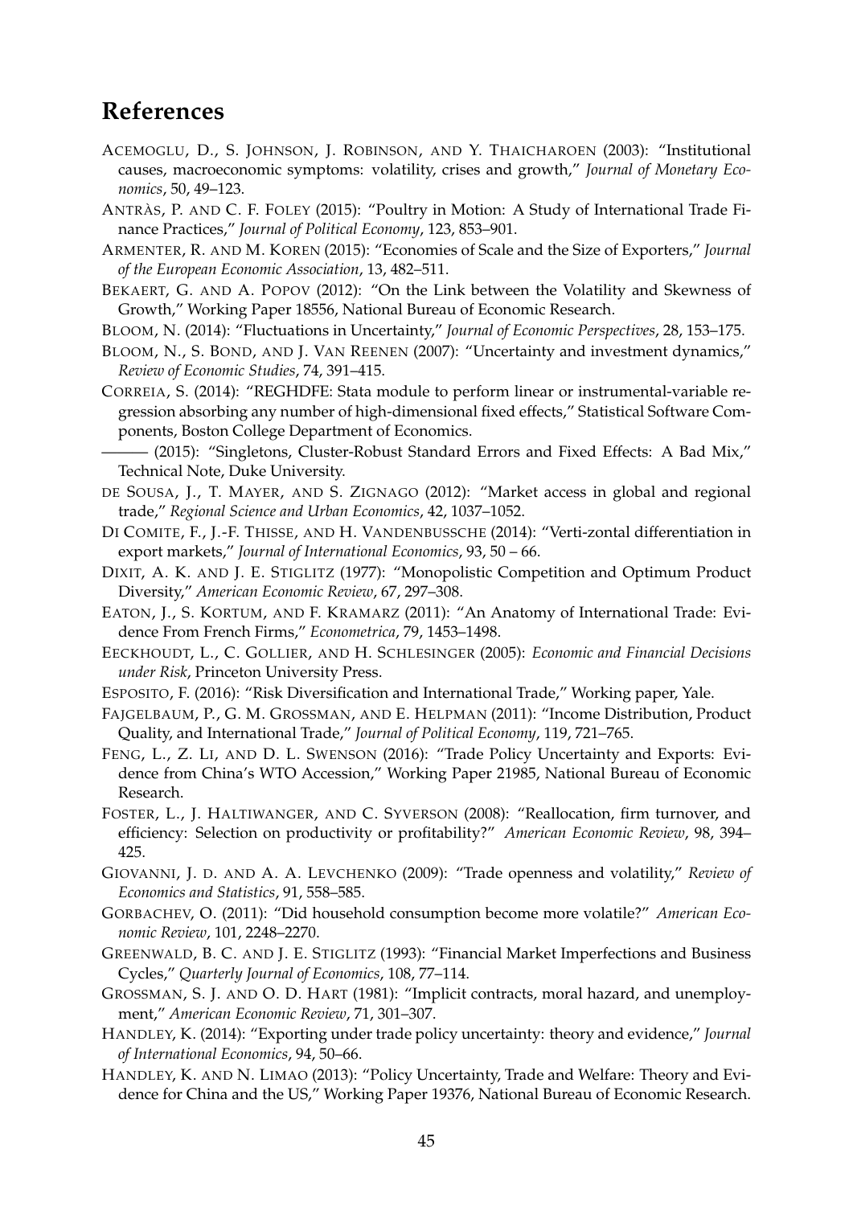# References

ACEMOGLU, D., S. JOHNSON, J. ROBINSON, AND Y. THAICHAROEN (2003): "Institutional causes, macroeconomic symptoms: volatility, crises and growth," *Journal of Monetary Economics*, 50, 49–123.

ANTRÀS, P. AND C. F. FOLEY (2015): "Poultry in Motion: A Study of International Trade Finance Practices," *Journal of Political Economy*, 123, 853–901.

ARMENTER, R. AND M. KOREN (2015): "Economies of Scale and the Size of Exporters," *Journal of the European Economic Association*, 13, 482–511.

BEKAERT, G. AND A. POPOV (2012): "On the Link between the Volatility and Skewness of Growth," Working Paper 18556, National Bureau of Economic Research.

BLOOM, N. (2014): "Fluctuations in Uncertainty," *Journal of Economic Perspectives*, 28, 153–175.

BLOOM, N., S. BOND, AND J. VAN REENEN (2007): "Uncertainty and investment dynamics," *Review of Economic Studies*, 74, 391–415.

CORREIA, S. (2014): "REGHDFE: Stata module to perform linear or instrumental-variable regression absorbing any number of high-dimensional fixed effects," Statistical Software Components, Boston College Department of Economics.

——— (2015): "Singletons, Cluster-Robust Standard Errors and Fixed Effects: A Bad Mix," Technical Note, Duke University.

DE SOUSA, J., T. MAYER, AND S. ZIGNAGO (2012): "Market access in global and regional trade," *Regional Science and Urban Economics*, 42, 1037–1052.

DI COMITE, F., J.-F. THISSE, AND H. VANDENBUSSCHE (2014): "Verti-zontal differentiation in export markets," *Journal of International Economics*, 93, 50 – 66.

DIXIT, A. K. AND J. E. STIGLITZ (1977): "Monopolistic Competition and Optimum Product Diversity," *American Economic Review*, 67, 297–308.

EATON, J., S. KORTUM, AND F. KRAMARZ (2011): "An Anatomy of International Trade: Evidence From French Firms," *Econometrica*, 79, 1453–1498.

EECKHOUDT, L., C. GOLLIER, AND H. SCHLESINGER (2005): *Economic and Financial Decisions under Risk*, Princeton University Press.

ESPOSITO, F. (2016): "Risk Diversification and International Trade," Working paper, Yale.

FAJGELBAUM, P., G. M. GROSSMAN, AND E. HELPMAN (2011): "Income Distribution, Product Quality, and International Trade," *Journal of Political Economy*, 119, 721–765.

FENG, L., Z. LI, AND D. L. SWENSON (2016): "Trade Policy Uncertainty and Exports: Evidence from China's WTO Accession," Working Paper 21985, National Bureau of Economic Research.

FOSTER, L., J. HALTIWANGER, AND C. SYVERSON (2008): "Reallocation, firm turnover, and efficiency: Selection on productivity or profitability?" *American Economic Review*, 98, 394–425.

GIOVANNI, J. D. AND A. A. LEVCHENKO (2009): "Trade openness and volatility," *Review of Economics and Statistics*, 91, 558–585.

GORBACHEV, O. (2011): "Did household consumption become more volatile?" *American Economic Review*, 101, 2248–2270.

GREENWALD, B. C. AND J. E. STIGLITZ (1993): "Financial Market Imperfections and Business Cycles," *Quarterly Journal of Economics*, 108, 77–114.

GROSSMAN, S. J. AND O. D. HART (1981): "Implicit contracts, moral hazard, and unemployment," *American Economic Review*, 71, 301–307.

HANDLEY, K. (2014): "Exporting under trade policy uncertainty: theory and evidence," *Journal of International Economics*, 94, 50–66.

HANDLEY, K. AND N. LIMAO (2013): "Policy Uncertainty, Trade and Welfare: Theory and Evidence for China and the US," Working Paper 19376, National Bureau of Economic Research.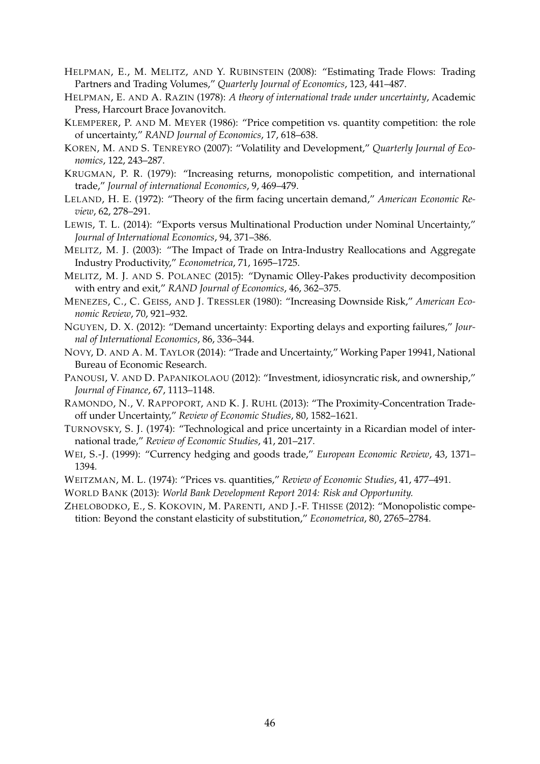HELPMAN, E., M. MELITZ, AND Y. RUBINSTEIN (2008): "Estimating Trade Flows: Trading Partners and Trading Volumes," *Quarterly Journal of Economics*, 123, 441–487.

HELPMAN, E. AND A. RAZIN (1978): *A theory of international trade under uncertainty*, Academic Press, Harcourt Brace Jovanovitch.

KLEMPERER, P. AND M. MEYER (1986): "Price competition vs. quantity competition: the role of uncertainty," *RAND Journal of Economics*, 17, 618–638.

KOREN, M. AND S. TENREYRO (2007): "Volatility and Development," *Quarterly Journal of Economics*, 122, 243–287.

KRUGMAN, P. R. (1979): "Increasing returns, monopolistic competition, and international trade," *Journal of international Economics*, 9, 469–479.

LELAND, H. E. (1972): "Theory of the firm facing uncertain demand," *American Economic Review*, 62, 278–291.

LEWIS, T. L. (2014): "Exports versus Multinational Production under Nominal Uncertainty," *Journal of International Economics*, 94, 371–386.

MELITZ, M. J. (2003): "The Impact of Trade on Intra-Industry Reallocations and Aggregate Industry Productivity," *Econometrica*, 71, 1695–1725.

MELITZ, M. J. AND S. POLANEC (2015): "Dynamic Olley-Pakes productivity decomposition with entry and exit," *RAND Journal of Economics*, 46, 362–375.

MENEZES, C., C. GEISS, AND J. TRESSLER (1980): "Increasing Downside Risk," *American Economic Review*, 70, 921–932.

NGUYEN, D. X. (2012): "Demand uncertainty: Exporting delays and exporting failures," *Journal of International Economics*, 86, 336–344.

NOVY, D. AND A. M. TAYLOR (2014): "Trade and Uncertainty," Working Paper 19941, National Bureau of Economic Research.

PANOUSI, V. AND D. PAPANIKOLAOU (2012): "Investment, idiosyncratic risk, and ownership," *Journal of Finance*, 67, 1113–1148.

RAMONDO, N., V. RAPPOPORT, AND K. J. RUHL (2013): "The Proximity-Concentration Tradeoff under Uncertainty," *Review of Economic Studies*, 80, 1582–1621.

TURNOVSKY, S. J. (1974): "Technological and price uncertainty in a Ricardian model of international trade," *Review of Economic Studies*, 41, 201–217.

WEI, S.-J. (1999): "Currency hedging and goods trade," *European Economic Review*, 43, 1371–1394.

WEITZMAN, M. L. (1974): "Prices vs. quantities," *Review of Economic Studies*, 41, 477–491.

WORLD BANK (2013): *World Bank Development Report 2014: Risk and Opportunity.*

ZHELOBODKO, E., S. KOKOVIN, M. PARENTI, AND J.-F. THISSE (2012): "Monopolistic competition: Beyond the constant elasticity of substitution," *Econometrica*, 80, 2765–2784.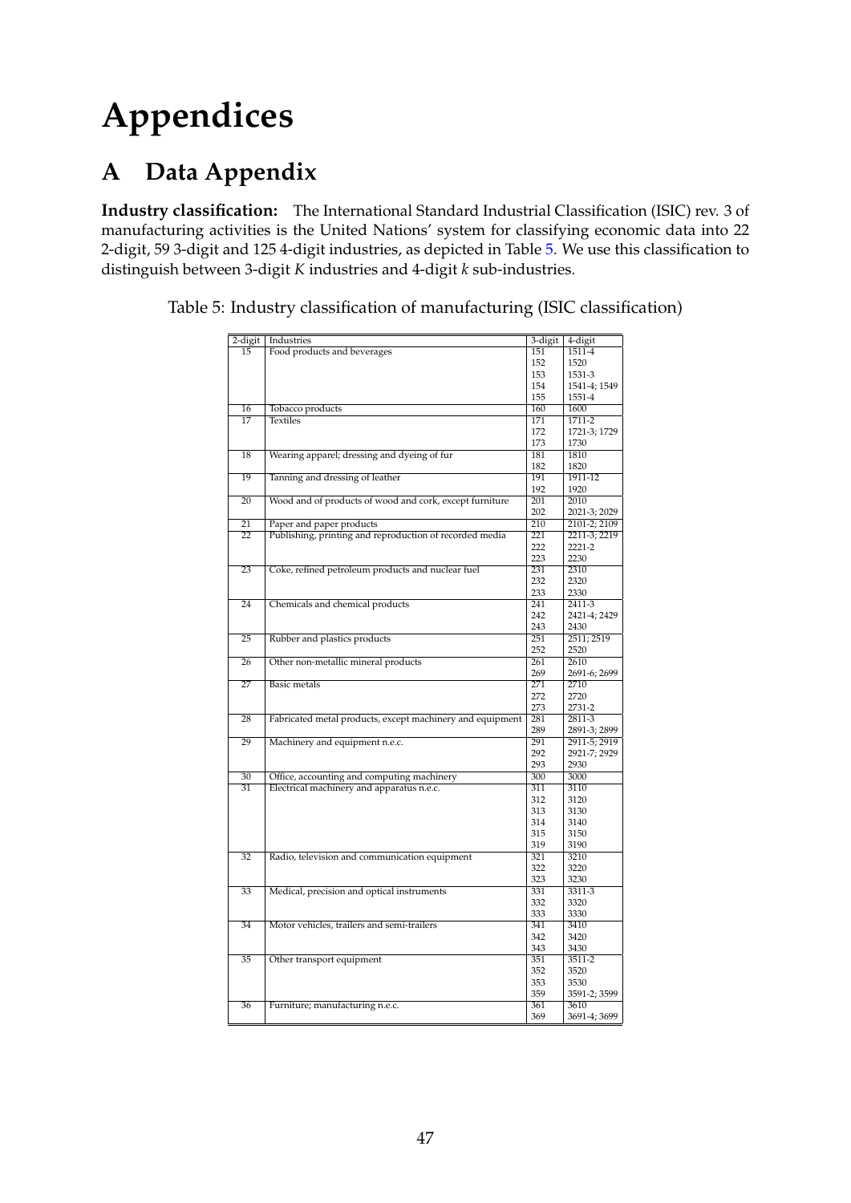# Appendices

## A Data Appendix

**Industry classification:** The International Standard Industrial Classification (ISIC) rev. 3 of manufacturing activities is the United Nations' system for classifying economic data into 22 2-digit, 59 3-digit and 125 4-digit industries, as depicted in Table 5. We use this classification to distinguish between 3-digit $K$ industries and 4-digit $k$ sub-industries.

Table 5: Industry classification of manufacturing (ISIC classification)

| 2-digit | Industries | 3-digit | 4-digit |
|---|---|---|---|
| 15 | Food products and beverages | 151 | 1511-4 |
| | | 152 | 1520 |
| | | 153 | 1531-3 |
| | | 154 | 1541-4; 1549 |
| | | 155 | 1551-4 |
| 16 | Tobacco products | 160 | 1600 |
| 17 | Textiles | 171 | 1711-2 |
| | | 172 | 1721-3; 1729 |
| | | 173 | 1730 |
| 18 | Wearing apparel; dressing and dyeing of fur | 181 | 1810 |
| | | 182 | 1820 |
| 19 | Tanning and dressing of leather | 191 | 1911-12 |
| | | 192 | 1920 |
| 20 | Wood and of products of wood and cork, except furniture | 201 | 2010 |
| | | 202 | 2021-3; 2029 |
| 21 | Paper and paper products | 210 | 2101-2; 2109 |
| 22 | Publishing, printing and reproduction of recorded media | 221 | 2211-3; 2219 |
| | | 222 | 2221-2 |
| | | 223 | 2230 |
| 23 | Coke, refined petroleum products and nuclear fuel | 231 | 2310 |
| | | 232 | 2320 |
| | | 233 | 2330 |
| 24 | Chemicals and chemical products | 241 | 2411-3 |
| | | 242 | 2421-4; 2429 |
| | | 243 | 2430 |
| 25 | Rubber and plastics products | 251 | 2511; 2519 |
| | | 252 | 2520 |
| 26 | Other non-metallic mineral products | 261 | 2610 |
| | | 269 | 2691-6; 2699 |
| 27 | Basic metals | 271 | 2710 |
| | | 272 | 2720 |
| | | 273 | 2731-2 |
| 28 | Fabricated metal products, except machinery and equipment | 281 | 2811-3 |
| | | 289 | 2891-3; 2899 |
| 29 | Machinery and equipment n.e.c. | 291 | 2911-5; 2919 |
| | | 292 | 2921-7; 2929 |
| | | 293 | 2930 |
| 30 | Office, accounting and computing machinery | 300 | 3000 |
| 31 | Electrical machinery and apparatus n.e.c. | 311 | 3110 |
| | | 312 | 3120 |
| | | 313 | 3130 |
| | | 314 | 3140 |
| | | 315 | 3150 |
| | | 319 | 3190 |
| 32 | Radio, television and communication equipment | 321 | 3210 |
| | | 322 | 3220 |
| | | 323 | 3230 |
| 33 | Medical, precision and optical instruments | 331 | 3311-3 |
| | | 332 | 3320 |
| | | 333 | 3330 |
| 34 | Motor vehicles, trailers and semi-trailers | 341 | 3410 |
| | | 342 | 3420 |
| | | 343 | 3430 |
| 35 | Other transport equipment | 351 | 3511-2 |
| | | 352 | 3520 |
| | | 353 | 3530 |
| | | 359 | 3591-2; 3599 |
| 36 | Furniture; manufacturing n.e.c. | 361 | 3610 |
| | | 369 | 3691-4; 3699 |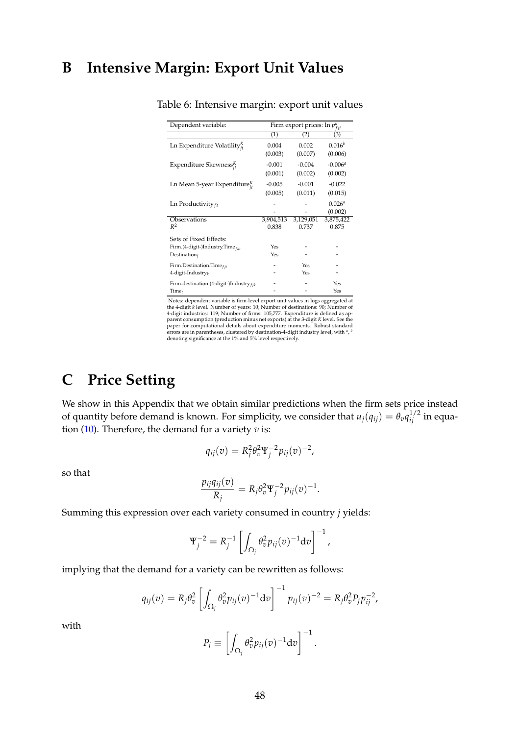# B Intensive Margin: Export Unit Values

Table 6: Intensive margin: export unit values

| Dependent variable: | Firm export prices: $\ln p^k_{fjt}$ | | |
|---|---|---|---|
| | (1) | (2) | (3) |
| Ln Expenditure Volatility$^K_{jt}$ | 0.004 | 0.002 | 0.016$^b$ |
| | (0.003) | (0.007) | (0.006) |
| Expenditure Skewness$^K_{jt}$ | -0.001 | -0.004 | -0.006$^a$ |
| | (0.001) | (0.002) | (0.002) |
| Ln Mean 5-year Expenditure$^K_{jt}$ | -0.005 | -0.001 | -0.022 |
| | (0.005) | (0.011) | (0.015) |
| Ln Productivity$_{ft}$ | - | - | 0.026$^a$ |
| | - | - | (0.002) |
| Observations | 3,904,513 | 3,129,051 | 3,875,422 |
| $R^2$ | 0.838 | 0.737 | 0.875 |
| Sets of Fixed Effects: | | | |
| Firm.(4-digit-)Industry.Time$_{fkt}$ | Yes | - | - |
| Destination$_j$ | Yes | - | - |
| Firm.Destination.Time$_{fjt}$ | - | Yes | - |
| 4-digit-Industry$_k$ | - | Yes | - |
| Firm.destination.(4-digit-)Industry$_{fjk}$ | - | - | Yes |
| Time$_t$ | - | - | Yes |

Notes: dependent variable is firm-level export unit values in logs aggregated at the 4-digit $k$ level. Number of years: 10; Number of destinations: 90; Number of 4-digit industries: 119; Number of firms: 105,777. Expenditure is defined as apparent consumption (production minus net exports) at the 3-digit $K$ level. See the paper for computational details about expenditure moments. Robust standard errors are in parentheses, clustered by destination-4-digit industry level, with $^a$, $^b$ denoting significance at the 1% and 5% level respectively.

# C Price Setting

We show in this Appendix that we obtain similar predictions when the firm sets price instead of quantity before demand is known. For simplicity, we consider that $u_j(q_{ij}) = \theta_v q_{ij}^{1/2}$ in equation (10). Therefore, the demand for a variety $v$ is:

$$q_{ij}(v) = R_j^2 \theta_v^2 \Psi_j^{-2} p_{ij}(v)^{-2},$$

so that

$$\frac{p_{ij} q_{ij}(v)}{R_j} = R_j \theta_v^2 \Psi_j^{-2} p_{ij}(v)^{-1}.$$

Summing this expression over each variety consumed in country $j$ yields:

$$\Psi_j^{-2} = R_j^{-1} \left[ \int_{\Omega_j} \theta_v^2 p_{ij}(v)^{-1} \mathrm{d}v \right]^{-1},$$

implying that the demand for a variety can be rewritten as follows:

$$q_{ij}(v) = R_j \theta_v^2 \left[ \int_{\Omega_j} \theta_v^2 p_{ij}(v)^{-1} \mathrm{d}v \right]^{-1} p_{ij}(v)^{-2} = R_j \theta_v^2 P_j p_{ij}^{-2},$$

with

$$P_j \equiv \left[ \int_{\Omega_j} \theta_v^2 p_{ij}(v)^{-1} \mathrm{d}v \right]^{-1}.$$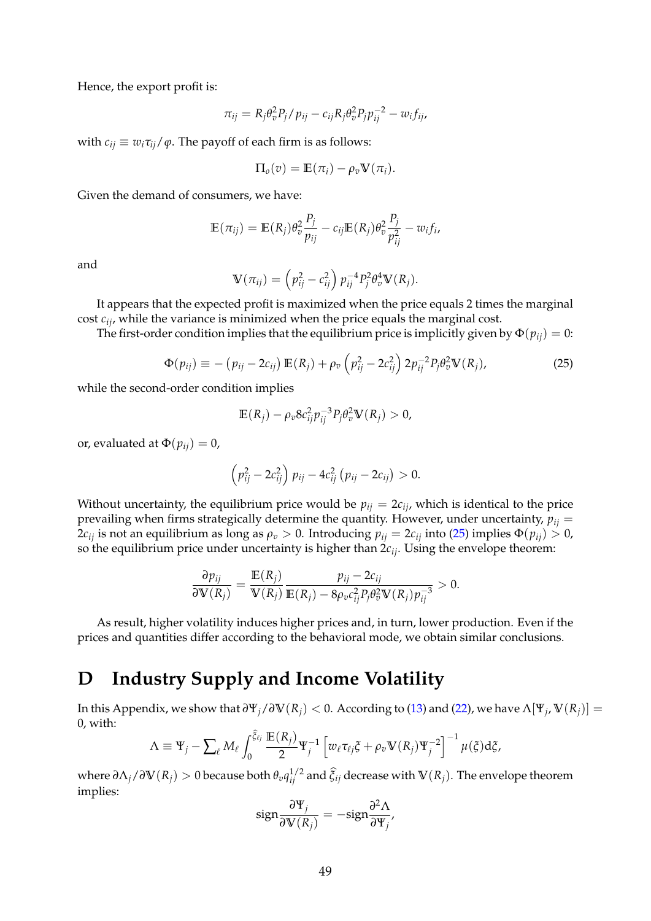Hence, the export profit is:

$$\pi_{ij} = R_j \theta_v^2 P_j / p_{ij} - c_{ij} R_j \theta_v^2 P_j p_{ij}^{-2} - w_i f_{ij},$$

with $c_{ij} \equiv w_i \tau_{ij} / \varphi$. The payoff of each firm is as follows:

$$\Pi_o(v) = \mathbb{E}(\pi_i) - \rho_v \mathbb{V}(\pi_i).$$

Given the demand of consumers, we have:

$$\mathbb{E}(\pi_{ij}) = \mathbb{E}(R_j) \theta_v^2 \frac{P_j}{p_{ij}} - c_{ij} \mathbb{E}(R_j) \theta_v^2 \frac{P_j}{p_{ij}^2} - w_i f_i,$$

and

$$\mathbb{V}(\pi_{ij}) = \left(p_{ij}^2 - c_{ij}^2\right) p_{ij}^{-4} P_j^2 \theta_v^4 \mathbb{V}(R_j).$$

It appears that the expected profit is maximized when the price equals 2 times the marginal cost $c_{ij}$, while the variance is minimized when the price equals the marginal cost.

The first-order condition implies that the equilibrium price is implicitly given by $\Phi(p_{ij}) = 0$:

$$\Phi(p_{ij}) \equiv -\left(p_{ij} - 2c_{ij}\right) \mathbb{E}(R_j) + \rho_v \left(p_{ij}^2 - 2c_{ij}^2\right) 2 p_{ij}^{-2} P_j \theta_v^2 \mathbb{V}(R_j), \tag{25}$$

while the second-order condition implies

$$\mathbb{E}(R_j) - \rho_v 8 c_{ij}^2 p_{ij}^{-3} P_j \theta_v^2 \mathbb{V}(R_j) > 0,$$

or, evaluated at $\Phi(p_{ij}) = 0$,

$$\left(p_{ij}^2 - 2c_{ij}^2\right) p_{ij} - 4c_{ij}^2 \left(p_{ij} - 2c_{ij}\right) > 0.$$

Without uncertainty, the equilibrium price would be $p_{ij} = 2c_{ij}$, which is identical to the price prevailing when firms strategically determine the quantity. However, under uncertainty, $p_{ij} = 2c_{ij}$ is not an equilibrium as long as $\rho_v > 0$. Introducing $p_{ij} = 2c_{ij}$ into (25) implies $\Phi(p_{ij}) > 0$, so the equilibrium price under uncertainty is higher than $2c_{ij}$. Using the envelope theorem:

$$\frac{\partial p_{ij}}{\partial \mathbb{V}(R_j)} = \frac{\mathbb{E}(R_j)}{\mathbb{V}(R_j)} \frac{p_{ij} - 2c_{ij}}{\mathbb{E}(R_j) - 8\rho_v c_{ij}^2 P_j \theta_v^2 \mathbb{V}(R_j) p_{ij}^{-3}} > 0.$$

As result, higher volatility induces higher prices and, in turn, lower production. Even if the prices and quantities differ according to the behavioral mode, we obtain similar conclusions.

# D Industry Supply and Income Volatility

In this Appendix, we show that $\partial \Psi_j / \partial \mathbb{V}(R_j) < 0$. According to (13) and (22), we have $\Lambda[\Psi_j, \mathbb{V}(R_j)] = 0$, with:

$$\Lambda \equiv \Psi_j - \sum_\ell M_\ell \int_0^{\widehat{\xi}_{\ell j}} \frac{\mathbb{E}(R_j)}{2} \Psi_j^{-1} \left[w_\ell \tau_{\ell j} \xi + \rho_v \mathbb{V}(R_j) \Psi_j^{-2}\right]^{-1} \mu(\xi) \mathrm{d}\xi,$$

where $\partial \Lambda_j / \partial \mathbb{V}(R_j) > 0$ because both $\theta_v q_{ij}^{1/2}$ and $\widehat{\xi}_{ij}$ decrease with $\mathbb{V}(R_j)$. The envelope theorem implies:

$$\text{sign} \frac{\partial \Psi_j}{\partial \mathbb{V}(R_j)} = -\text{sign} \frac{\partial^2 \Lambda}{\partial \Psi_j},$$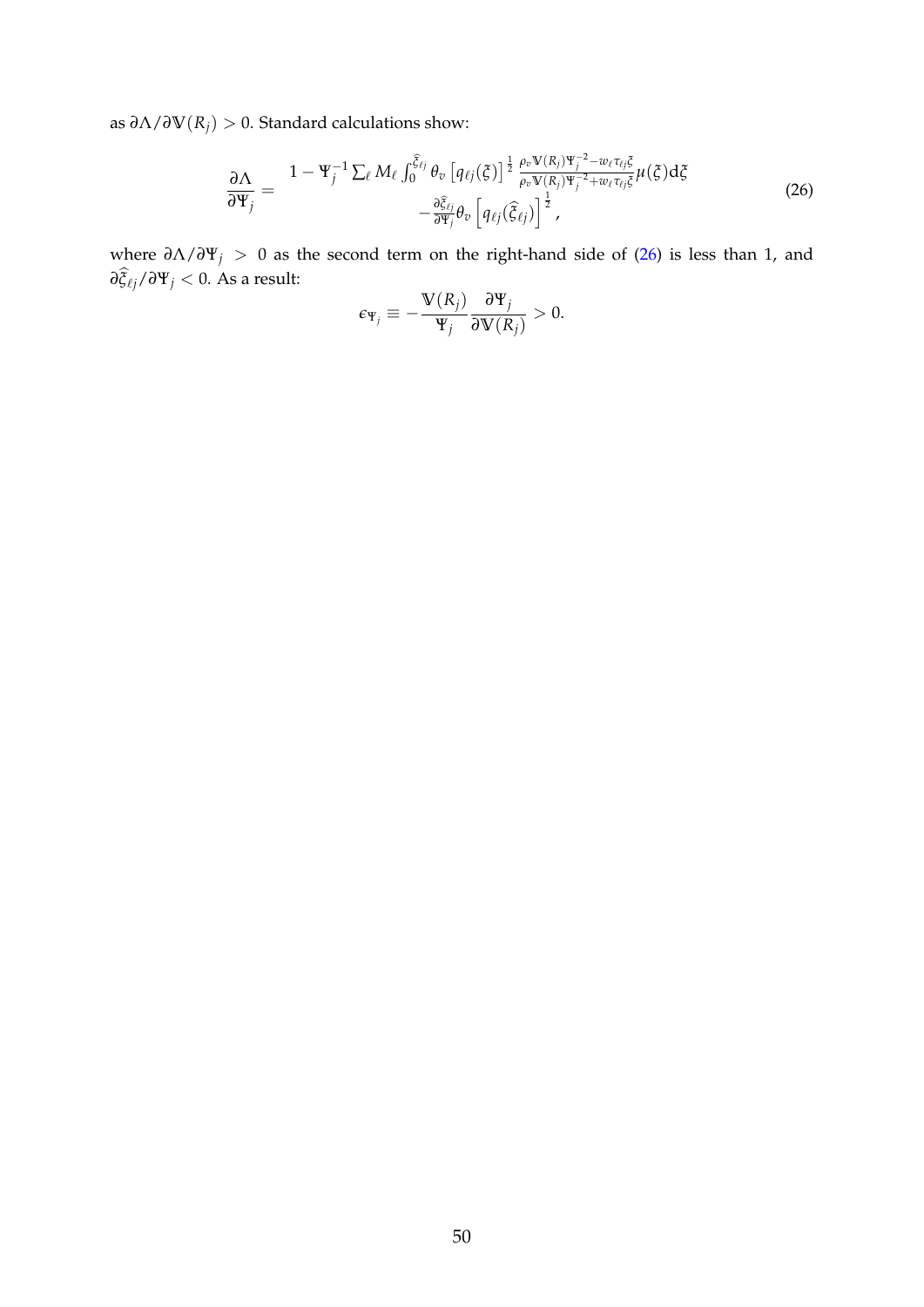as $\partial \Lambda / \partial \mathbb{V}(R_j) > 0$. Standard calculations show:

$$
\frac{\partial \Lambda}{\partial \Psi_j} = \begin{array}{c} 1 - \Psi_j^{-1} \sum_\ell M_\ell \int_0^{\widehat{\xi}_{\ell j}} \theta_v \left[ q_{\ell j}(\xi) \right]^{\frac{1}{2}} \frac{\rho_v \mathbb{V}(R_j) \Psi_j^{-2} - w_\ell \tau_{\ell j} \xi}{\rho_v \mathbb{V}(R_j) \Psi_j^{-2} + w_\ell \tau_{\ell j} \xi} \mu(\xi) \mathrm{d}\xi \\ - \frac{\partial \widehat{\xi}_{\ell j}}{\partial \Psi_j} \theta_v \left[ q_{\ell j}(\widehat{\xi}_{\ell j}) \right]^{\frac{1}{2}}, \end{array} \tag{26}
$$

where $\partial \Lambda / \partial \Psi_j > 0$ as the second term on the right-hand side of (26) is less than 1, and $\partial \widehat{\xi}_{\ell j} / \partial \Psi_j < 0$. As a result:

$$
\epsilon_{\Psi_j} \equiv - \frac{\mathbb{V}(R_j)}{\Psi_j} \frac{\partial \Psi_j}{\partial \mathbb{V}(R_j)} > 0.
$$